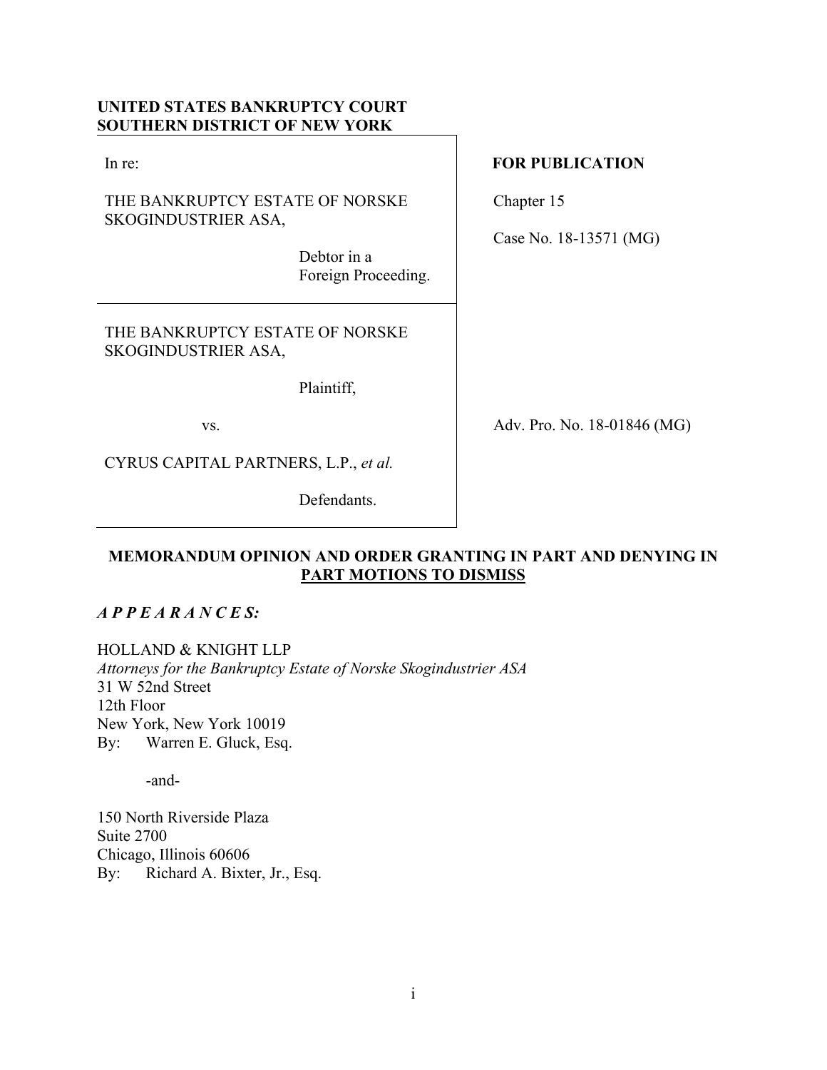**UNITED STATES BANKRUPTCY COURT**
**SOUTHERN DISTRICT OF NEW YORK**

| | |
|---|---|
| In re:<br><br>THE BANKRUPTCY ESTATE OF NORSKE SKOGINDUSTRIER ASA,<br><br>Debtor in a Foreign Proceeding. | **FOR PUBLICATION**<br><br>Chapter 15<br><br>Case No. 18-13571 (MG) |
| THE BANKRUPTCY ESTATE OF NORSKE SKOGINDUSTRIER ASA,<br><br>Plaintiff,<br><br>vs.<br><br>CYRUS CAPITAL PARTNERS, L.P., *et al.*<br><br>Defendants. | Adv. Pro. No. 18-01846 (MG) |

**MEMORANDUM OPINION AND ORDER GRANTING IN PART AND DENYING IN PART MOTIONS TO DISMISS**

***A P P E A R A N C E S:***

HOLLAND & KNIGHT LLP
*Attorneys for the Bankruptcy Estate of Norske Skogindustrier ASA*
31 W 52nd Street
12th Floor
New York, New York 10019
By: Warren E. Gluck, Esq.

-and-

150 North Riverside Plaza
Suite 2700
Chicago, Illinois 60606
By: Richard A. Bixter, Jr., Esq.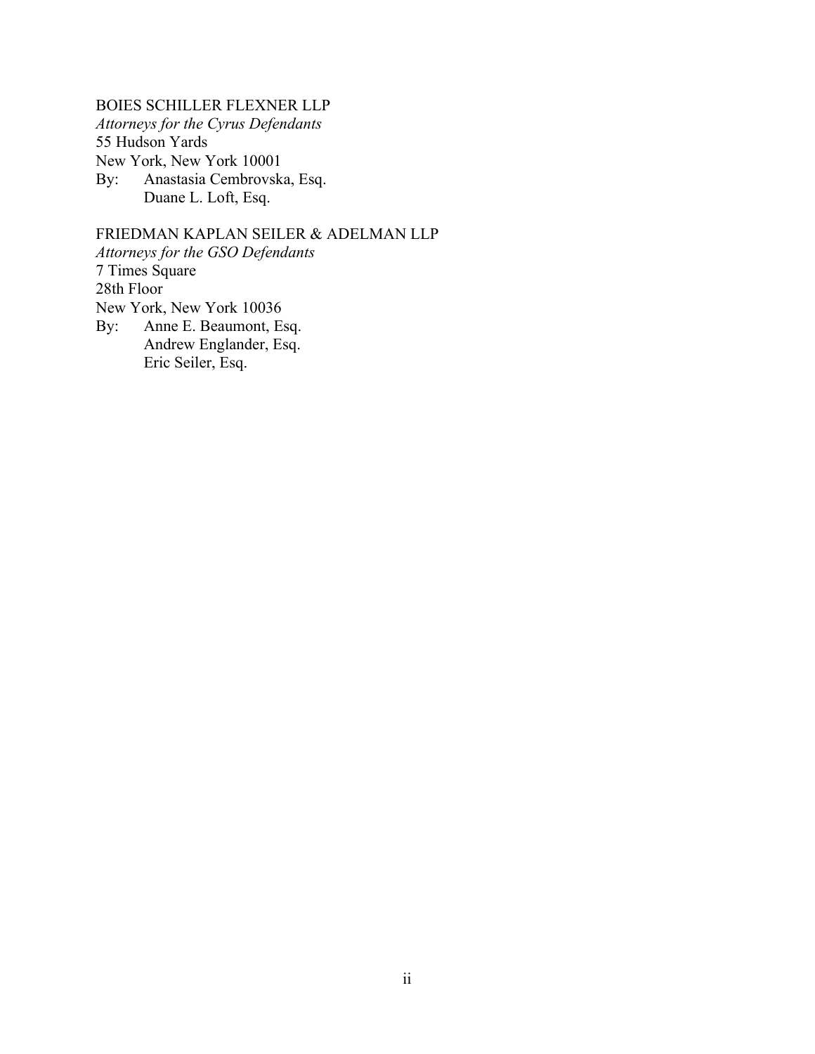BOIES SCHILLER FLEXNER LLP
*Attorneys for the Cyrus Defendants*
55 Hudson Yards
New York, New York 10001
By: Anastasia Cembrovska, Esq.
Duane L. Loft, Esq.

FRIEDMAN KAPLAN SEILER & ADELMAN LLP
*Attorneys for the GSO Defendants*
7 Times Square
28th Floor
New York, New York 10036
By: Anne E. Beaumont, Esq.
Andrew Englander, Esq.
Eric Seiler, Esq.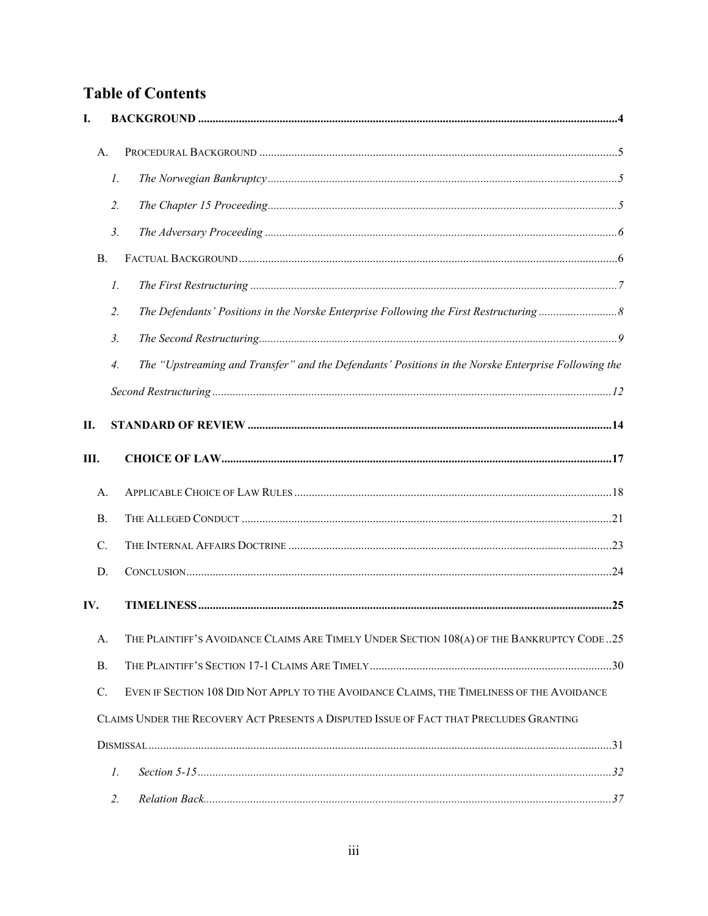## Table of Contents

I. **BACKGROUND** ..... 4

A. Procedural Background ..... 5

1. *The Norwegian Bankruptcy* ..... 5
2. *The Chapter 15 Proceeding* ..... 5
3. *The Adversary Proceeding* ..... 6

B. Factual Background ..... 6

1. *The First Restructuring* ..... 7
2. *The Defendants' Positions in the Norske Enterprise Following the First Restructuring* ..... 8
3. *The Second Restructuring* ..... 9
4. *The "Upstreaming and Transfer" and the Defendants' Positions in the Norske Enterprise Following the Second Restructuring* ..... 12

II. **STANDARD OF REVIEW** ..... 14

III. **CHOICE OF LAW** ..... 17

A. Applicable Choice of Law Rules ..... 18

B. The Alleged Conduct ..... 21

C. The Internal Affairs Doctrine ..... 23

D. Conclusion ..... 24

IV. **TIMELINESS** ..... 25

A. The Plaintiff's Avoidance Claims Are Timely Under Section 108(a) of the Bankruptcy Code ..... 25

B. The Plaintiff's Section 17-1 Claims Are Timely ..... 30

C. Even if Section 108 Did Not Apply to the Avoidance Claims, the Timeliness of the Avoidance Claims Under the Recovery Act Presents a Disputed Issue of Fact that Precludes Granting Dismissal ..... 31

1. *Section 5-15* ..... 32
2. *Relation Back* ..... 37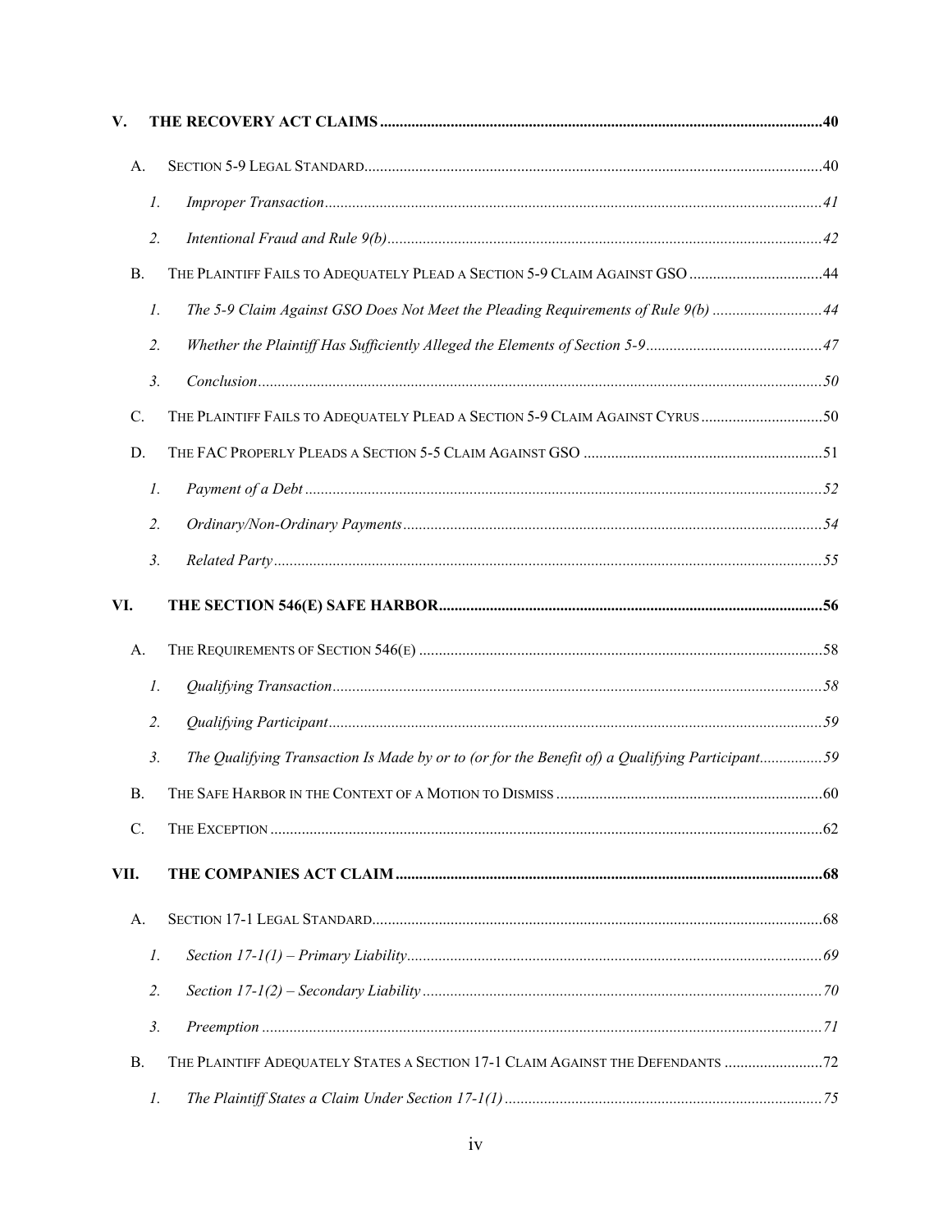V. **THE RECOVERY ACT CLAIMS** .......... 40

A. SECTION 5-9 LEGAL STANDARD .......... 40

1. *Improper Transaction* .......... 41

2. *Intentional Fraud and Rule 9(b)* .......... 42

B. THE PLAINTIFF FAILS TO ADEQUATELY PLEAD A SECTION 5-9 CLAIM AGAINST GSO .......... 44

1. *The 5-9 Claim Against GSO Does Not Meet the Pleading Requirements of Rule 9(b)* .......... 44

2. *Whether the Plaintiff Has Sufficiently Alleged the Elements of Section 5-9* .......... 47

3. *Conclusion* .......... 50

C. THE PLAINTIFF FAILS TO ADEQUATELY PLEAD A SECTION 5-9 CLAIM AGAINST CYRUS .......... 50

D. THE FAC PROPERLY PLEADS A SECTION 5-5 CLAIM AGAINST GSO .......... 51

1. *Payment of a Debt* .......... 52

2. *Ordinary/Non-Ordinary Payments* .......... 54

3. *Related Party* .......... 55

VI. **THE SECTION 546(E) SAFE HARBOR** .......... 56

A. THE REQUIREMENTS OF SECTION 546(E) .......... 58

1. *Qualifying Transaction* .......... 58

2. *Qualifying Participant* .......... 59

3. *The Qualifying Transaction Is Made by or to (or for the Benefit of) a Qualifying Participant* .......... 59

B. THE SAFE HARBOR IN THE CONTEXT OF A MOTION TO DISMISS .......... 60

C. THE EXCEPTION .......... 62

VII. **THE COMPANIES ACT CLAIM** .......... 68

A. SECTION 17-1 LEGAL STANDARD .......... 68

1. *Section 17-1(1) – Primary Liability* .......... 69

2. *Section 17-1(2) – Secondary Liability* .......... 70

3. *Preemption* .......... 71

B. THE PLAINTIFF ADEQUATELY STATES A SECTION 17-1 CLAIM AGAINST THE DEFENDANTS .......... 72

1. *The Plaintiff States a Claim Under Section 17-1(1)* .......... 75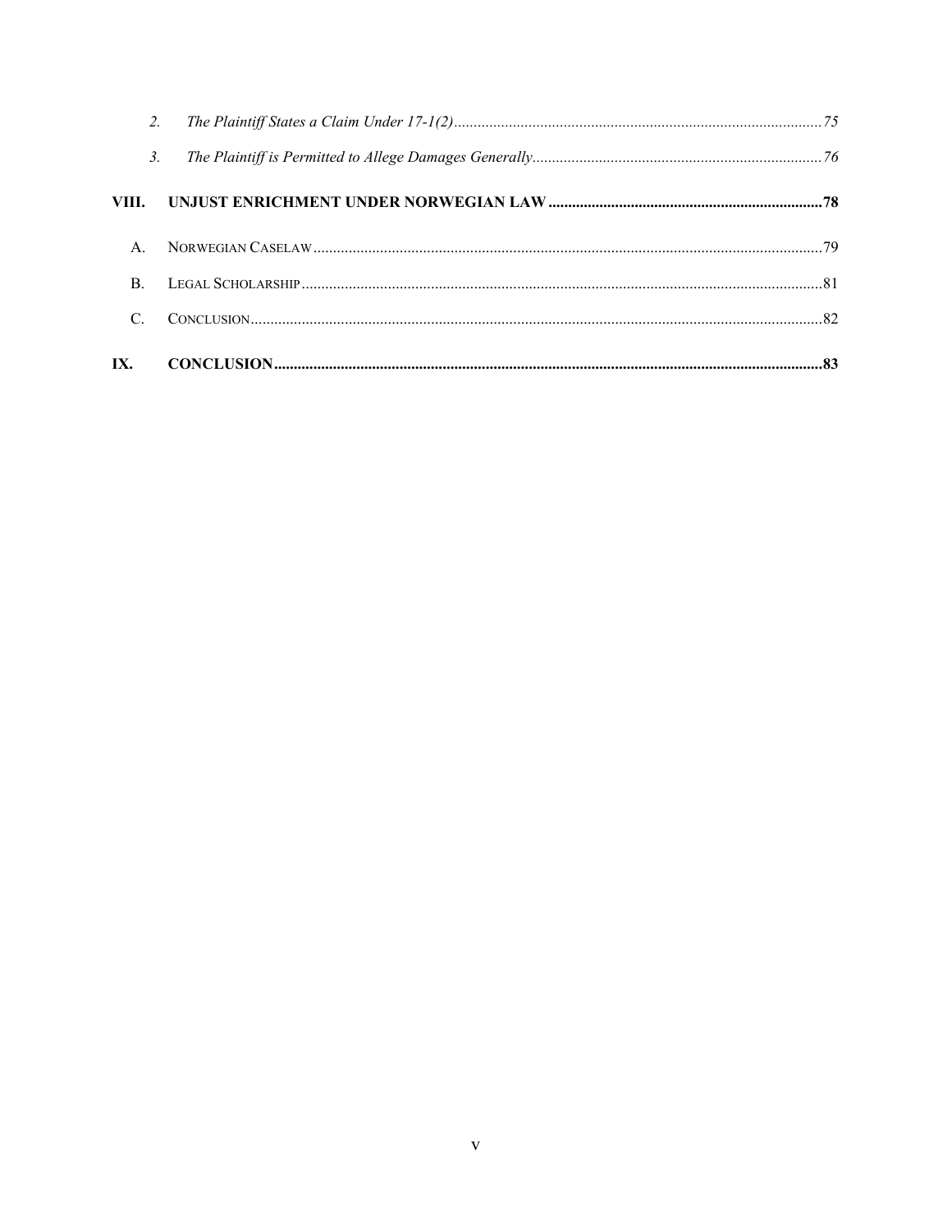| | | |
|---|---|---|
| 2. | *The Plaintiff States a Claim Under 17-1(2)* | 75 |
| 3. | *The Plaintiff is Permitted to Allege Damages Generally* | 76 |
| **VIII.** | **UNJUST ENRICHMENT UNDER NORWEGIAN LAW** | **78** |
| A. | NORWEGIAN CASELAW | 79 |
| B. | LEGAL SCHOLARSHIP | 81 |
| C. | CONCLUSION | 82 |
| **IX.** | **CONCLUSION** | **83** |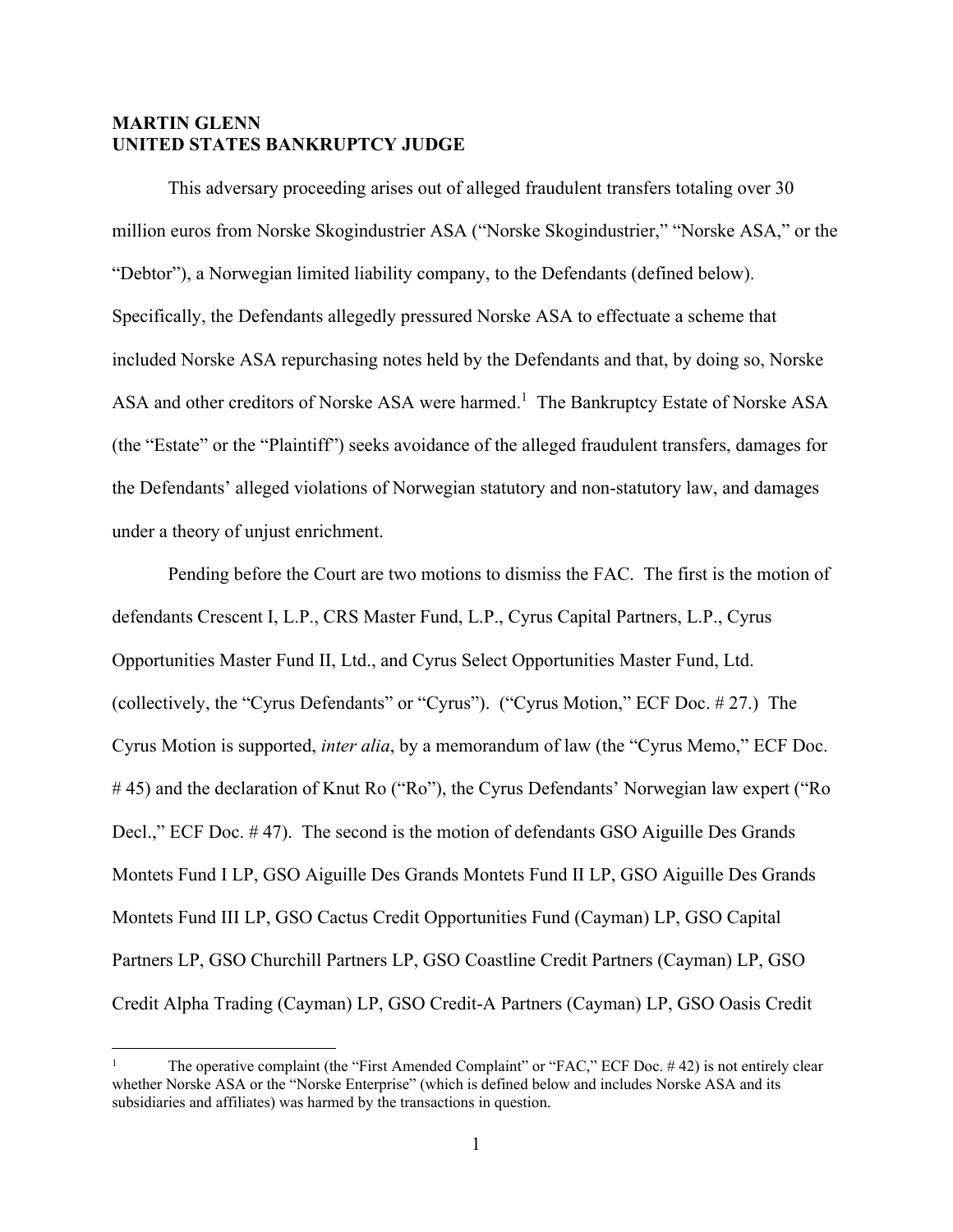**MARTIN GLENN**
**UNITED STATES BANKRUPTCY JUDGE**

This adversary proceeding arises out of alleged fraudulent transfers totaling over 30 million euros from Norske Skogindustrier ASA ("Norske Skogindustrier," "Norske ASA," or the "Debtor"), a Norwegian limited liability company, to the Defendants (defined below). Specifically, the Defendants allegedly pressured Norske ASA to effectuate a scheme that included Norske ASA repurchasing notes held by the Defendants and that, by doing so, Norske ASA and other creditors of Norske ASA were harmed.[1] The Bankruptcy Estate of Norske ASA (the "Estate" or the "Plaintiff") seeks avoidance of the alleged fraudulent transfers, damages for the Defendants' alleged violations of Norwegian statutory and non-statutory law, and damages under a theory of unjust enrichment.

Pending before the Court are two motions to dismiss the FAC. The first is the motion of defendants Crescent I, L.P., CRS Master Fund, L.P., Cyrus Capital Partners, L.P., Cyrus Opportunities Master Fund II, Ltd., and Cyrus Select Opportunities Master Fund, Ltd. (collectively, the "Cyrus Defendants" or "Cyrus"). ("Cyrus Motion," ECF Doc. # 27.) The Cyrus Motion is supported, *inter alia*, by a memorandum of law (the "Cyrus Memo," ECF Doc. # 45) and the declaration of Knut Ro ("Ro"), the Cyrus Defendants' Norwegian law expert ("Ro Decl.," ECF Doc. # 47). The second is the motion of defendants GSO Aiguille Des Grands Montets Fund I LP, GSO Aiguille Des Grands Montets Fund II LP, GSO Aiguille Des Grands Montets Fund III LP, GSO Cactus Credit Opportunities Fund (Cayman) LP, GSO Capital Partners LP, GSO Churchill Partners LP, GSO Coastline Credit Partners (Cayman) LP, GSO Credit Alpha Trading (Cayman) LP, GSO Credit-A Partners (Cayman) LP, GSO Oasis Credit

---

[1] The operative complaint (the "First Amended Complaint" or "FAC," ECF Doc. # 42) is not entirely clear whether Norske ASA or the "Norske Enterprise" (which is defined below and includes Norske ASA and its subsidiaries and affiliates) was harmed by the transactions in question.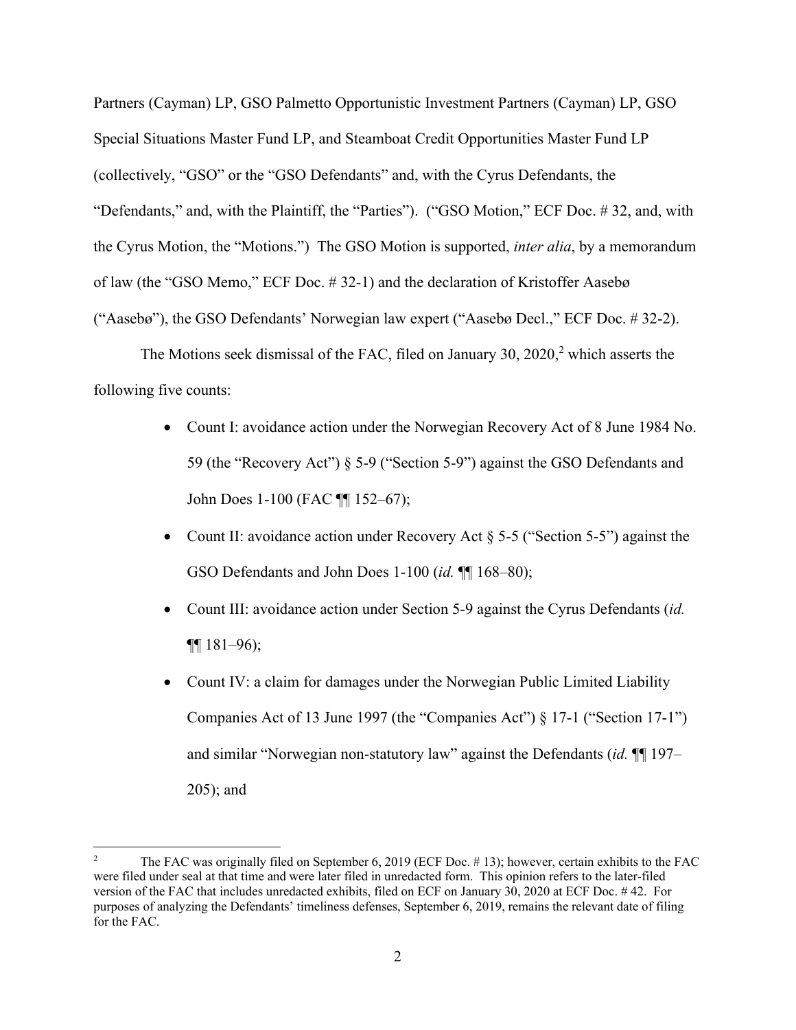Partners (Cayman) LP, GSO Palmetto Opportunistic Investment Partners (Cayman) LP, GSO Special Situations Master Fund LP, and Steamboat Credit Opportunities Master Fund LP (collectively, "GSO" or the "GSO Defendants" and, with the Cyrus Defendants, the "Defendants," and, with the Plaintiff, the "Parties"). ("GSO Motion," ECF Doc. # 32, and, with the Cyrus Motion, the "Motions.") The GSO Motion is supported, *inter alia*, by a memorandum of law (the "GSO Memo," ECF Doc. # 32-1) and the declaration of Kristoffer Aasebø ("Aasebø"), the GSO Defendants' Norwegian law expert ("Aasebø Decl.," ECF Doc. # 32-2).

The Motions seek dismissal of the FAC, filed on January 30, 2020,[2] which asserts the following five counts:

- Count I: avoidance action under the Norwegian Recovery Act of 8 June 1984 No. 59 (the "Recovery Act") § 5-9 ("Section 5-9") against the GSO Defendants and John Does 1-100 (FAC ¶¶ 152–67);
- Count II: avoidance action under Recovery Act § 5-5 ("Section 5-5") against the GSO Defendants and John Does 1-100 (*id.* ¶¶ 168–80);
- Count III: avoidance action under Section 5-9 against the Cyrus Defendants (*id.* ¶¶ 181–96);
- Count IV: a claim for damages under the Norwegian Public Limited Liability Companies Act of 13 June 1997 (the "Companies Act") § 17-1 ("Section 17-1") and similar "Norwegian non-statutory law" against the Defendants (*id.* ¶¶ 197–205); and

[2] The FAC was originally filed on September 6, 2019 (ECF Doc. # 13); however, certain exhibits to the FAC were filed under seal at that time and were later filed in unredacted form. This opinion refers to the later-filed version of the FAC that includes unredacted exhibits, filed on ECF on January 30, 2020 at ECF Doc. # 42. For purposes of analyzing the Defendants' timeliness defenses, September 6, 2019, remains the relevant date of filing for the FAC.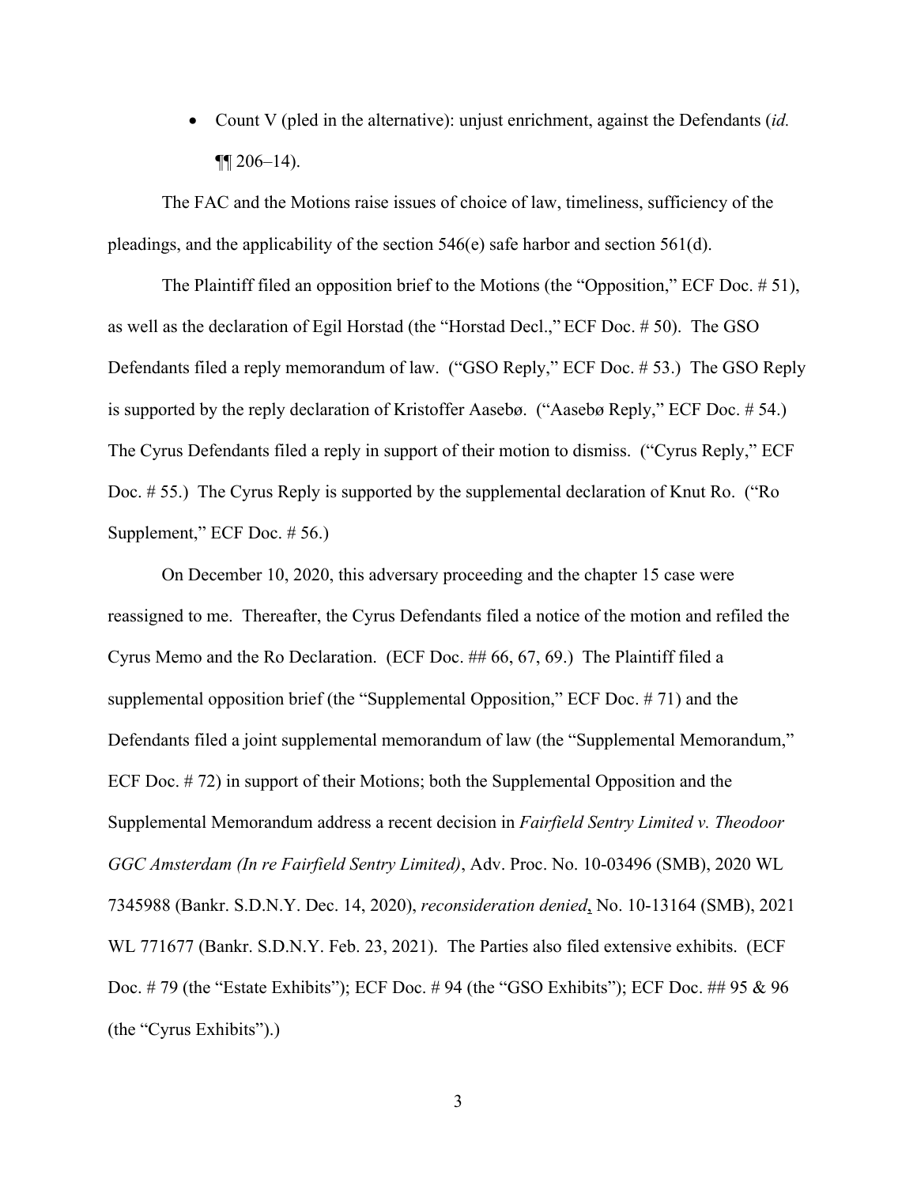- Count V (pled in the alternative): unjust enrichment, against the Defendants (*id.* ¶¶ 206–14).

The FAC and the Motions raise issues of choice of law, timeliness, sufficiency of the pleadings, and the applicability of the section 546(e) safe harbor and section 561(d).

The Plaintiff filed an opposition brief to the Motions (the "Opposition," ECF Doc. # 51), as well as the declaration of Egil Horstad (the "Horstad Decl.," ECF Doc. # 50). The GSO Defendants filed a reply memorandum of law. ("GSO Reply," ECF Doc. # 53.) The GSO Reply is supported by the reply declaration of Kristoffer Aasebø. ("Aasebø Reply," ECF Doc. # 54.) The Cyrus Defendants filed a reply in support of their motion to dismiss. ("Cyrus Reply," ECF Doc. # 55.) The Cyrus Reply is supported by the supplemental declaration of Knut Ro. ("Ro Supplement," ECF Doc. # 56.)

On December 10, 2020, this adversary proceeding and the chapter 15 case were reassigned to me. Thereafter, the Cyrus Defendants filed a notice of the motion and refiled the Cyrus Memo and the Ro Declaration. (ECF Doc. ## 66, 67, 69.) The Plaintiff filed a supplemental opposition brief (the "Supplemental Opposition," ECF Doc. # 71) and the Defendants filed a joint supplemental memorandum of law (the "Supplemental Memorandum," ECF Doc. # 72) in support of their Motions; both the Supplemental Opposition and the Supplemental Memorandum address a recent decision in *Fairfield Sentry Limited v. Theodoor GGC Amsterdam (In re Fairfield Sentry Limited)*, Adv. Proc. No. 10-03496 (SMB), 2020 WL 7345988 (Bankr. S.D.N.Y. Dec. 14, 2020), *reconsideration denied*, No. 10-13164 (SMB), 2021 WL 771677 (Bankr. S.D.N.Y. Feb. 23, 2021). The Parties also filed extensive exhibits. (ECF Doc. # 79 (the "Estate Exhibits"); ECF Doc. # 94 (the "GSO Exhibits"); ECF Doc. ## 95 & 96 (the "Cyrus Exhibits").)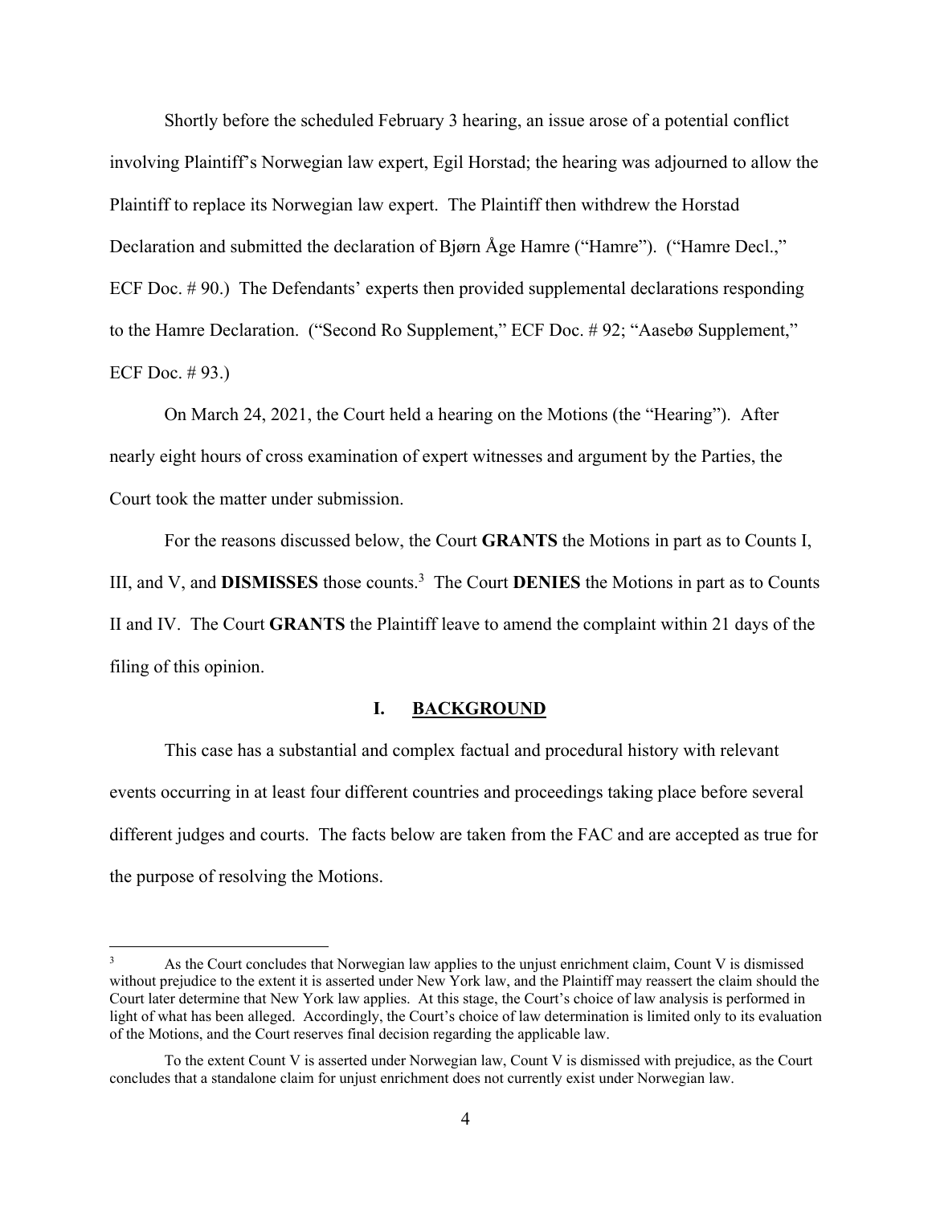Shortly before the scheduled February 3 hearing, an issue arose of a potential conflict involving Plaintiff's Norwegian law expert, Egil Horstad; the hearing was adjourned to allow the Plaintiff to replace its Norwegian law expert. The Plaintiff then withdrew the Horstad Declaration and submitted the declaration of Bjørn Åge Hamre ("Hamre"). ("Hamre Decl.," ECF Doc. # 90.) The Defendants' experts then provided supplemental declarations responding to the Hamre Declaration. ("Second Ro Supplement," ECF Doc. # 92; "Aasebø Supplement," ECF Doc. # 93.)

On March 24, 2021, the Court held a hearing on the Motions (the "Hearing"). After nearly eight hours of cross examination of expert witnesses and argument by the Parties, the Court took the matter under submission.

For the reasons discussed below, the Court **GRANTS** the Motions in part as to Counts I, III, and V, and **DISMISSES** those counts.[3] The Court **DENIES** the Motions in part as to Counts II and IV. The Court **GRANTS** the Plaintiff leave to amend the complaint within 21 days of the filing of this opinion.

## I. BACKGROUND

This case has a substantial and complex factual and procedural history with relevant events occurring in at least four different countries and proceedings taking place before several different judges and courts. The facts below are taken from the FAC and are accepted as true for the purpose of resolving the Motions.

---

[3] As the Court concludes that Norwegian law applies to the unjust enrichment claim, Count V is dismissed without prejudice to the extent it is asserted under New York law, and the Plaintiff may reassert the claim should the Court later determine that New York law applies. At this stage, the Court's choice of law analysis is performed in light of what has been alleged. Accordingly, the Court's choice of law determination is limited only to its evaluation of the Motions, and the Court reserves final decision regarding the applicable law.

To the extent Count V is asserted under Norwegian law, Count V is dismissed with prejudice, as the Court concludes that a standalone claim for unjust enrichment does not currently exist under Norwegian law.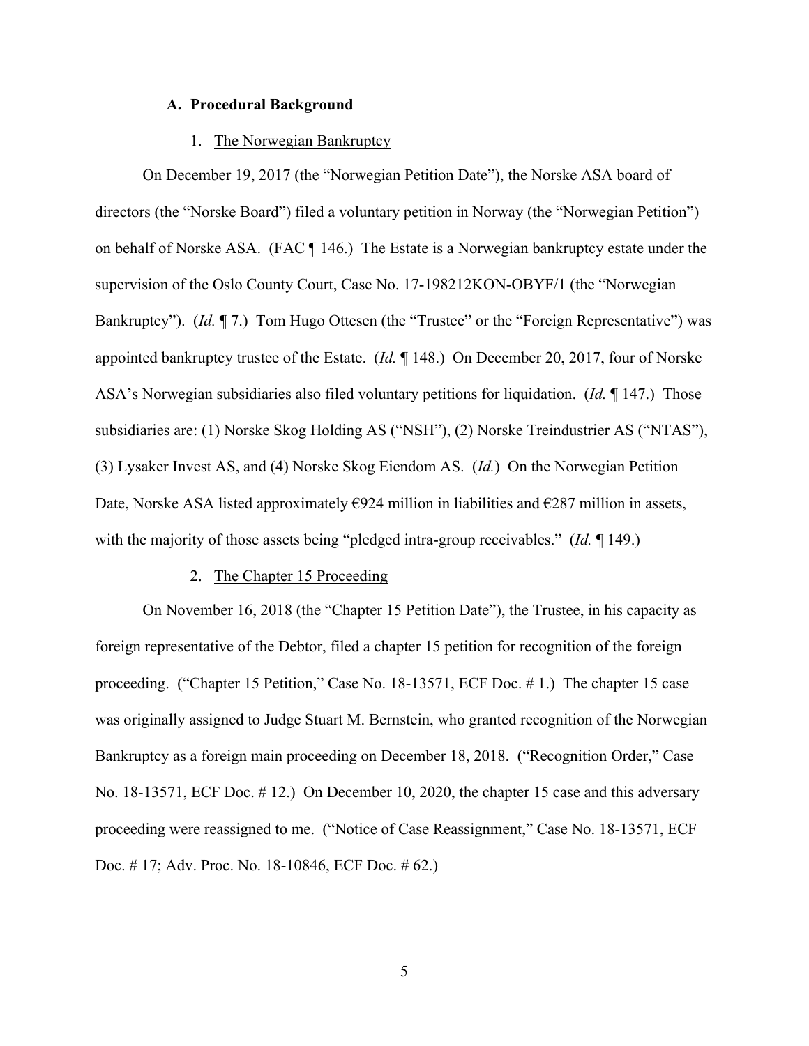### A. Procedural Background

#### 1. The Norwegian Bankruptcy

On December 19, 2017 (the "Norwegian Petition Date"), the Norske ASA board of directors (the "Norske Board") filed a voluntary petition in Norway (the "Norwegian Petition") on behalf of Norske ASA. (FAC ¶ 146.) The Estate is a Norwegian bankruptcy estate under the supervision of the Oslo County Court, Case No. 17-198212KON-OBYF/1 (the "Norwegian Bankruptcy"). (*Id.* ¶ 7.) Tom Hugo Ottesen (the "Trustee" or the "Foreign Representative") was appointed bankruptcy trustee of the Estate. (*Id.* ¶ 148.) On December 20, 2017, four of Norske ASA's Norwegian subsidiaries also filed voluntary petitions for liquidation. (*Id.* ¶ 147.) Those subsidiaries are: (1) Norske Skog Holding AS ("NSH"), (2) Norske Treindustrier AS ("NTAS"), (3) Lysaker Invest AS, and (4) Norske Skog Eiendom AS. (*Id.*) On the Norwegian Petition Date, Norske ASA listed approximately €924 million in liabilities and €287 million in assets, with the majority of those assets being "pledged intra-group receivables." (*Id.* ¶ 149.)

#### 2. The Chapter 15 Proceeding

On November 16, 2018 (the "Chapter 15 Petition Date"), the Trustee, in his capacity as foreign representative of the Debtor, filed a chapter 15 petition for recognition of the foreign proceeding. ("Chapter 15 Petition," Case No. 18-13571, ECF Doc. # 1.) The chapter 15 case was originally assigned to Judge Stuart M. Bernstein, who granted recognition of the Norwegian Bankruptcy as a foreign main proceeding on December 18, 2018. ("Recognition Order," Case No. 18-13571, ECF Doc. # 12.) On December 10, 2020, the chapter 15 case and this adversary proceeding were reassigned to me. ("Notice of Case Reassignment," Case No. 18-13571, ECF Doc. # 17; Adv. Proc. No. 18-10846, ECF Doc. # 62.)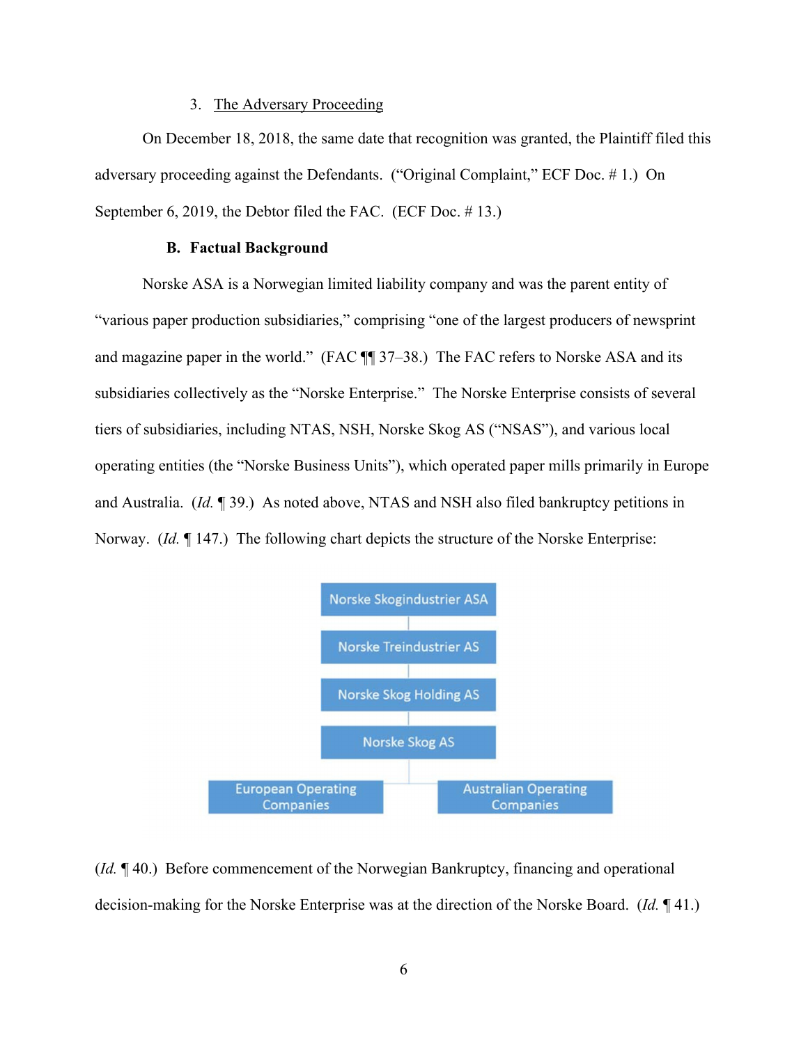### 3. The Adversary Proceeding

On December 18, 2018, the same date that recognition was granted, the Plaintiff filed this adversary proceeding against the Defendants. ("Original Complaint," ECF Doc. # 1.) On September 6, 2019, the Debtor filed the FAC. (ECF Doc. # 13.)

## B. Factual Background

Norske ASA is a Norwegian limited liability company and was the parent entity of "various paper production subsidiaries," comprising "one of the largest producers of newsprint and magazine paper in the world." (FAC ¶¶ 37–38.) The FAC refers to Norske ASA and its subsidiaries collectively as the "Norske Enterprise." The Norske Enterprise consists of several tiers of subsidiaries, including NTAS, NSH, Norske Skog AS ("NSAS"), and various local operating entities (the "Norske Business Units"), which operated paper mills primarily in Europe and Australia. (*Id.* ¶ 39.) As noted above, NTAS and NSH also filed bankruptcy petitions in Norway. (*Id.* ¶ 147.) The following chart depicts the structure of the Norske Enterprise:

Norske Skogindustrier ASA
↓
Norske Treindustrier AS
↓
Norske Skog Holding AS
↓
Norske Skog AS
↓
European Operating Companies | Australian Operating Companies

(*Id.* ¶ 40.) Before commencement of the Norwegian Bankruptcy, financing and operational decision-making for the Norske Enterprise was at the direction of the Norske Board. (*Id.* ¶ 41.)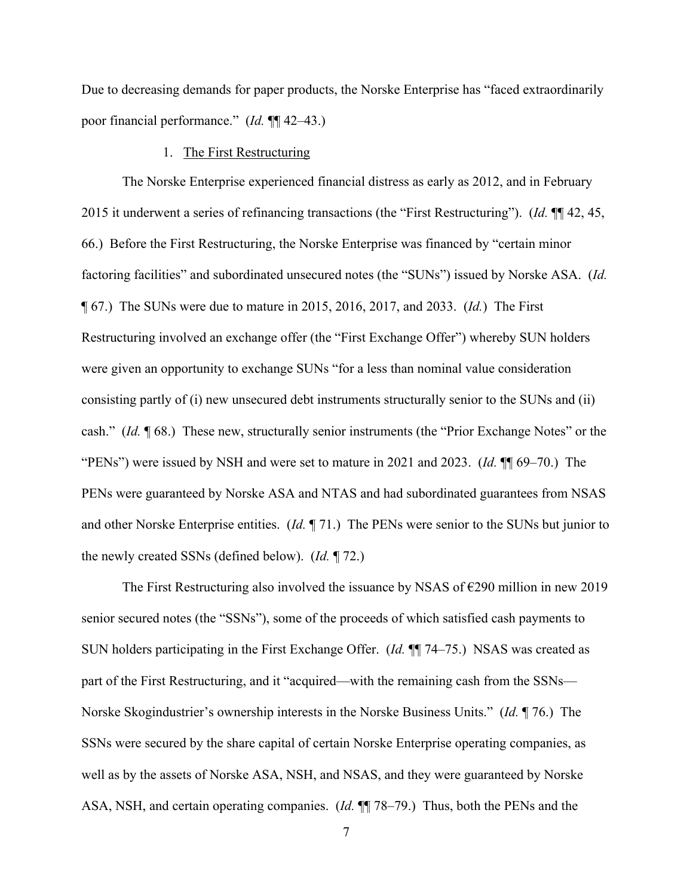Due to decreasing demands for paper products, the Norske Enterprise has "faced extraordinarily poor financial performance." (*Id.* ¶¶ 42–43.)

1. The First Restructuring

The Norske Enterprise experienced financial distress as early as 2012, and in February 2015 it underwent a series of refinancing transactions (the "First Restructuring"). (*Id.* ¶¶ 42, 45, 66.) Before the First Restructuring, the Norske Enterprise was financed by "certain minor factoring facilities" and subordinated unsecured notes (the "SUNs") issued by Norske ASA. (*Id.* ¶ 67.) The SUNs were due to mature in 2015, 2016, 2017, and 2033. (*Id.*) The First Restructuring involved an exchange offer (the "First Exchange Offer") whereby SUN holders were given an opportunity to exchange SUNs "for a less than nominal value consideration consisting partly of (i) new unsecured debt instruments structurally senior to the SUNs and (ii) cash." (*Id.* ¶ 68.) These new, structurally senior instruments (the "Prior Exchange Notes" or the "PENs") were issued by NSH and were set to mature in 2021 and 2023. (*Id.* ¶¶ 69–70.) The PENs were guaranteed by Norske ASA and NTAS and had subordinated guarantees from NSAS and other Norske Enterprise entities. (*Id.* ¶ 71.) The PENs were senior to the SUNs but junior to the newly created SSNs (defined below). (*Id.* ¶ 72.)

The First Restructuring also involved the issuance by NSAS of €290 million in new 2019 senior secured notes (the "SSNs"), some of the proceeds of which satisfied cash payments to SUN holders participating in the First Exchange Offer. (*Id.* ¶¶ 74–75.) NSAS was created as part of the First Restructuring, and it "acquired—with the remaining cash from the SSNs—Norske Skogindustrier's ownership interests in the Norske Business Units." (*Id.* ¶ 76.) The SSNs were secured by the share capital of certain Norske Enterprise operating companies, as well as by the assets of Norske ASA, NSH, and NSAS, and they were guaranteed by Norske ASA, NSH, and certain operating companies. (*Id.* ¶¶ 78–79.) Thus, both the PENs and the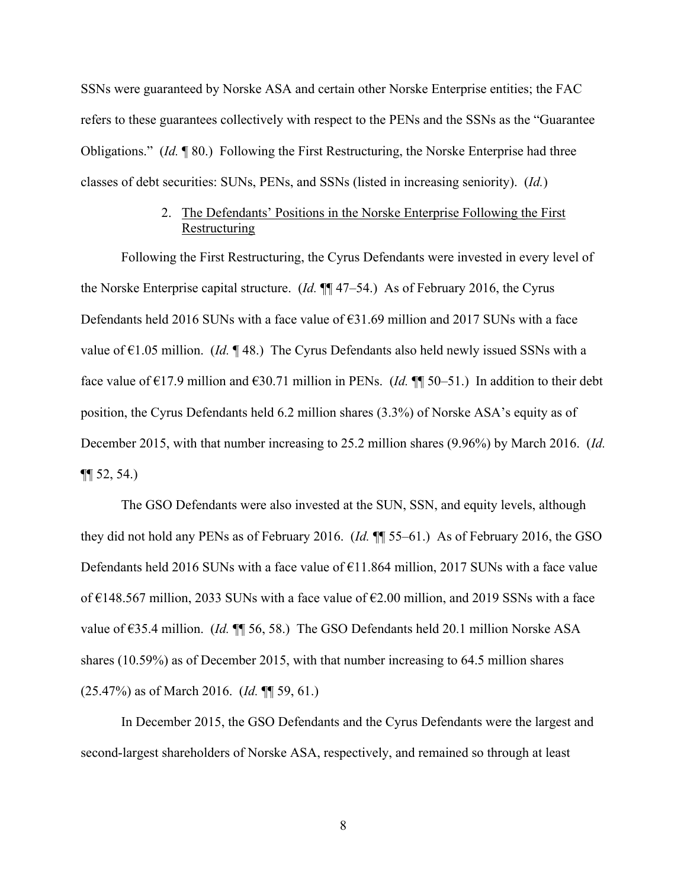SSNs were guaranteed by Norske ASA and certain other Norske Enterprise entities; the FAC refers to these guarantees collectively with respect to the PENs and the SSNs as the "Guarantee Obligations." (*Id.* ¶ 80.) Following the First Restructuring, the Norske Enterprise had three classes of debt securities: SUNs, PENs, and SSNs (listed in increasing seniority). (*Id.*)

### 2. The Defendants' Positions in the Norske Enterprise Following the First Restructuring

Following the First Restructuring, the Cyrus Defendants were invested in every level of the Norske Enterprise capital structure. (*Id.* ¶¶ 47–54.) As of February 2016, the Cyrus Defendants held 2016 SUNs with a face value of €31.69 million and 2017 SUNs with a face value of €1.05 million. (*Id.* ¶ 48.) The Cyrus Defendants also held newly issued SSNs with a face value of €17.9 million and €30.71 million in PENs. (*Id.* ¶¶ 50–51.) In addition to their debt position, the Cyrus Defendants held 6.2 million shares (3.3%) of Norske ASA's equity as of December 2015, with that number increasing to 25.2 million shares (9.96%) by March 2016. (*Id.* ¶¶ 52, 54.)

The GSO Defendants were also invested at the SUN, SSN, and equity levels, although they did not hold any PENs as of February 2016. (*Id.* ¶¶ 55–61.) As of February 2016, the GSO Defendants held 2016 SUNs with a face value of €11.864 million, 2017 SUNs with a face value of €148.567 million, 2033 SUNs with a face value of €2.00 million, and 2019 SSNs with a face value of €35.4 million. (*Id.* ¶¶ 56, 58.) The GSO Defendants held 20.1 million Norske ASA shares (10.59%) as of December 2015, with that number increasing to 64.5 million shares (25.47%) as of March 2016. (*Id.* ¶¶ 59, 61.)

In December 2015, the GSO Defendants and the Cyrus Defendants were the largest and second-largest shareholders of Norske ASA, respectively, and remained so through at least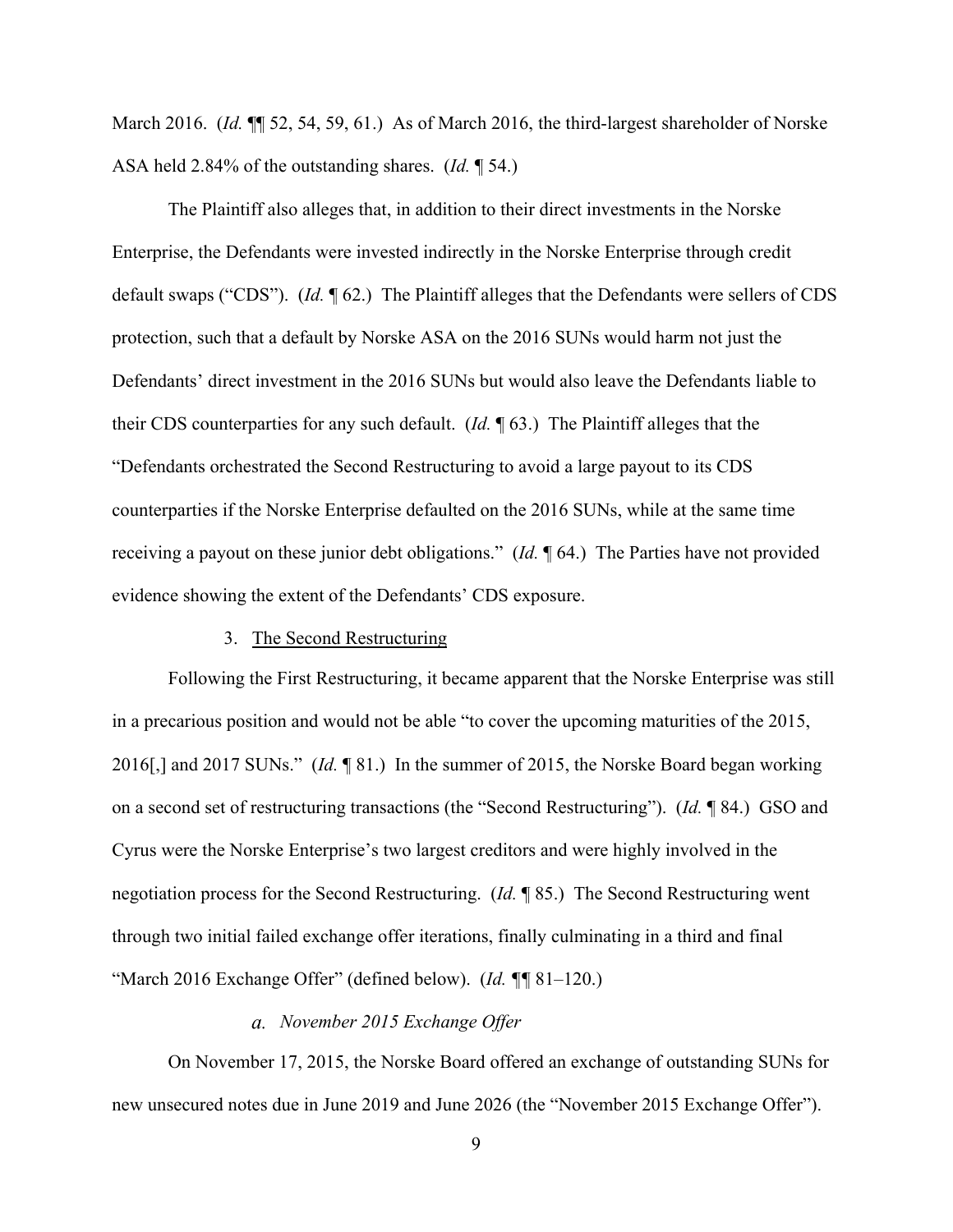March 2016. (*Id.* ¶¶ 52, 54, 59, 61.) As of March 2016, the third-largest shareholder of Norske ASA held 2.84% of the outstanding shares. (*Id.* ¶ 54.)

The Plaintiff also alleges that, in addition to their direct investments in the Norske Enterprise, the Defendants were invested indirectly in the Norske Enterprise through credit default swaps ("CDS"). (*Id.* ¶ 62.) The Plaintiff alleges that the Defendants were sellers of CDS protection, such that a default by Norske ASA on the 2016 SUNs would harm not just the Defendants' direct investment in the 2016 SUNs but would also leave the Defendants liable to their CDS counterparties for any such default. (*Id.* ¶ 63.) The Plaintiff alleges that the "Defendants orchestrated the Second Restructuring to avoid a large payout to its CDS counterparties if the Norske Enterprise defaulted on the 2016 SUNs, while at the same time receiving a payout on these junior debt obligations." (*Id.* ¶ 64.) The Parties have not provided evidence showing the extent of the Defendants' CDS exposure.

### 3. The Second Restructuring

Following the First Restructuring, it became apparent that the Norske Enterprise was still in a precarious position and would not be able "to cover the upcoming maturities of the 2015, 2016[,] and 2017 SUNs." (*Id.* ¶ 81.) In the summer of 2015, the Norske Board began working on a second set of restructuring transactions (the "Second Restructuring"). (*Id.* ¶ 84.) GSO and Cyrus were the Norske Enterprise's two largest creditors and were highly involved in the negotiation process for the Second Restructuring. (*Id.* ¶ 85.) The Second Restructuring went through two initial failed exchange offer iterations, finally culminating in a third and final "March 2016 Exchange Offer" (defined below). (*Id.* ¶¶ 81–120.)

#### *a. November 2015 Exchange Offer*

On November 17, 2015, the Norske Board offered an exchange of outstanding SUNs for new unsecured notes due in June 2019 and June 2026 (the "November 2015 Exchange Offer").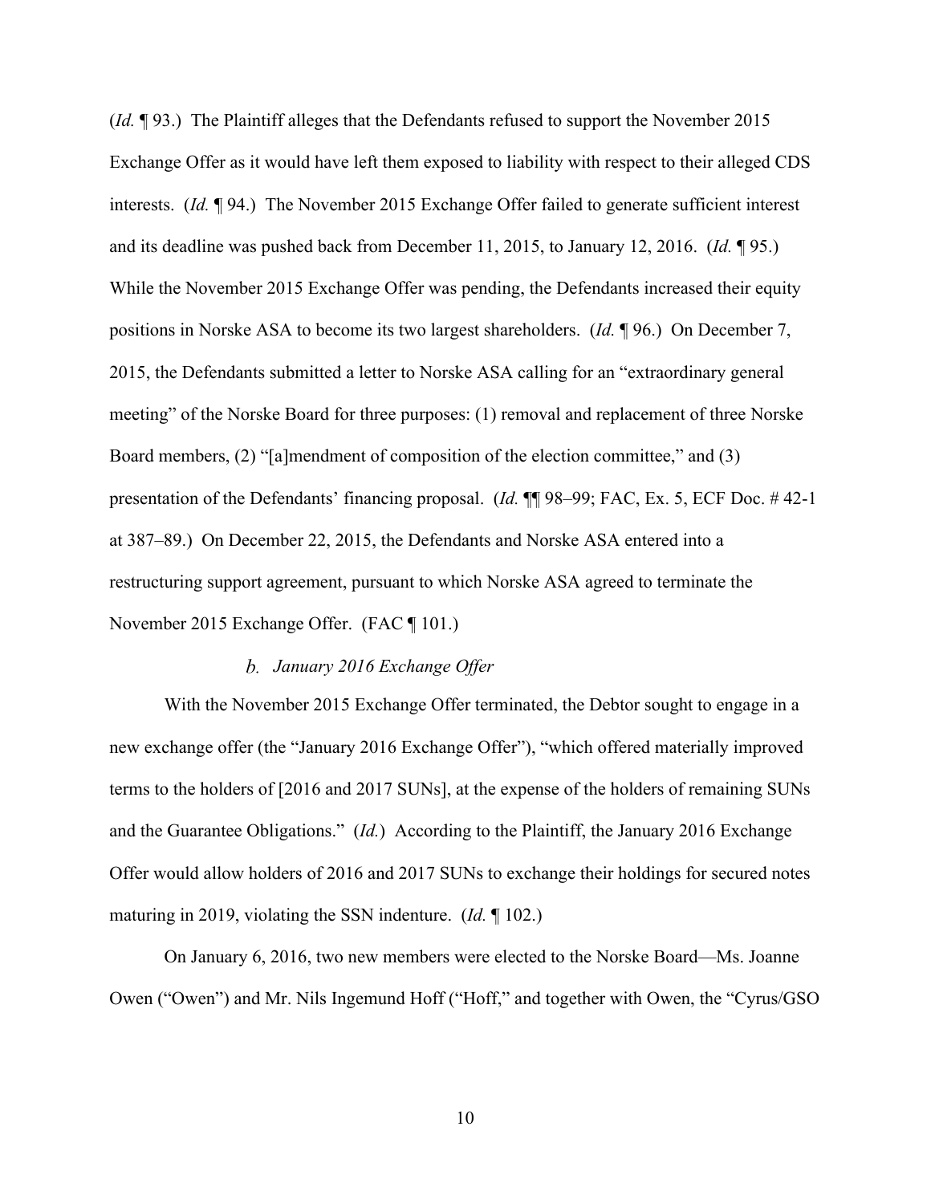(*Id.* ¶ 93.) The Plaintiff alleges that the Defendants refused to support the November 2015 Exchange Offer as it would have left them exposed to liability with respect to their alleged CDS interests. (*Id.* ¶ 94.) The November 2015 Exchange Offer failed to generate sufficient interest and its deadline was pushed back from December 11, 2015, to January 12, 2016. (*Id.* ¶ 95.) While the November 2015 Exchange Offer was pending, the Defendants increased their equity positions in Norske ASA to become its two largest shareholders. (*Id.* ¶ 96.) On December 7, 2015, the Defendants submitted a letter to Norske ASA calling for an "extraordinary general meeting" of the Norske Board for three purposes: (1) removal and replacement of three Norske Board members, (2) "[a]mendment of composition of the election committee," and (3) presentation of the Defendants' financing proposal. (*Id.* ¶¶ 98–99; FAC, Ex. 5, ECF Doc. # 42-1 at 387–89.) On December 22, 2015, the Defendants and Norske ASA entered into a restructuring support agreement, pursuant to which Norske ASA agreed to terminate the November 2015 Exchange Offer. (FAC ¶ 101.)

#### *b. January 2016 Exchange Offer*

With the November 2015 Exchange Offer terminated, the Debtor sought to engage in a new exchange offer (the "January 2016 Exchange Offer"), "which offered materially improved terms to the holders of [2016 and 2017 SUNs], at the expense of the holders of remaining SUNs and the Guarantee Obligations." (*Id.*) According to the Plaintiff, the January 2016 Exchange Offer would allow holders of 2016 and 2017 SUNs to exchange their holdings for secured notes maturing in 2019, violating the SSN indenture. (*Id.* ¶ 102.)

On January 6, 2016, two new members were elected to the Norske Board—Ms. Joanne Owen ("Owen") and Mr. Nils Ingemund Hoff ("Hoff," and together with Owen, the "Cyrus/GSO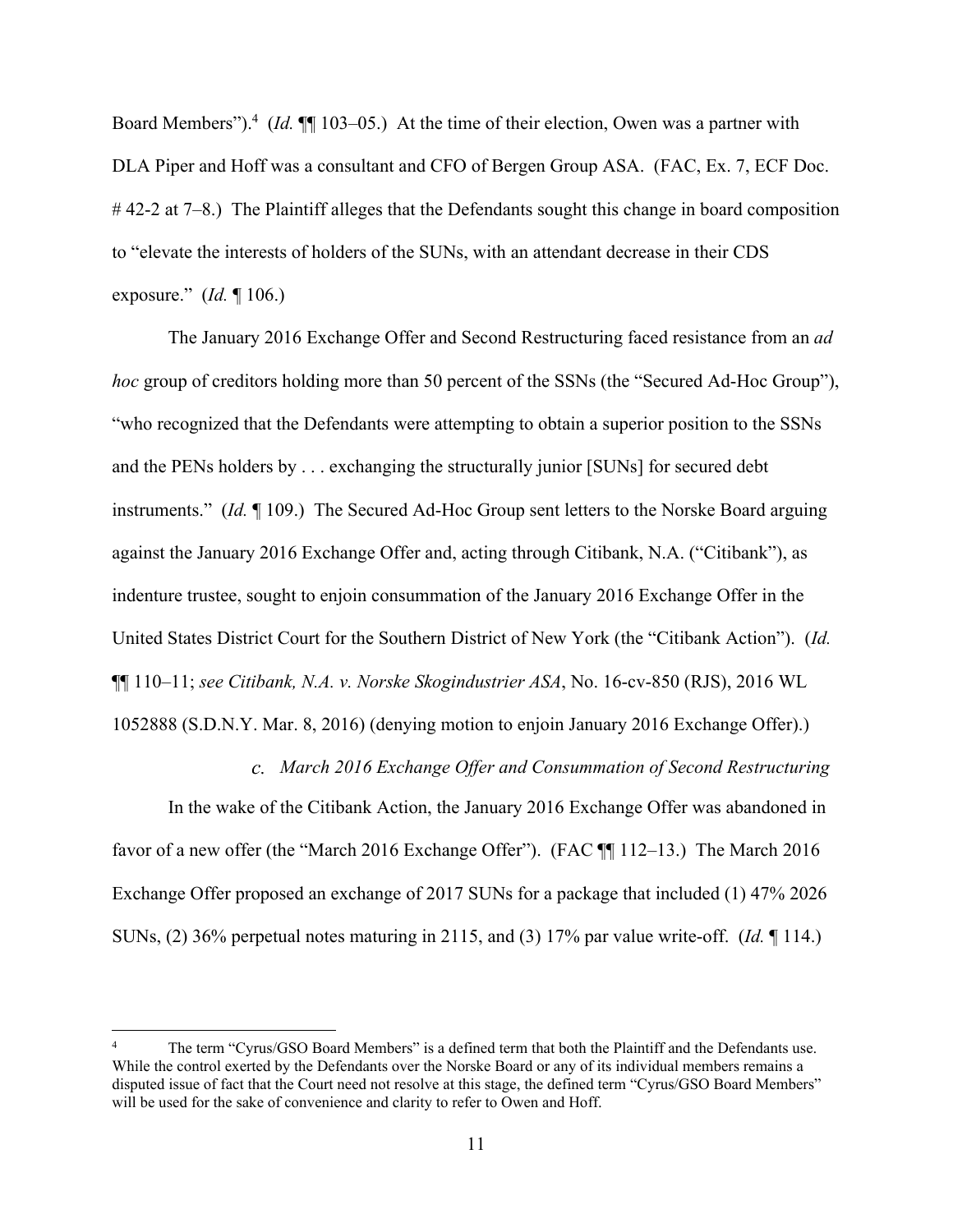Board Members").[4] (*Id.* ¶¶ 103–05.) At the time of their election, Owen was a partner with DLA Piper and Hoff was a consultant and CFO of Bergen Group ASA. (FAC, Ex. 7, ECF Doc. # 42-2 at 7–8.) The Plaintiff alleges that the Defendants sought this change in board composition to "elevate the interests of holders of the SUNs, with an attendant decrease in their CDS exposure." (*Id.* ¶ 106.)

The January 2016 Exchange Offer and Second Restructuring faced resistance from an *ad hoc* group of creditors holding more than 50 percent of the SSNs (the "Secured Ad-Hoc Group"), "who recognized that the Defendants were attempting to obtain a superior position to the SSNs and the PENs holders by . . . exchanging the structurally junior [SUNs] for secured debt instruments." (*Id.* ¶ 109.) The Secured Ad-Hoc Group sent letters to the Norske Board arguing against the January 2016 Exchange Offer and, acting through Citibank, N.A. ("Citibank"), as indenture trustee, sought to enjoin consummation of the January 2016 Exchange Offer in the United States District Court for the Southern District of New York (the "Citibank Action"). (*Id.* ¶¶ 110–11; *see Citibank, N.A. v. Norske Skogindustrier ASA*, No. 16-cv-850 (RJS), 2016 WL 1052888 (S.D.N.Y. Mar. 8, 2016) (denying motion to enjoin January 2016 Exchange Offer).)

### *c. March 2016 Exchange Offer and Consummation of Second Restructuring*

In the wake of the Citibank Action, the January 2016 Exchange Offer was abandoned in favor of a new offer (the "March 2016 Exchange Offer"). (FAC ¶¶ 112–13.) The March 2016 Exchange Offer proposed an exchange of 2017 SUNs for a package that included (1) 47% 2026 SUNs, (2) 36% perpetual notes maturing in 2115, and (3) 17% par value write-off. (*Id.* ¶ 114.)

---

[4] The term "Cyrus/GSO Board Members" is a defined term that both the Plaintiff and the Defendants use. While the control exerted by the Defendants over the Norske Board or any of its individual members remains a disputed issue of fact that the Court need not resolve at this stage, the defined term "Cyrus/GSO Board Members" will be used for the sake of convenience and clarity to refer to Owen and Hoff.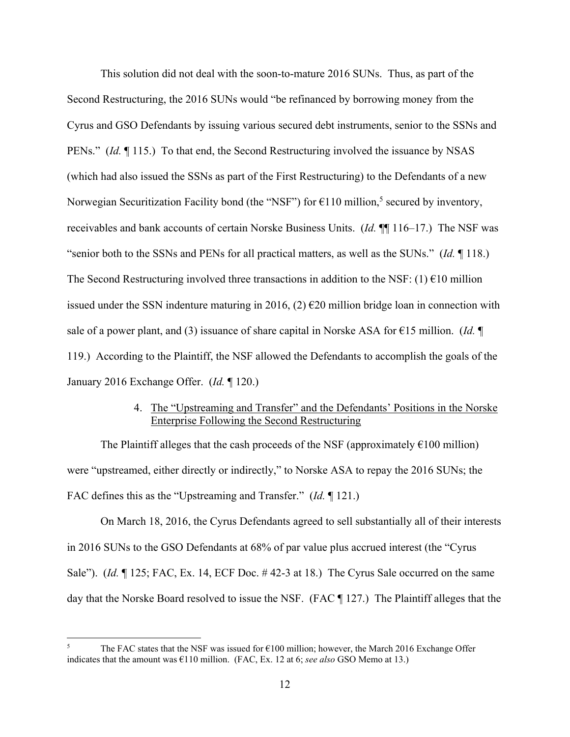This solution did not deal with the soon-to-mature 2016 SUNs. Thus, as part of the Second Restructuring, the 2016 SUNs would "be refinanced by borrowing money from the Cyrus and GSO Defendants by issuing various secured debt instruments, senior to the SSNs and PENs." (*Id.* ¶ 115.) To that end, the Second Restructuring involved the issuance by NSAS (which had also issued the SSNs as part of the First Restructuring) to the Defendants of a new Norwegian Securitization Facility bond (the "NSF") for €110 million,[5] secured by inventory, receivables and bank accounts of certain Norske Business Units. (*Id.* ¶¶ 116–17.) The NSF was "senior both to the SSNs and PENs for all practical matters, as well as the SUNs." (*Id.* ¶ 118.) The Second Restructuring involved three transactions in addition to the NSF: (1) €10 million issued under the SSN indenture maturing in 2016, (2) €20 million bridge loan in connection with sale of a power plant, and (3) issuance of share capital in Norske ASA for €15 million. (*Id.* ¶ 119.) According to the Plaintiff, the NSF allowed the Defendants to accomplish the goals of the January 2016 Exchange Offer. (*Id.* ¶ 120.)

4. <u>The "Upstreaming and Transfer" and the Defendants' Positions in the Norske Enterprise Following the Second Restructuring</u>

The Plaintiff alleges that the cash proceeds of the NSF (approximately €100 million) were "upstreamed, either directly or indirectly," to Norske ASA to repay the 2016 SUNs; the FAC defines this as the "Upstreaming and Transfer." (*Id.* ¶ 121.)

On March 18, 2016, the Cyrus Defendants agreed to sell substantially all of their interests in 2016 SUNs to the GSO Defendants at 68% of par value plus accrued interest (the "Cyrus Sale"). (*Id.* ¶ 125; FAC, Ex. 14, ECF Doc. # 42-3 at 18.) The Cyrus Sale occurred on the same day that the Norske Board resolved to issue the NSF. (FAC ¶ 127.) The Plaintiff alleges that the

---

[5] The FAC states that the NSF was issued for €100 million; however, the March 2016 Exchange Offer indicates that the amount was €110 million. (FAC, Ex. 12 at 6; *see also* GSO Memo at 13.)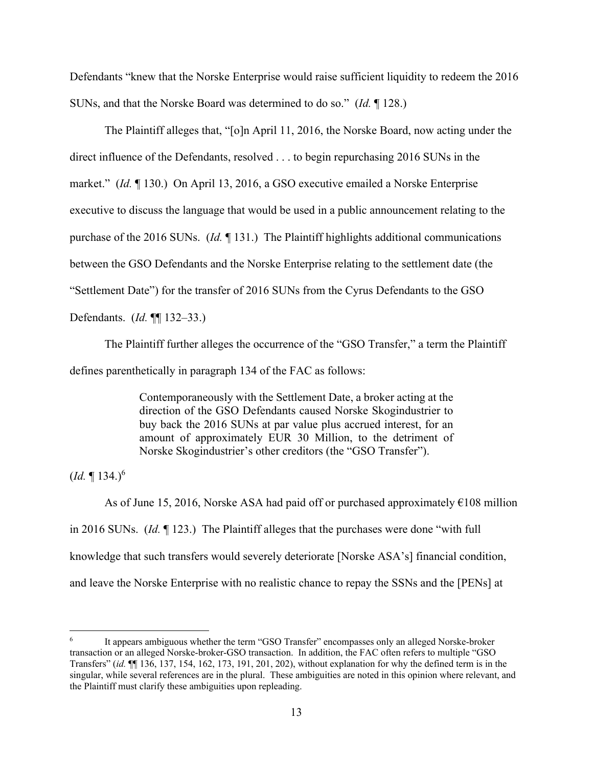Defendants "knew that the Norske Enterprise would raise sufficient liquidity to redeem the 2016 SUNs, and that the Norske Board was determined to do so." (*Id.* ¶ 128.)

The Plaintiff alleges that, "[o]n April 11, 2016, the Norske Board, now acting under the direct influence of the Defendants, resolved . . . to begin repurchasing 2016 SUNs in the market." (*Id.* ¶ 130.) On April 13, 2016, a GSO executive emailed a Norske Enterprise executive to discuss the language that would be used in a public announcement relating to the purchase of the 2016 SUNs. (*Id.* ¶ 131.) The Plaintiff highlights additional communications between the GSO Defendants and the Norske Enterprise relating to the settlement date (the "Settlement Date") for the transfer of 2016 SUNs from the Cyrus Defendants to the GSO Defendants. (*Id.* ¶¶ 132–33.)

The Plaintiff further alleges the occurrence of the "GSO Transfer," a term the Plaintiff defines parenthetically in paragraph 134 of the FAC as follows:

> Contemporaneously with the Settlement Date, a broker acting at the direction of the GSO Defendants caused Norske Skogindustrier to buy back the 2016 SUNs at par value plus accrued interest, for an amount of approximately EUR 30 Million, to the detriment of Norske Skogindustrier's other creditors (the "GSO Transfer").

(*Id.* ¶ 134.)[6]

As of June 15, 2016, Norske ASA had paid off or purchased approximately €108 million in 2016 SUNs. (*Id.* ¶ 123.) The Plaintiff alleges that the purchases were done "with full knowledge that such transfers would severely deteriorate [Norske ASA's] financial condition, and leave the Norske Enterprise with no realistic chance to repay the SSNs and the [PENs] at

---

[6] It appears ambiguous whether the term "GSO Transfer" encompasses only an alleged Norske-broker transaction or an alleged Norske-broker-GSO transaction. In addition, the FAC often refers to multiple "GSO Transfers" (*id.* ¶¶ 136, 137, 154, 162, 173, 191, 201, 202), without explanation for why the defined term is in the singular, while several references are in the plural. These ambiguities are noted in this opinion where relevant, and the Plaintiff must clarify these ambiguities upon repleading.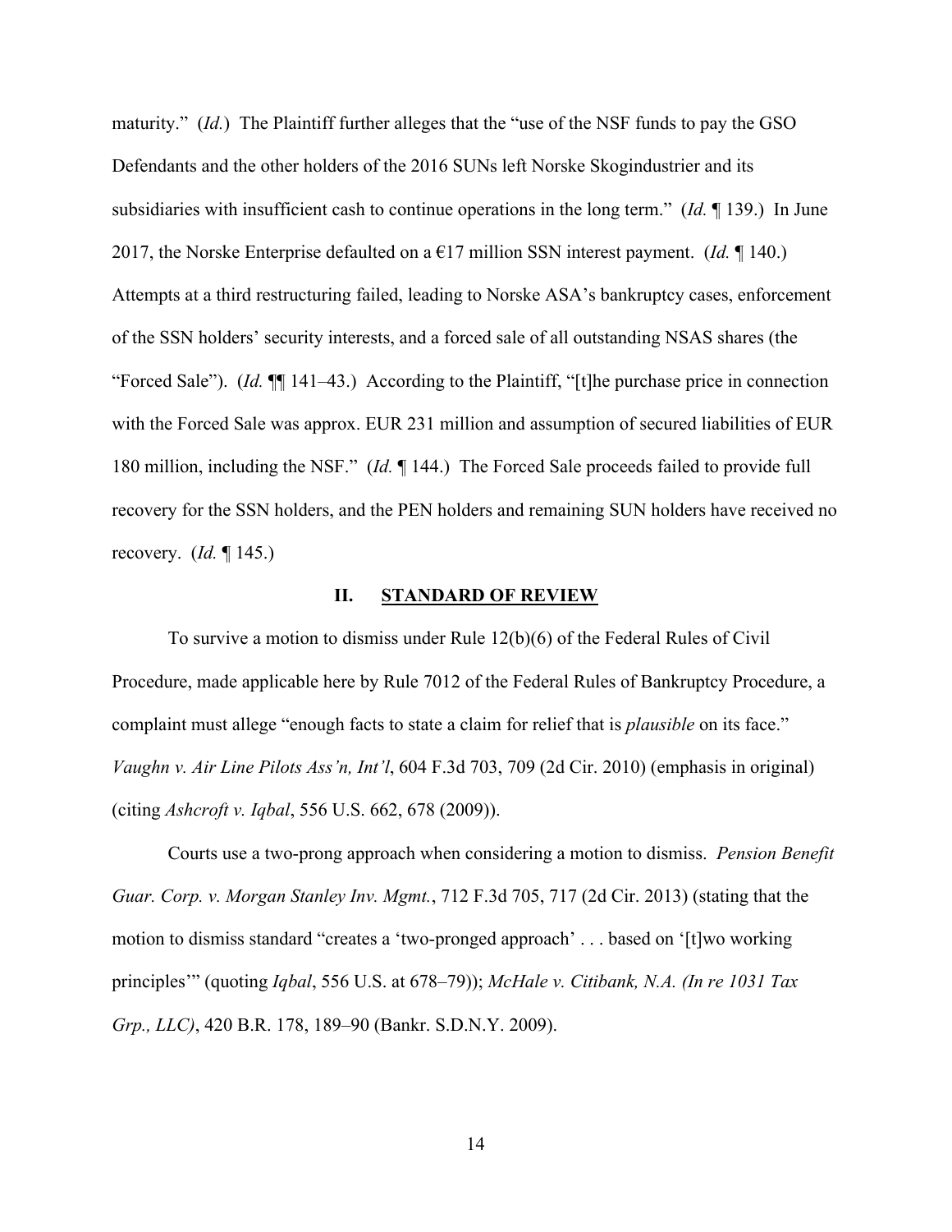maturity." (*Id.*) The Plaintiff further alleges that the "use of the NSF funds to pay the GSO Defendants and the other holders of the 2016 SUNs left Norske Skogindustrier and its subsidiaries with insufficient cash to continue operations in the long term." (*Id.* ¶ 139.) In June 2017, the Norske Enterprise defaulted on a €17 million SSN interest payment. (*Id.* ¶ 140.) Attempts at a third restructuring failed, leading to Norske ASA's bankruptcy cases, enforcement of the SSN holders' security interests, and a forced sale of all outstanding NSAS shares (the "Forced Sale"). (*Id.* ¶¶ 141–43.) According to the Plaintiff, "[t]he purchase price in connection with the Forced Sale was approx. EUR 231 million and assumption of secured liabilities of EUR 180 million, including the NSF." (*Id.* ¶ 144.) The Forced Sale proceeds failed to provide full recovery for the SSN holders, and the PEN holders and remaining SUN holders have received no recovery. (*Id.* ¶ 145.)

## II. STANDARD OF REVIEW

To survive a motion to dismiss under Rule 12(b)(6) of the Federal Rules of Civil Procedure, made applicable here by Rule 7012 of the Federal Rules of Bankruptcy Procedure, a complaint must allege "enough facts to state a claim for relief that is *plausible* on its face." *Vaughn v. Air Line Pilots Ass'n, Int'l*, 604 F.3d 703, 709 (2d Cir. 2010) (emphasis in original) (citing *Ashcroft v. Iqbal*, 556 U.S. 662, 678 (2009)).

Courts use a two-prong approach when considering a motion to dismiss. *Pension Benefit Guar. Corp. v. Morgan Stanley Inv. Mgmt.*, 712 F.3d 705, 717 (2d Cir. 2013) (stating that the motion to dismiss standard "creates a 'two-pronged approach' . . . based on '[t]wo working principles'" (quoting *Iqbal*, 556 U.S. at 678–79)); *McHale v. Citibank, N.A. (In re 1031 Tax Grp., LLC)*, 420 B.R. 178, 189–90 (Bankr. S.D.N.Y. 2009).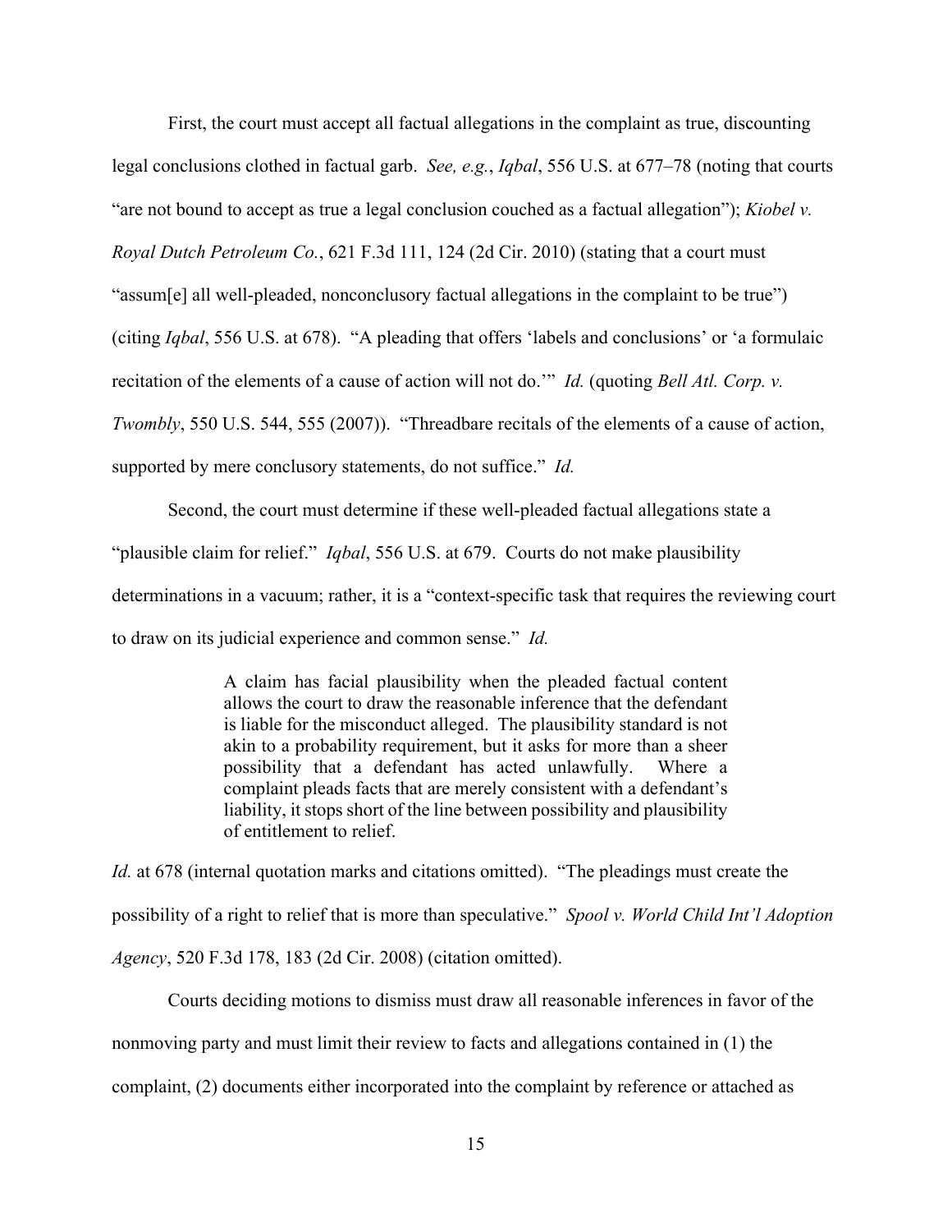First, the court must accept all factual allegations in the complaint as true, discounting legal conclusions clothed in factual garb. *See, e.g.*, *Iqbal*, 556 U.S. at 677–78 (noting that courts "are not bound to accept as true a legal conclusion couched as a factual allegation"); *Kiobel v. Royal Dutch Petroleum Co.*, 621 F.3d 111, 124 (2d Cir. 2010) (stating that a court must "assum[e] all well-pleaded, nonconclusory factual allegations in the complaint to be true") (citing *Iqbal*, 556 U.S. at 678). "A pleading that offers 'labels and conclusions' or 'a formulaic recitation of the elements of a cause of action will not do.'" *Id.* (quoting *Bell Atl. Corp. v. Twombly*, 550 U.S. 544, 555 (2007)). "Threadbare recitals of the elements of a cause of action, supported by mere conclusory statements, do not suffice." *Id.*

Second, the court must determine if these well-pleaded factual allegations state a "plausible claim for relief." *Iqbal*, 556 U.S. at 679. Courts do not make plausibility determinations in a vacuum; rather, it is a "context-specific task that requires the reviewing court to draw on its judicial experience and common sense." *Id.*

> A claim has facial plausibility when the pleaded factual content allows the court to draw the reasonable inference that the defendant is liable for the misconduct alleged. The plausibility standard is not akin to a probability requirement, but it asks for more than a sheer possibility that a defendant has acted unlawfully. Where a complaint pleads facts that are merely consistent with a defendant's liability, it stops short of the line between possibility and plausibility of entitlement to relief.

*Id.* at 678 (internal quotation marks and citations omitted). "The pleadings must create the possibility of a right to relief that is more than speculative." *Spool v. World Child Int'l Adoption Agency*, 520 F.3d 178, 183 (2d Cir. 2008) (citation omitted).

Courts deciding motions to dismiss must draw all reasonable inferences in favor of the nonmoving party and must limit their review to facts and allegations contained in (1) the complaint, (2) documents either incorporated into the complaint by reference or attached as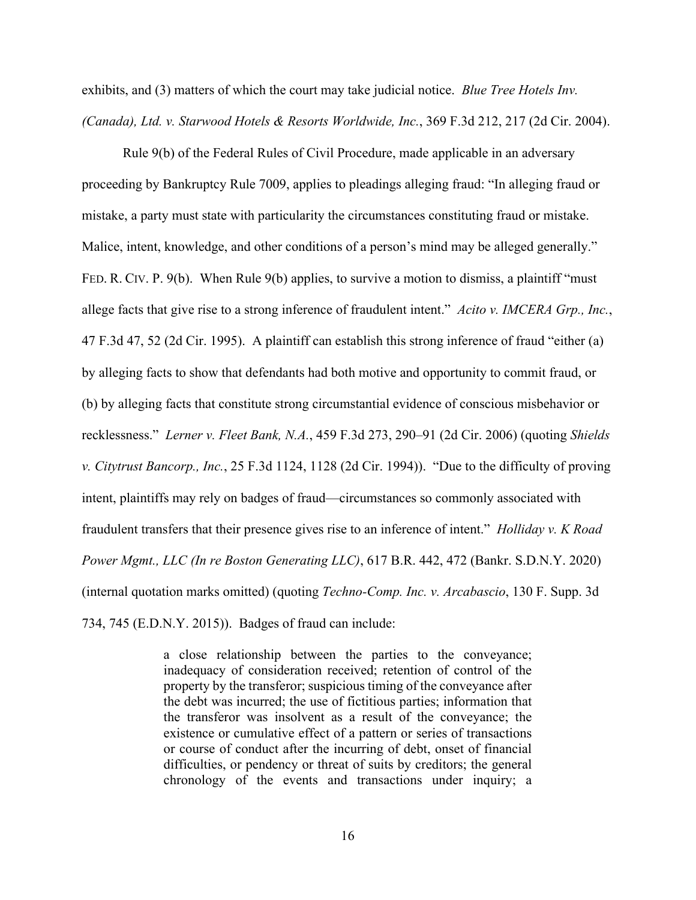exhibits, and (3) matters of which the court may take judicial notice. *Blue Tree Hotels Inv. (Canada), Ltd. v. Starwood Hotels & Resorts Worldwide, Inc.*, 369 F.3d 212, 217 (2d Cir. 2004).

Rule 9(b) of the Federal Rules of Civil Procedure, made applicable in an adversary proceeding by Bankruptcy Rule 7009, applies to pleadings alleging fraud: "In alleging fraud or mistake, a party must state with particularity the circumstances constituting fraud or mistake. Malice, intent, knowledge, and other conditions of a person's mind may be alleged generally." FED. R. CIV. P. 9(b). When Rule 9(b) applies, to survive a motion to dismiss, a plaintiff "must allege facts that give rise to a strong inference of fraudulent intent." *Acito v. IMCERA Grp., Inc.*, 47 F.3d 47, 52 (2d Cir. 1995). A plaintiff can establish this strong inference of fraud "either (a) by alleging facts to show that defendants had both motive and opportunity to commit fraud, or (b) by alleging facts that constitute strong circumstantial evidence of conscious misbehavior or recklessness." *Lerner v. Fleet Bank, N.A.*, 459 F.3d 273, 290–91 (2d Cir. 2006) (quoting *Shields v. Citytrust Bancorp., Inc.*, 25 F.3d 1124, 1128 (2d Cir. 1994)). "Due to the difficulty of proving intent, plaintiffs may rely on badges of fraud—circumstances so commonly associated with fraudulent transfers that their presence gives rise to an inference of intent." *Holliday v. K Road Power Mgmt., LLC (In re Boston Generating LLC)*, 617 B.R. 442, 472 (Bankr. S.D.N.Y. 2020) (internal quotation marks omitted) (quoting *Techno-Comp. Inc. v. Arcabascio*, 130 F. Supp. 3d 734, 745 (E.D.N.Y. 2015)). Badges of fraud can include:

> a close relationship between the parties to the conveyance; inadequacy of consideration received; retention of control of the property by the transferor; suspicious timing of the conveyance after the debt was incurred; the use of fictitious parties; information that the transferor was insolvent as a result of the conveyance; the existence or cumulative effect of a pattern or series of transactions or course of conduct after the incurring of debt, onset of financial difficulties, or pendency or threat of suits by creditors; the general chronology of the events and transactions under inquiry; a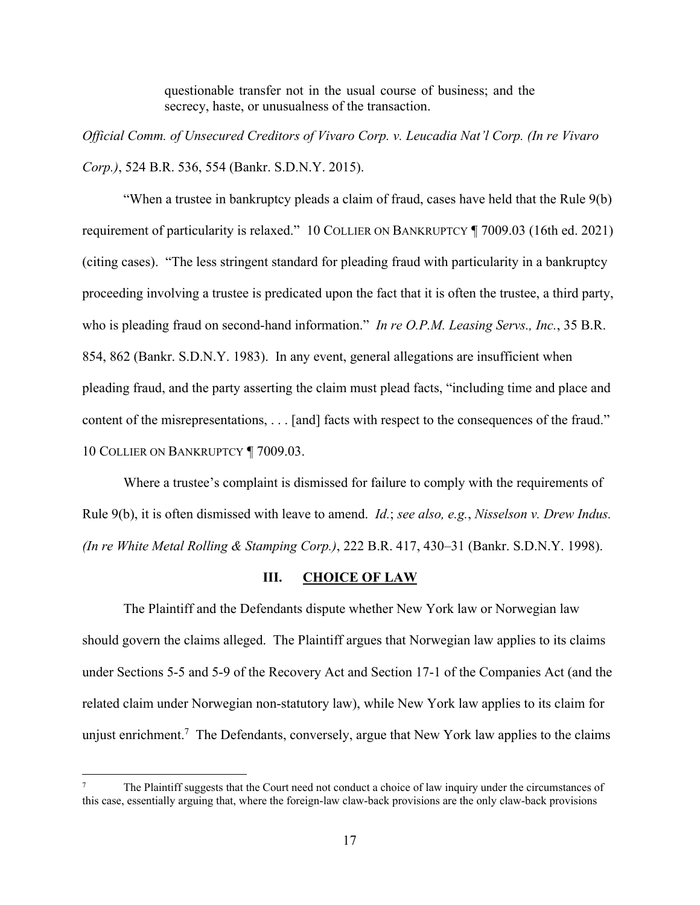> questionable transfer not in the usual course of business; and the secrecy, haste, or unusualness of the transaction.

*Official Comm. of Unsecured Creditors of Vivaro Corp. v. Leucadia Nat'l Corp. (In re Vivaro Corp.)*, 524 B.R. 536, 554 (Bankr. S.D.N.Y. 2015).

"When a trustee in bankruptcy pleads a claim of fraud, cases have held that the Rule 9(b) requirement of particularity is relaxed." 10 COLLIER ON BANKRUPTCY ¶ 7009.03 (16th ed. 2021) (citing cases). "The less stringent standard for pleading fraud with particularity in a bankruptcy proceeding involving a trustee is predicated upon the fact that it is often the trustee, a third party, who is pleading fraud on second-hand information." *In re O.P.M. Leasing Servs., Inc.*, 35 B.R. 854, 862 (Bankr. S.D.N.Y. 1983). In any event, general allegations are insufficient when pleading fraud, and the party asserting the claim must plead facts, "including time and place and content of the misrepresentations, . . . [and] facts with respect to the consequences of the fraud." 10 COLLIER ON BANKRUPTCY ¶ 7009.03.

Where a trustee's complaint is dismissed for failure to comply with the requirements of Rule 9(b), it is often dismissed with leave to amend. *Id.*; *see also, e.g.*, *Nisselson v. Drew Indus. (In re White Metal Rolling & Stamping Corp.)*, 222 B.R. 417, 430–31 (Bankr. S.D.N.Y. 1998).

## III. CHOICE OF LAW

The Plaintiff and the Defendants dispute whether New York law or Norwegian law should govern the claims alleged. The Plaintiff argues that Norwegian law applies to its claims under Sections 5-5 and 5-9 of the Recovery Act and Section 17-1 of the Companies Act (and the related claim under Norwegian non-statutory law), while New York law applies to its claim for unjust enrichment.[7] The Defendants, conversely, argue that New York law applies to the claims

[7] The Plaintiff suggests that the Court need not conduct a choice of law inquiry under the circumstances of this case, essentially arguing that, where the foreign-law claw-back provisions are the only claw-back provisions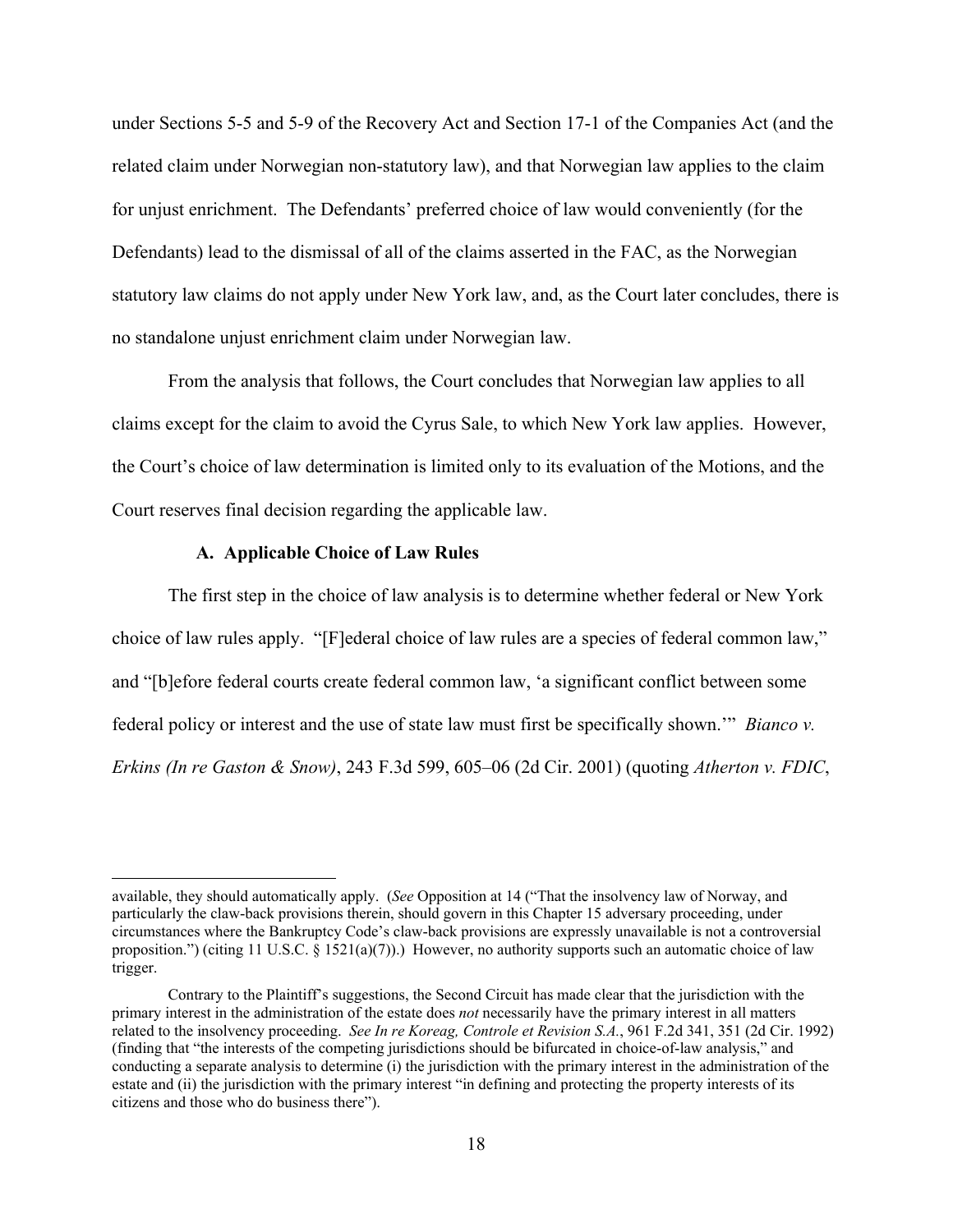under Sections 5-5 and 5-9 of the Recovery Act and Section 17-1 of the Companies Act (and the related claim under Norwegian non-statutory law), and that Norwegian law applies to the claim for unjust enrichment. The Defendants' preferred choice of law would conveniently (for the Defendants) lead to the dismissal of all of the claims asserted in the FAC, as the Norwegian statutory law claims do not apply under New York law, and, as the Court later concludes, there is no standalone unjust enrichment claim under Norwegian law.

From the analysis that follows, the Court concludes that Norwegian law applies to all claims except for the claim to avoid the Cyrus Sale, to which New York law applies. However, the Court's choice of law determination is limited only to its evaluation of the Motions, and the Court reserves final decision regarding the applicable law.

### A. Applicable Choice of Law Rules

The first step in the choice of law analysis is to determine whether federal or New York choice of law rules apply. "[F]ederal choice of law rules are a species of federal common law," and "[b]efore federal courts create federal common law, 'a significant conflict between some federal policy or interest and the use of state law must first be specifically shown.'" *Bianco v. Erkins (In re Gaston & Snow)*, 243 F.3d 599, 605–06 (2d Cir. 2001) (quoting *Atherton v. FDIC*,

---

available, they should automatically apply. (*See* Opposition at 14 ("That the insolvency law of Norway, and particularly the claw-back provisions therein, should govern in this Chapter 15 adversary proceeding, under circumstances where the Bankruptcy Code's claw-back provisions are expressly unavailable is not a controversial proposition.") (citing 11 U.S.C. § 1521(a)(7)).) However, no authority supports such an automatic choice of law trigger.

Contrary to the Plaintiff's suggestions, the Second Circuit has made clear that the jurisdiction with the primary interest in the administration of the estate does *not* necessarily have the primary interest in all matters related to the insolvency proceeding. *See In re Koreag, Controle et Revision S.A.*, 961 F.2d 341, 351 (2d Cir. 1992) (finding that "the interests of the competing jurisdictions should be bifurcated in choice-of-law analysis," and conducting a separate analysis to determine (i) the jurisdiction with the primary interest in the administration of the estate and (ii) the jurisdiction with the primary interest "in defining and protecting the property interests of its citizens and those who do business there").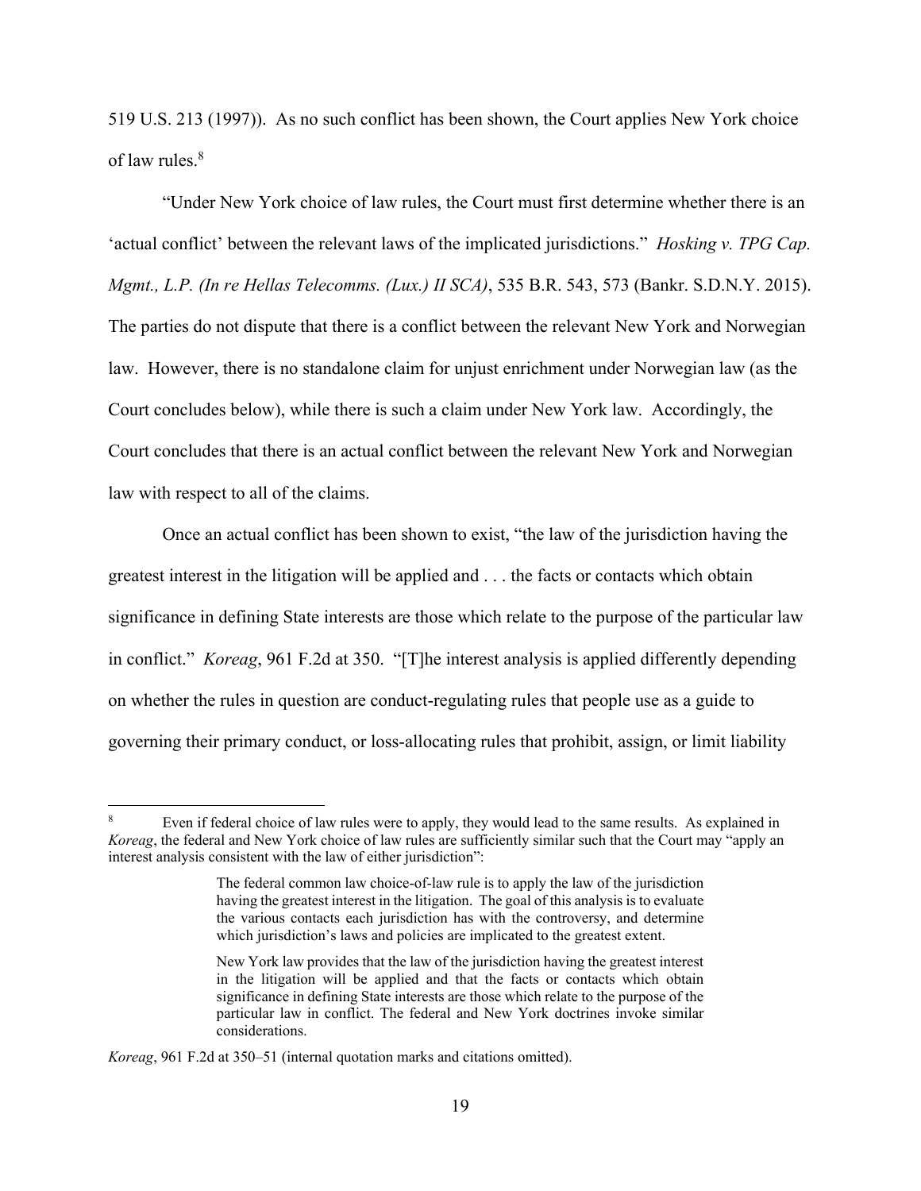519 U.S. 213 (1997)). As no such conflict has been shown, the Court applies New York choice of law rules.[8]

"Under New York choice of law rules, the Court must first determine whether there is an 'actual conflict' between the relevant laws of the implicated jurisdictions." *Hosking v. TPG Cap. Mgmt., L.P. (In re Hellas Telecomms. (Lux.) II SCA)*, 535 B.R. 543, 573 (Bankr. S.D.N.Y. 2015). The parties do not dispute that there is a conflict between the relevant New York and Norwegian law. However, there is no standalone claim for unjust enrichment under Norwegian law (as the Court concludes below), while there is such a claim under New York law. Accordingly, the Court concludes that there is an actual conflict between the relevant New York and Norwegian law with respect to all of the claims.

Once an actual conflict has been shown to exist, "the law of the jurisdiction having the greatest interest in the litigation will be applied and . . . the facts or contacts which obtain significance in defining State interests are those which relate to the purpose of the particular law in conflict." *Koreag*, 961 F.2d at 350. "[T]he interest analysis is applied differently depending on whether the rules in question are conduct-regulating rules that people use as a guide to governing their primary conduct, or loss-allocating rules that prohibit, assign, or limit liability

---

[8] Even if federal choice of law rules were to apply, they would lead to the same results. As explained in *Koreag*, the federal and New York choice of law rules are sufficiently similar such that the Court may "apply an interest analysis consistent with the law of either jurisdiction":

> The federal common law choice-of-law rule is to apply the law of the jurisdiction having the greatest interest in the litigation. The goal of this analysis is to evaluate the various contacts each jurisdiction has with the controversy, and determine which jurisdiction's laws and policies are implicated to the greatest extent.
>
> New York law provides that the law of the jurisdiction having the greatest interest in the litigation will be applied and that the facts or contacts which obtain significance in defining State interests are those which relate to the purpose of the particular law in conflict. The federal and New York doctrines invoke similar considerations.

*Koreag*, 961 F.2d at 350–51 (internal quotation marks and citations omitted).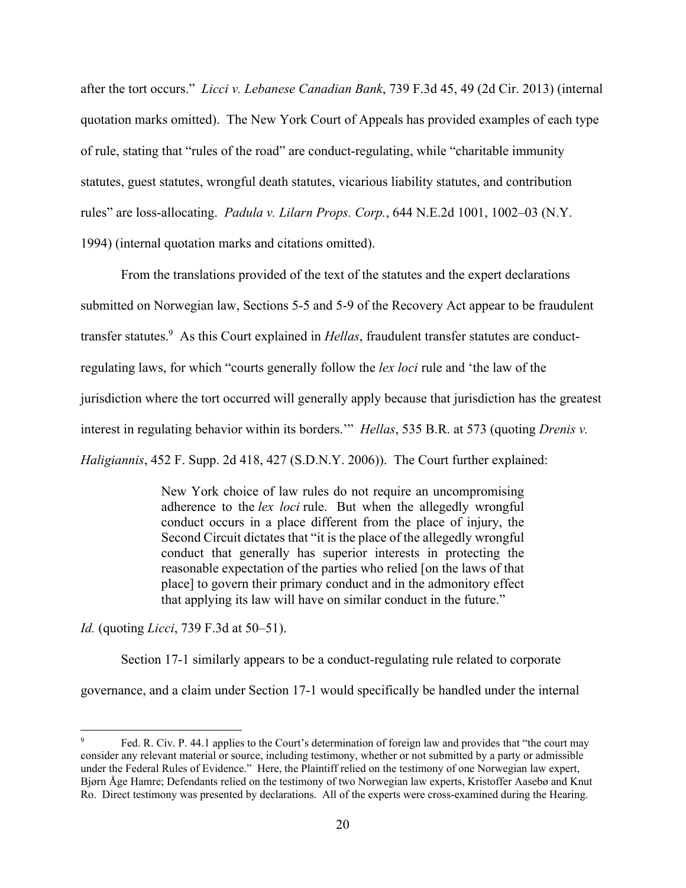after the tort occurs." *Licci v. Lebanese Canadian Bank*, 739 F.3d 45, 49 (2d Cir. 2013) (internal quotation marks omitted). The New York Court of Appeals has provided examples of each type of rule, stating that "rules of the road" are conduct-regulating, while "charitable immunity statutes, guest statutes, wrongful death statutes, vicarious liability statutes, and contribution rules" are loss-allocating. *Padula v. Lilarn Props. Corp.*, 644 N.E.2d 1001, 1002–03 (N.Y. 1994) (internal quotation marks and citations omitted).

From the translations provided of the text of the statutes and the expert declarations submitted on Norwegian law, Sections 5-5 and 5-9 of the Recovery Act appear to be fraudulent transfer statutes.[9] As this Court explained in *Hellas*, fraudulent transfer statutes are conduct-regulating laws, for which "courts generally follow the *lex loci* rule and 'the law of the jurisdiction where the tort occurred will generally apply because that jurisdiction has the greatest interest in regulating behavior within its borders.'" *Hellas*, 535 B.R. at 573 (quoting *Drenis v. Haligiannis*, 452 F. Supp. 2d 418, 427 (S.D.N.Y. 2006)). The Court further explained:

> New York choice of law rules do not require an uncompromising adherence to the *lex loci* rule. But when the allegedly wrongful conduct occurs in a place different from the place of injury, the Second Circuit dictates that "it is the place of the allegedly wrongful conduct that generally has superior interests in protecting the reasonable expectation of the parties who relied [on the laws of that place] to govern their primary conduct and in the admonitory effect that applying its law will have on similar conduct in the future."

*Id.* (quoting *Licci*, 739 F.3d at 50–51).

Section 17-1 similarly appears to be a conduct-regulating rule related to corporate governance, and a claim under Section 17-1 would specifically be handled under the internal

---

[9] Fed. R. Civ. P. 44.1 applies to the Court's determination of foreign law and provides that "the court may consider any relevant material or source, including testimony, whether or not submitted by a party or admissible under the Federal Rules of Evidence." Here, the Plaintiff relied on the testimony of one Norwegian law expert, Bjørn Åge Hamre; Defendants relied on the testimony of two Norwegian law experts, Kristoffer Aasebø and Knut Ro. Direct testimony was presented by declarations. All of the experts were cross-examined during the Hearing.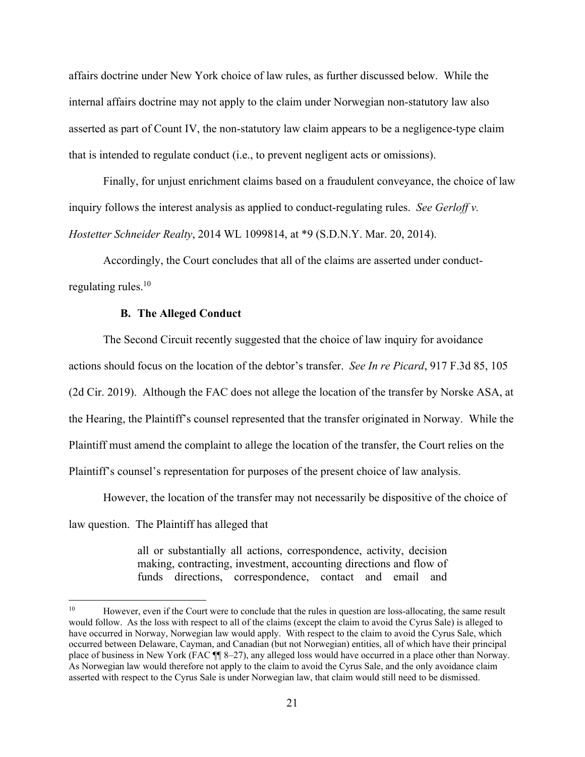affairs doctrine under New York choice of law rules, as further discussed below. While the internal affairs doctrine may not apply to the claim under Norwegian non-statutory law also asserted as part of Count IV, the non-statutory law claim appears to be a negligence-type claim that is intended to regulate conduct (i.e., to prevent negligent acts or omissions).

Finally, for unjust enrichment claims based on a fraudulent conveyance, the choice of law inquiry follows the interest analysis as applied to conduct-regulating rules. *See Gerloff v. Hostetter Schneider Realty*, 2014 WL 1099814, at *9 (S.D.N.Y. Mar. 20, 2014).

Accordingly, the Court concludes that all of the claims are asserted under conduct-regulating rules.[10]

### B. The Alleged Conduct

The Second Circuit recently suggested that the choice of law inquiry for avoidance actions should focus on the location of the debtor's transfer. *See In re Picard*, 917 F.3d 85, 105 (2d Cir. 2019). Although the FAC does not allege the location of the transfer by Norske ASA, at the Hearing, the Plaintiff's counsel represented that the transfer originated in Norway. While the Plaintiff must amend the complaint to allege the location of the transfer, the Court relies on the Plaintiff's counsel's representation for purposes of the present choice of law analysis.

However, the location of the transfer may not necessarily be dispositive of the choice of law question. The Plaintiff has alleged that

> all or substantially all actions, correspondence, activity, decision making, contracting, investment, accounting directions and flow of funds directions, correspondence, contact and email and

---

[10] However, even if the Court were to conclude that the rules in question are loss-allocating, the same result would follow. As the loss with respect to all of the claims (except the claim to avoid the Cyrus Sale) is alleged to have occurred in Norway, Norwegian law would apply. With respect to the claim to avoid the Cyrus Sale, which occurred between Delaware, Cayman, and Canadian (but not Norwegian) entities, all of which have their principal place of business in New York (FAC ¶¶ 8–27), any alleged loss would have occurred in a place other than Norway. As Norwegian law would therefore not apply to the claim to avoid the Cyrus Sale, and the only avoidance claim asserted with respect to the Cyrus Sale is under Norwegian law, that claim would still need to be dismissed.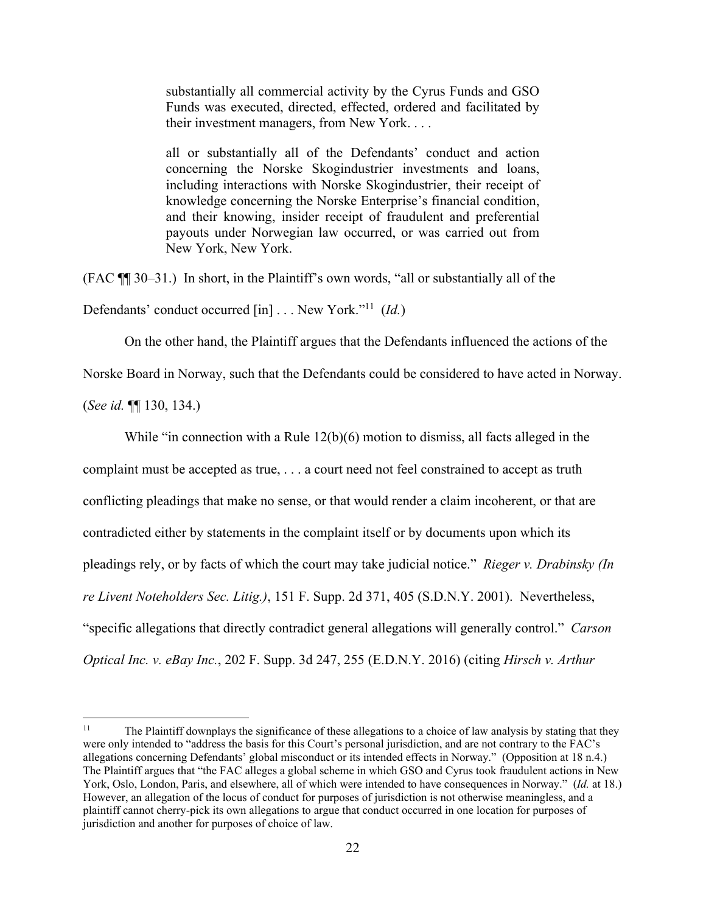> substantially all commercial activity by the Cyrus Funds and GSO Funds was executed, directed, effected, ordered and facilitated by their investment managers, from New York. . . .
>
> all or substantially all of the Defendants' conduct and action concerning the Norske Skogindustrier investments and loans, including interactions with Norske Skogindustrier, their receipt of knowledge concerning the Norske Enterprise's financial condition, and their knowing, insider receipt of fraudulent and preferential payouts under Norwegian law occurred, or was carried out from New York, New York.

(FAC ¶¶ 30–31.) In short, in the Plaintiff's own words, "all or substantially all of the Defendants' conduct occurred [in] . . . New York."[11] (*Id.*)

On the other hand, the Plaintiff argues that the Defendants influenced the actions of the Norske Board in Norway, such that the Defendants could be considered to have acted in Norway. (*See id.* ¶¶ 130, 134.)

While "in connection with a Rule 12(b)(6) motion to dismiss, all facts alleged in the complaint must be accepted as true, . . . a court need not feel constrained to accept as truth conflicting pleadings that make no sense, or that would render a claim incoherent, or that are contradicted either by statements in the complaint itself or by documents upon which its pleadings rely, or by facts of which the court may take judicial notice." *Rieger v. Drabinsky (In re Livent Noteholders Sec. Litig.)*, 151 F. Supp. 2d 371, 405 (S.D.N.Y. 2001). Nevertheless, "specific allegations that directly contradict general allegations will generally control." *Carson Optical Inc. v. eBay Inc.*, 202 F. Supp. 3d 247, 255 (E.D.N.Y. 2016) (citing *Hirsch v. Arthur*

---

[11] The Plaintiff downplays the significance of these allegations to a choice of law analysis by stating that they were only intended to "address the basis for this Court's personal jurisdiction, and are not contrary to the FAC's allegations concerning Defendants' global misconduct or its intended effects in Norway." (Opposition at 18 n.4.) The Plaintiff argues that "the FAC alleges a global scheme in which GSO and Cyrus took fraudulent actions in New York, Oslo, London, Paris, and elsewhere, all of which were intended to have consequences in Norway." (*Id.* at 18.) However, an allegation of the locus of conduct for purposes of jurisdiction is not otherwise meaningless, and a plaintiff cannot cherry-pick its own allegations to argue that conduct occurred in one location for purposes of jurisdiction and another for purposes of choice of law.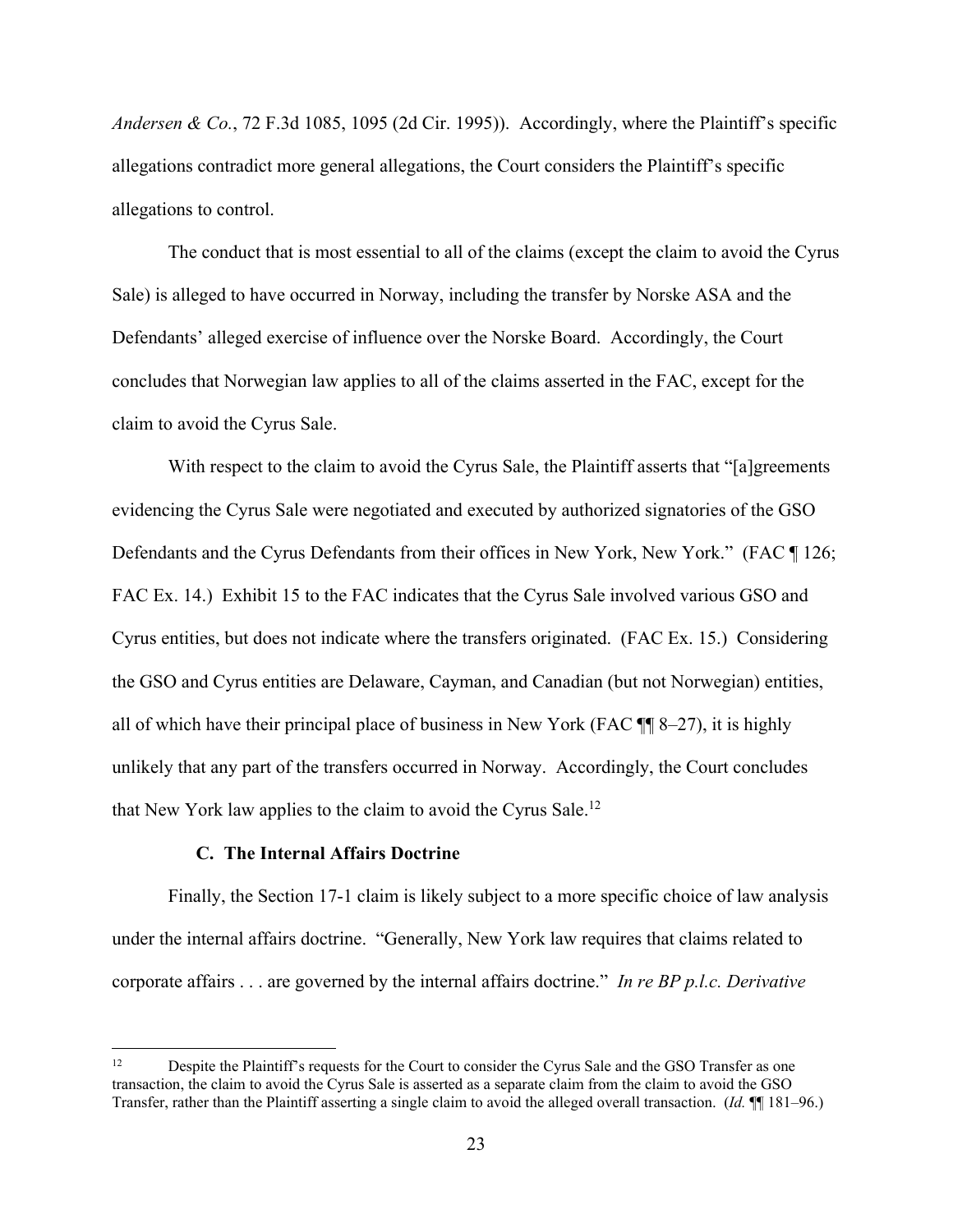*Andersen & Co.*, 72 F.3d 1085, 1095 (2d Cir. 1995)). Accordingly, where the Plaintiff's specific allegations contradict more general allegations, the Court considers the Plaintiff's specific allegations to control.

The conduct that is most essential to all of the claims (except the claim to avoid the Cyrus Sale) is alleged to have occurred in Norway, including the transfer by Norske ASA and the Defendants' alleged exercise of influence over the Norske Board. Accordingly, the Court concludes that Norwegian law applies to all of the claims asserted in the FAC, except for the claim to avoid the Cyrus Sale.

With respect to the claim to avoid the Cyrus Sale, the Plaintiff asserts that "[a]greements evidencing the Cyrus Sale were negotiated and executed by authorized signatories of the GSO Defendants and the Cyrus Defendants from their offices in New York, New York." (FAC ¶ 126; FAC Ex. 14.) Exhibit 15 to the FAC indicates that the Cyrus Sale involved various GSO and Cyrus entities, but does not indicate where the transfers originated. (FAC Ex. 15.) Considering the GSO and Cyrus entities are Delaware, Cayman, and Canadian (but not Norwegian) entities, all of which have their principal place of business in New York (FAC ¶¶ 8–27), it is highly unlikely that any part of the transfers occurred in Norway. Accordingly, the Court concludes that New York law applies to the claim to avoid the Cyrus Sale.[12]

### C. The Internal Affairs Doctrine

Finally, the Section 17-1 claim is likely subject to a more specific choice of law analysis under the internal affairs doctrine. "Generally, New York law requires that claims related to corporate affairs . . . are governed by the internal affairs doctrine." *In re BP p.l.c. Derivative*

---

[12] Despite the Plaintiff's requests for the Court to consider the Cyrus Sale and the GSO Transfer as one transaction, the claim to avoid the Cyrus Sale is asserted as a separate claim from the claim to avoid the GSO Transfer, rather than the Plaintiff asserting a single claim to avoid the alleged overall transaction. (*Id.* ¶¶ 181–96.)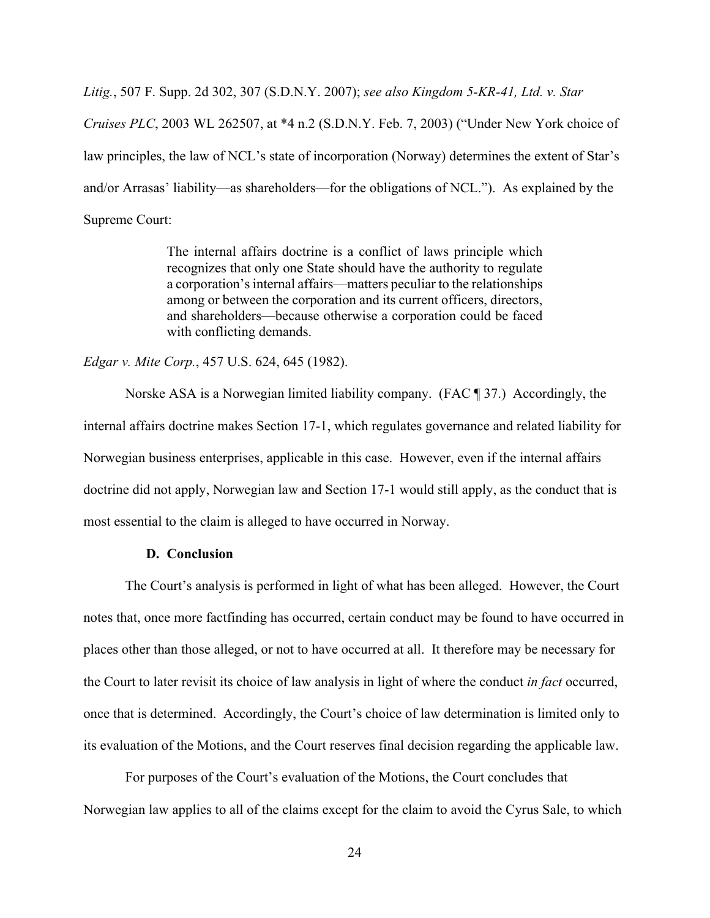*Litig.*, 507 F. Supp. 2d 302, 307 (S.D.N.Y. 2007); *see also Kingdom 5-KR-41, Ltd. v. Star Cruises PLC*, 2003 WL 262507, at *4 n.2 (S.D.N.Y. Feb. 7, 2003) ("Under New York choice of law principles, the law of NCL's state of incorporation (Norway) determines the extent of Star's and/or Arrasas' liability—as shareholders—for the obligations of NCL."). As explained by the Supreme Court:

> The internal affairs doctrine is a conflict of laws principle which recognizes that only one State should have the authority to regulate a corporation's internal affairs—matters peculiar to the relationships among or between the corporation and its current officers, directors, and shareholders—because otherwise a corporation could be faced with conflicting demands.

*Edgar v. Mite Corp.*, 457 U.S. 624, 645 (1982).

Norske ASA is a Norwegian limited liability company. (FAC ¶ 37.) Accordingly, the internal affairs doctrine makes Section 17-1, which regulates governance and related liability for Norwegian business enterprises, applicable in this case. However, even if the internal affairs doctrine did not apply, Norwegian law and Section 17-1 would still apply, as the conduct that is most essential to the claim is alleged to have occurred in Norway.

### D. Conclusion

The Court's analysis is performed in light of what has been alleged. However, the Court notes that, once more factfinding has occurred, certain conduct may be found to have occurred in places other than those alleged, or not to have occurred at all. It therefore may be necessary for the Court to later revisit its choice of law analysis in light of where the conduct *in fact* occurred, once that is determined. Accordingly, the Court's choice of law determination is limited only to its evaluation of the Motions, and the Court reserves final decision regarding the applicable law.

For purposes of the Court's evaluation of the Motions, the Court concludes that Norwegian law applies to all of the claims except for the claim to avoid the Cyrus Sale, to which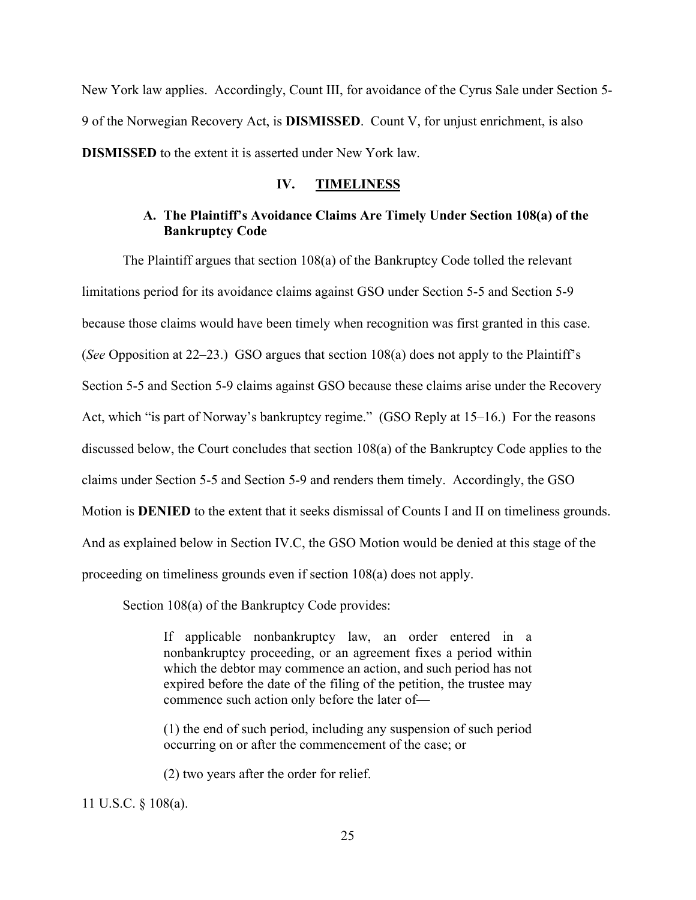New York law applies. Accordingly, Count III, for avoidance of the Cyrus Sale under Section 5-9 of the Norwegian Recovery Act, is **DISMISSED**. Count V, for unjust enrichment, is also **DISMISSED** to the extent it is asserted under New York law.

## IV. TIMELINESS

### A. The Plaintiff's Avoidance Claims Are Timely Under Section 108(a) of the Bankruptcy Code

The Plaintiff argues that section 108(a) of the Bankruptcy Code tolled the relevant limitations period for its avoidance claims against GSO under Section 5-5 and Section 5-9 because those claims would have been timely when recognition was first granted in this case. (*See* Opposition at 22–23.) GSO argues that section 108(a) does not apply to the Plaintiff's Section 5-5 and Section 5-9 claims against GSO because these claims arise under the Recovery Act, which "is part of Norway's bankruptcy regime." (GSO Reply at 15–16.) For the reasons discussed below, the Court concludes that section 108(a) of the Bankruptcy Code applies to the claims under Section 5-5 and Section 5-9 and renders them timely. Accordingly, the GSO Motion is **DENIED** to the extent that it seeks dismissal of Counts I and II on timeliness grounds. And as explained below in Section IV.C, the GSO Motion would be denied at this stage of the proceeding on timeliness grounds even if section 108(a) does not apply.

Section 108(a) of the Bankruptcy Code provides:

> If applicable nonbankruptcy law, an order entered in a nonbankruptcy proceeding, or an agreement fixes a period within which the debtor may commence an action, and such period has not expired before the date of the filing of the petition, the trustee may commence such action only before the later of—
>
> (1) the end of such period, including any suspension of such period occurring on or after the commencement of the case; or
>
> (2) two years after the order for relief.

11 U.S.C. § 108(a).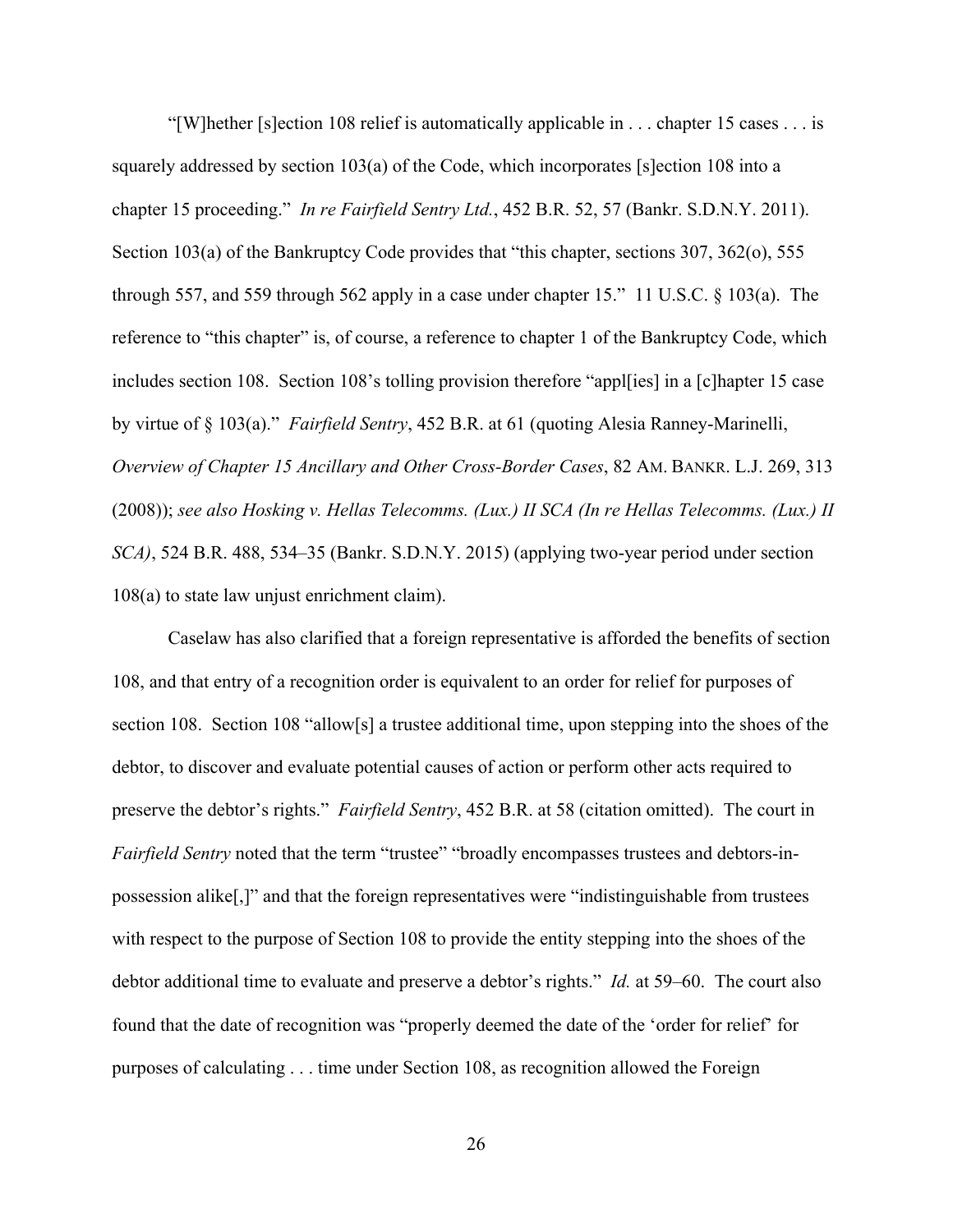"[W]hether [s]ection 108 relief is automatically applicable in . . . chapter 15 cases . . . is squarely addressed by section 103(a) of the Code, which incorporates [s]ection 108 into a chapter 15 proceeding." *In re Fairfield Sentry Ltd.*, 452 B.R. 52, 57 (Bankr. S.D.N.Y. 2011). Section 103(a) of the Bankruptcy Code provides that "this chapter, sections 307, 362(o), 555 through 557, and 559 through 562 apply in a case under chapter 15." 11 U.S.C. § 103(a). The reference to "this chapter" is, of course, a reference to chapter 1 of the Bankruptcy Code, which includes section 108. Section 108's tolling provision therefore "appl[ies] in a [c]hapter 15 case by virtue of § 103(a)." *Fairfield Sentry*, 452 B.R. at 61 (quoting Alesia Ranney-Marinelli, *Overview of Chapter 15 Ancillary and Other Cross-Border Cases*, 82 AM. BANKR. L.J. 269, 313 (2008)); *see also Hosking v. Hellas Telecomms. (Lux.) II SCA (In re Hellas Telecomms. (Lux.) II SCA)*, 524 B.R. 488, 534–35 (Bankr. S.D.N.Y. 2015) (applying two-year period under section 108(a) to state law unjust enrichment claim).

Caselaw has also clarified that a foreign representative is afforded the benefits of section 108, and that entry of a recognition order is equivalent to an order for relief for purposes of section 108. Section 108 "allow[s] a trustee additional time, upon stepping into the shoes of the debtor, to discover and evaluate potential causes of action or perform other acts required to preserve the debtor's rights." *Fairfield Sentry*, 452 B.R. at 58 (citation omitted). The court in *Fairfield Sentry* noted that the term "trustee" "broadly encompasses trustees and debtors-in-possession alike[,]" and that the foreign representatives were "indistinguishable from trustees with respect to the purpose of Section 108 to provide the entity stepping into the shoes of the debtor additional time to evaluate and preserve a debtor's rights." *Id.* at 59–60. The court also found that the date of recognition was "properly deemed the date of the 'order for relief' for purposes of calculating . . . time under Section 108, as recognition allowed the Foreign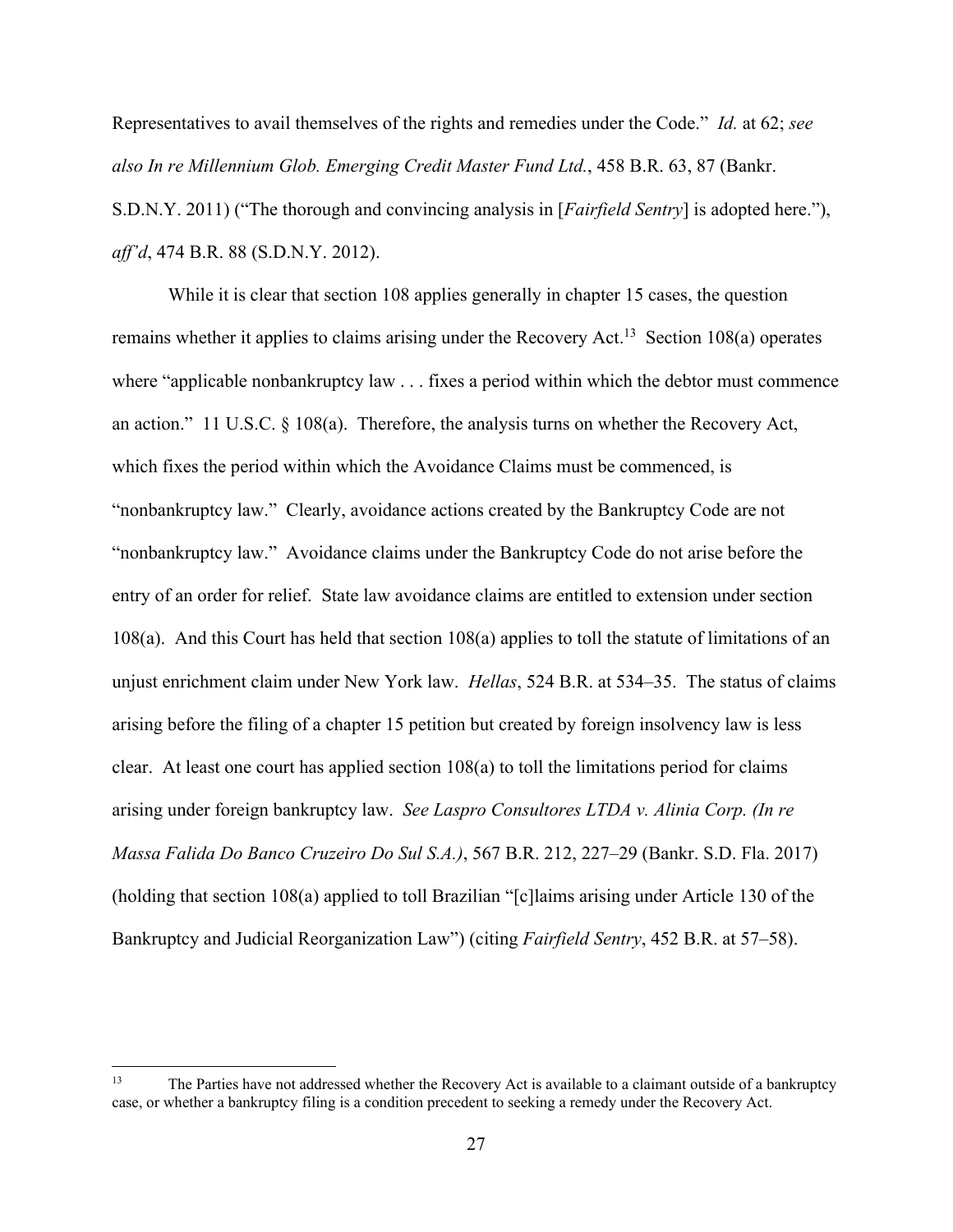Representatives to avail themselves of the rights and remedies under the Code." *Id.* at 62; *see also In re Millennium Glob. Emerging Credit Master Fund Ltd.*, 458 B.R. 63, 87 (Bankr. S.D.N.Y. 2011) ("The thorough and convincing analysis in [*Fairfield Sentry*] is adopted here."), *aff'd*, 474 B.R. 88 (S.D.N.Y. 2012).

While it is clear that section 108 applies generally in chapter 15 cases, the question remains whether it applies to claims arising under the Recovery Act.[13] Section 108(a) operates where "applicable nonbankruptcy law . . . fixes a period within which the debtor must commence an action." 11 U.S.C. § 108(a). Therefore, the analysis turns on whether the Recovery Act, which fixes the period within which the Avoidance Claims must be commenced, is "nonbankruptcy law." Clearly, avoidance actions created by the Bankruptcy Code are not "nonbankruptcy law." Avoidance claims under the Bankruptcy Code do not arise before the entry of an order for relief. State law avoidance claims are entitled to extension under section 108(a). And this Court has held that section 108(a) applies to toll the statute of limitations of an unjust enrichment claim under New York law. *Hellas*, 524 B.R. at 534–35. The status of claims arising before the filing of a chapter 15 petition but created by foreign insolvency law is less clear. At least one court has applied section 108(a) to toll the limitations period for claims arising under foreign bankruptcy law. *See Laspro Consultores LTDA v. Alinia Corp. (In re Massa Falida Do Banco Cruzeiro Do Sul S.A.)*, 567 B.R. 212, 227–29 (Bankr. S.D. Fla. 2017) (holding that section 108(a) applied to toll Brazilian "[c]laims arising under Article 130 of the Bankruptcy and Judicial Reorganization Law") (citing *Fairfield Sentry*, 452 B.R. at 57–58).

---

[13] The Parties have not addressed whether the Recovery Act is available to a claimant outside of a bankruptcy case, or whether a bankruptcy filing is a condition precedent to seeking a remedy under the Recovery Act.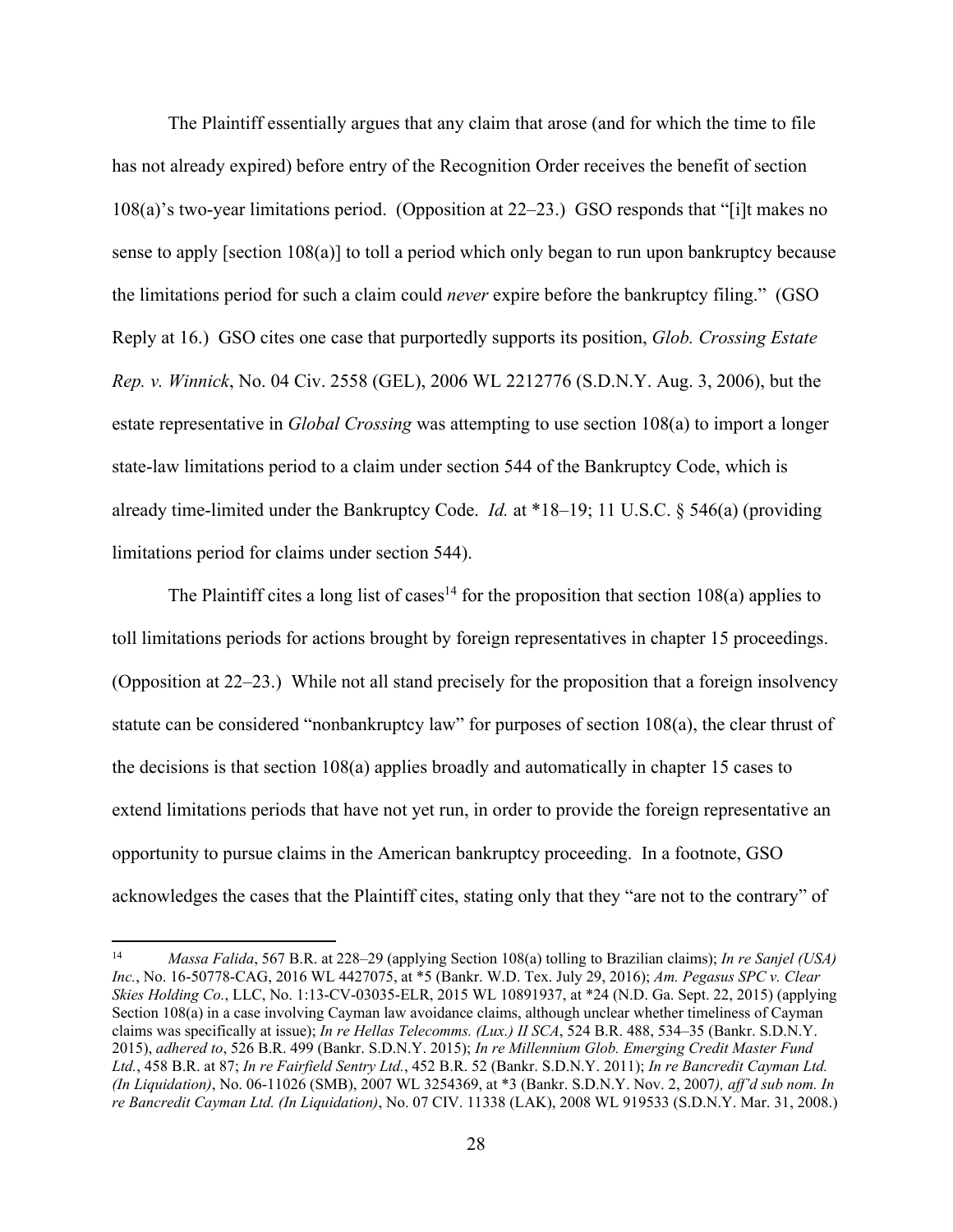The Plaintiff essentially argues that any claim that arose (and for which the time to file has not already expired) before entry of the Recognition Order receives the benefit of section 108(a)'s two-year limitations period. (Opposition at 22–23.) GSO responds that "[i]t makes no sense to apply [section 108(a)] to toll a period which only began to run upon bankruptcy because the limitations period for such a claim could *never* expire before the bankruptcy filing." (GSO Reply at 16.) GSO cites one case that purportedly supports its position, *Glob. Crossing Estate Rep. v. Winnick*, No. 04 Civ. 2558 (GEL), 2006 WL 2212776 (S.D.N.Y. Aug. 3, 2006), but the estate representative in *Global Crossing* was attempting to use section 108(a) to import a longer state-law limitations period to a claim under section 544 of the Bankruptcy Code, which is already time-limited under the Bankruptcy Code. *Id.* at *18–19; 11 U.S.C. § 546(a) (providing limitations period for claims under section 544).

The Plaintiff cites a long list of cases[14] for the proposition that section 108(a) applies to toll limitations periods for actions brought by foreign representatives in chapter 15 proceedings. (Opposition at 22–23.) While not all stand precisely for the proposition that a foreign insolvency statute can be considered "nonbankruptcy law" for purposes of section 108(a), the clear thrust of the decisions is that section 108(a) applies broadly and automatically in chapter 15 cases to extend limitations periods that have not yet run, in order to provide the foreign representative an opportunity to pursue claims in the American bankruptcy proceeding. In a footnote, GSO acknowledges the cases that the Plaintiff cites, stating only that they "are not to the contrary" of

---

[14] *Massa Falida*, 567 B.R. at 228–29 (applying Section 108(a) tolling to Brazilian claims); *In re Sanjel (USA) Inc.*, No. 16-50778-CAG, 2016 WL 4427075, at *5 (Bankr. W.D. Tex. July 29, 2016); *Am. Pegasus SPC v. Clear Skies Holding Co.*, LLC, No. 1:13-CV-03035-ELR, 2015 WL 10891937, at *24 (N.D. Ga. Sept. 22, 2015) (applying Section 108(a) in a case involving Cayman law avoidance claims, although unclear whether timeliness of Cayman claims was specifically at issue); *In re Hellas Telecomms. (Lux.) II SCA*, 524 B.R. 488, 534–35 (Bankr. S.D.N.Y. 2015), *adhered to*, 526 B.R. 499 (Bankr. S.D.N.Y. 2015); *In re Millennium Glob. Emerging Credit Master Fund Ltd.*, 458 B.R. at 87; *In re Fairfield Sentry Ltd.*, 452 B.R. 52 (Bankr. S.D.N.Y. 2011); *In re Bancredit Cayman Ltd. (In Liquidation)*, No. 06-11026 (SMB), 2007 WL 3254369, at *3 (Bankr. S.D.N.Y. Nov. 2, 2007*), aff'd sub nom. In re Bancredit Cayman Ltd. (In Liquidation)*, No. 07 CIV. 11338 (LAK), 2008 WL 919533 (S.D.N.Y. Mar. 31, 2008.)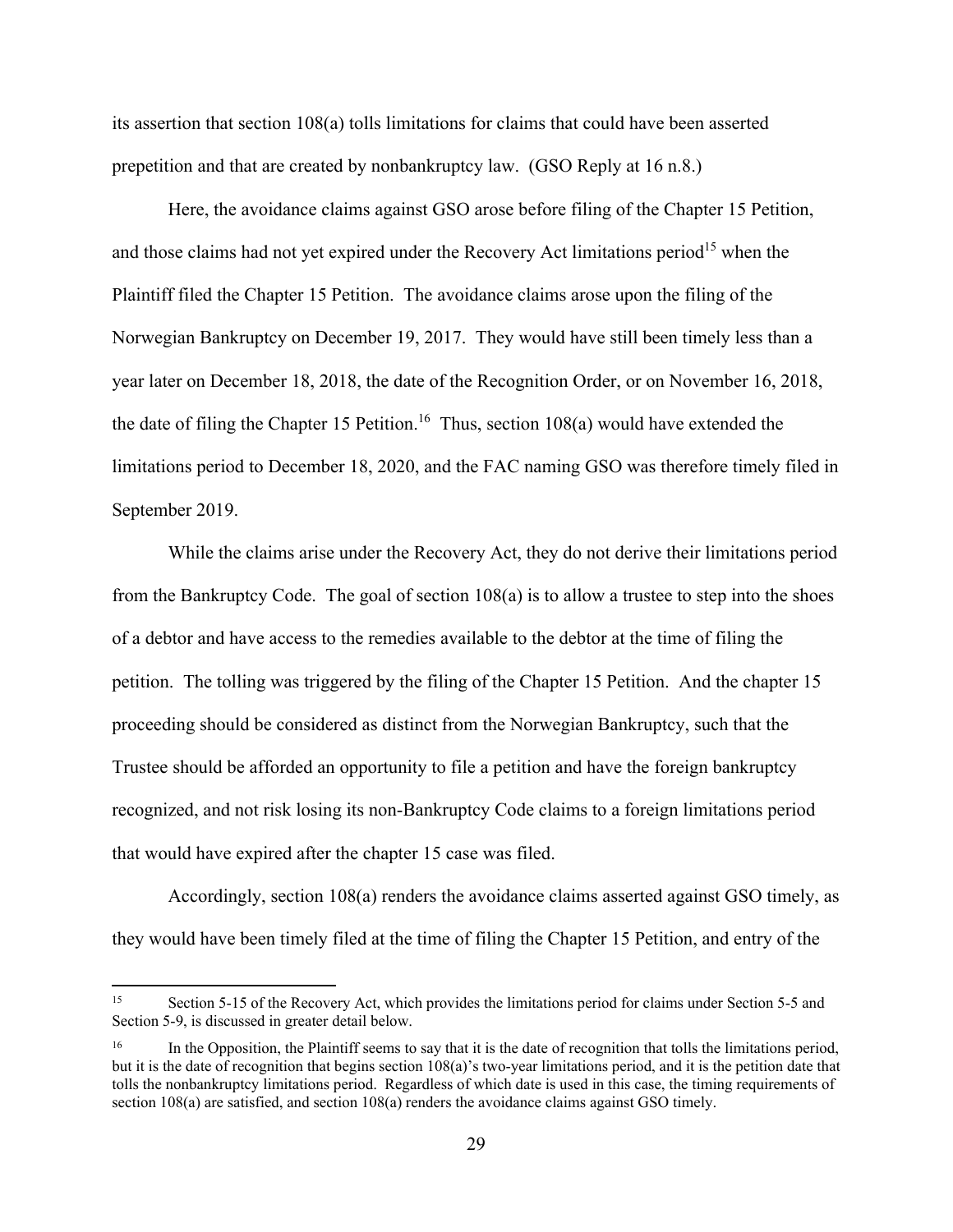its assertion that section 108(a) tolls limitations for claims that could have been asserted prepetition and that are created by nonbankruptcy law. (GSO Reply at 16 n.8.)

Here, the avoidance claims against GSO arose before filing of the Chapter 15 Petition, and those claims had not yet expired under the Recovery Act limitations period[15] when the Plaintiff filed the Chapter 15 Petition. The avoidance claims arose upon the filing of the Norwegian Bankruptcy on December 19, 2017. They would have still been timely less than a year later on December 18, 2018, the date of the Recognition Order, or on November 16, 2018, the date of filing the Chapter 15 Petition.[16] Thus, section 108(a) would have extended the limitations period to December 18, 2020, and the FAC naming GSO was therefore timely filed in September 2019.

While the claims arise under the Recovery Act, they do not derive their limitations period from the Bankruptcy Code. The goal of section 108(a) is to allow a trustee to step into the shoes of a debtor and have access to the remedies available to the debtor at the time of filing the petition. The tolling was triggered by the filing of the Chapter 15 Petition. And the chapter 15 proceeding should be considered as distinct from the Norwegian Bankruptcy, such that the Trustee should be afforded an opportunity to file a petition and have the foreign bankruptcy recognized, and not risk losing its non-Bankruptcy Code claims to a foreign limitations period that would have expired after the chapter 15 case was filed.

Accordingly, section 108(a) renders the avoidance claims asserted against GSO timely, as they would have been timely filed at the time of filing the Chapter 15 Petition, and entry of the

---

[15] Section 5-15 of the Recovery Act, which provides the limitations period for claims under Section 5-5 and Section 5-9, is discussed in greater detail below.

[16] In the Opposition, the Plaintiff seems to say that it is the date of recognition that tolls the limitations period, but it is the date of recognition that begins section 108(a)'s two-year limitations period, and it is the petition date that tolls the nonbankruptcy limitations period. Regardless of which date is used in this case, the timing requirements of section 108(a) are satisfied, and section 108(a) renders the avoidance claims against GSO timely.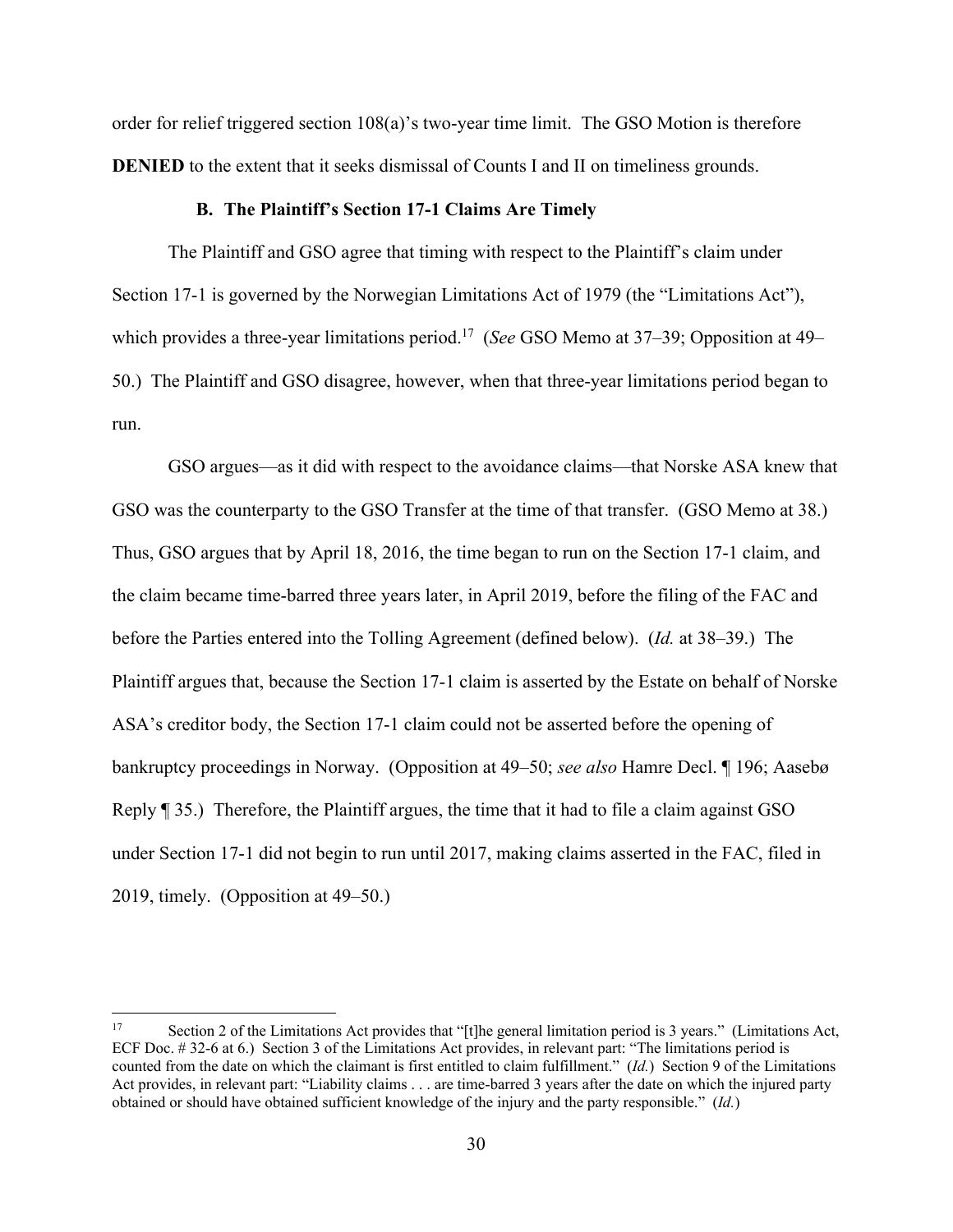order for relief triggered section 108(a)'s two-year time limit. The GSO Motion is therefore **DENIED** to the extent that it seeks dismissal of Counts I and II on timeliness grounds.

### B. The Plaintiff's Section 17-1 Claims Are Timely

The Plaintiff and GSO agree that timing with respect to the Plaintiff's claim under Section 17-1 is governed by the Norwegian Limitations Act of 1979 (the "Limitations Act"), which provides a three-year limitations period.[17] (*See* GSO Memo at 37–39; Opposition at 49–50.) The Plaintiff and GSO disagree, however, when that three-year limitations period began to run.

GSO argues—as it did with respect to the avoidance claims—that Norske ASA knew that GSO was the counterparty to the GSO Transfer at the time of that transfer. (GSO Memo at 38.) Thus, GSO argues that by April 18, 2016, the time began to run on the Section 17-1 claim, and the claim became time-barred three years later, in April 2019, before the filing of the FAC and before the Parties entered into the Tolling Agreement (defined below). (*Id.* at 38–39.) The Plaintiff argues that, because the Section 17-1 claim is asserted by the Estate on behalf of Norske ASA's creditor body, the Section 17-1 claim could not be asserted before the opening of bankruptcy proceedings in Norway. (Opposition at 49–50; *see also* Hamre Decl. ¶ 196; Aasebø Reply ¶ 35.) Therefore, the Plaintiff argues, the time that it had to file a claim against GSO under Section 17-1 did not begin to run until 2017, making claims asserted in the FAC, filed in 2019, timely. (Opposition at 49–50.)

---

[17] Section 2 of the Limitations Act provides that "[t]he general limitation period is 3 years." (Limitations Act, ECF Doc. # 32-6 at 6.) Section 3 of the Limitations Act provides, in relevant part: "The limitations period is counted from the date on which the claimant is first entitled to claim fulfillment." (*Id.*) Section 9 of the Limitations Act provides, in relevant part: "Liability claims . . . are time-barred 3 years after the date on which the injured party obtained or should have obtained sufficient knowledge of the injury and the party responsible." (*Id.*)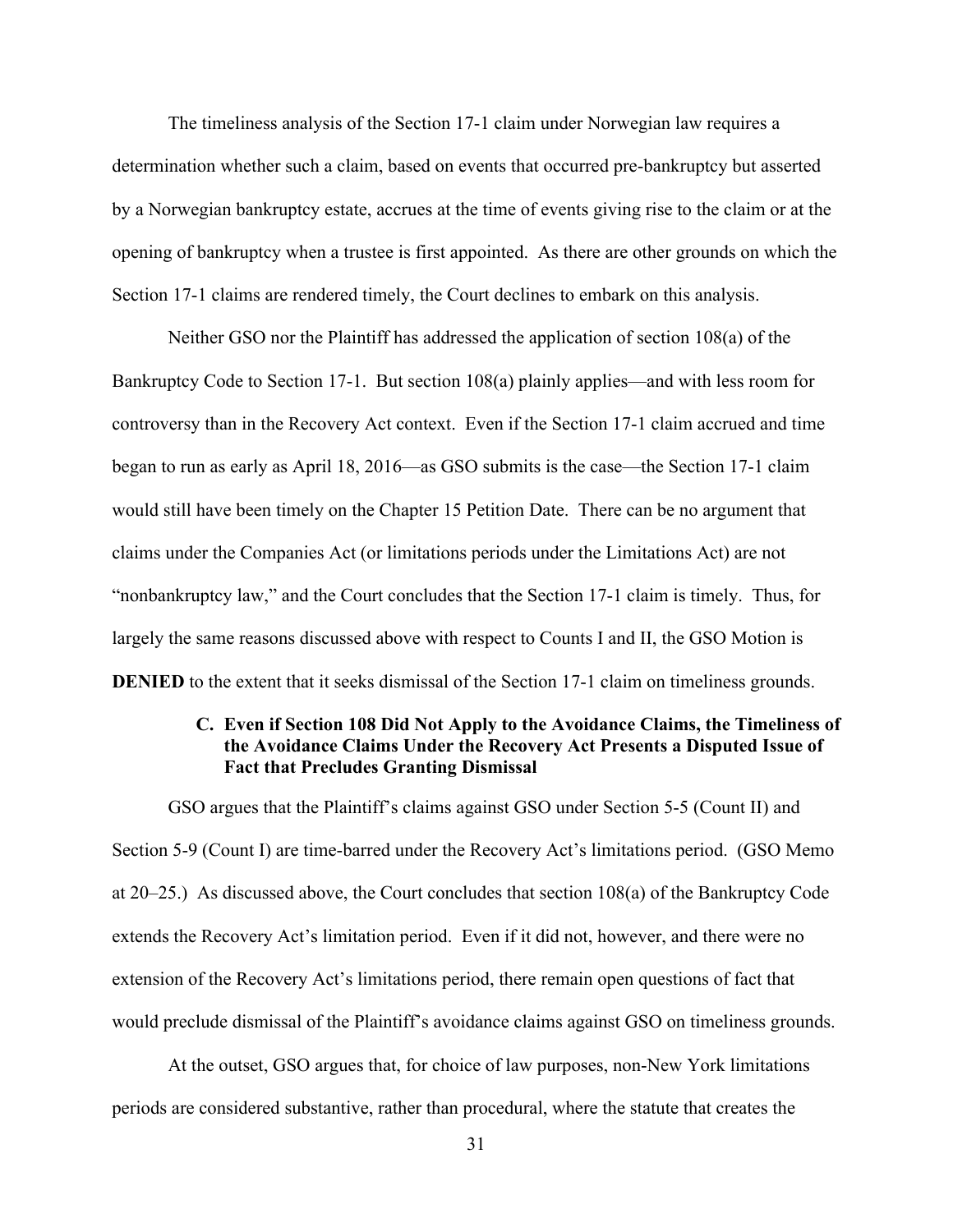The timeliness analysis of the Section 17-1 claim under Norwegian law requires a determination whether such a claim, based on events that occurred pre-bankruptcy but asserted by a Norwegian bankruptcy estate, accrues at the time of events giving rise to the claim or at the opening of bankruptcy when a trustee is first appointed. As there are other grounds on which the Section 17-1 claims are rendered timely, the Court declines to embark on this analysis.

Neither GSO nor the Plaintiff has addressed the application of section 108(a) of the Bankruptcy Code to Section 17-1. But section 108(a) plainly applies—and with less room for controversy than in the Recovery Act context. Even if the Section 17-1 claim accrued and time began to run as early as April 18, 2016—as GSO submits is the case—the Section 17-1 claim would still have been timely on the Chapter 15 Petition Date. There can be no argument that claims under the Companies Act (or limitations periods under the Limitations Act) are not "nonbankruptcy law," and the Court concludes that the Section 17-1 claim is timely. Thus, for largely the same reasons discussed above with respect to Counts I and II, the GSO Motion is **DENIED** to the extent that it seeks dismissal of the Section 17-1 claim on timeliness grounds.

### C. Even if Section 108 Did Not Apply to the Avoidance Claims, the Timeliness of the Avoidance Claims Under the Recovery Act Presents a Disputed Issue of Fact that Precludes Granting Dismissal

GSO argues that the Plaintiff's claims against GSO under Section 5-5 (Count II) and Section 5-9 (Count I) are time-barred under the Recovery Act's limitations period. (GSO Memo at 20–25.) As discussed above, the Court concludes that section 108(a) of the Bankruptcy Code extends the Recovery Act's limitation period. Even if it did not, however, and there were no extension of the Recovery Act's limitations period, there remain open questions of fact that would preclude dismissal of the Plaintiff's avoidance claims against GSO on timeliness grounds.

At the outset, GSO argues that, for choice of law purposes, non-New York limitations periods are considered substantive, rather than procedural, where the statute that creates the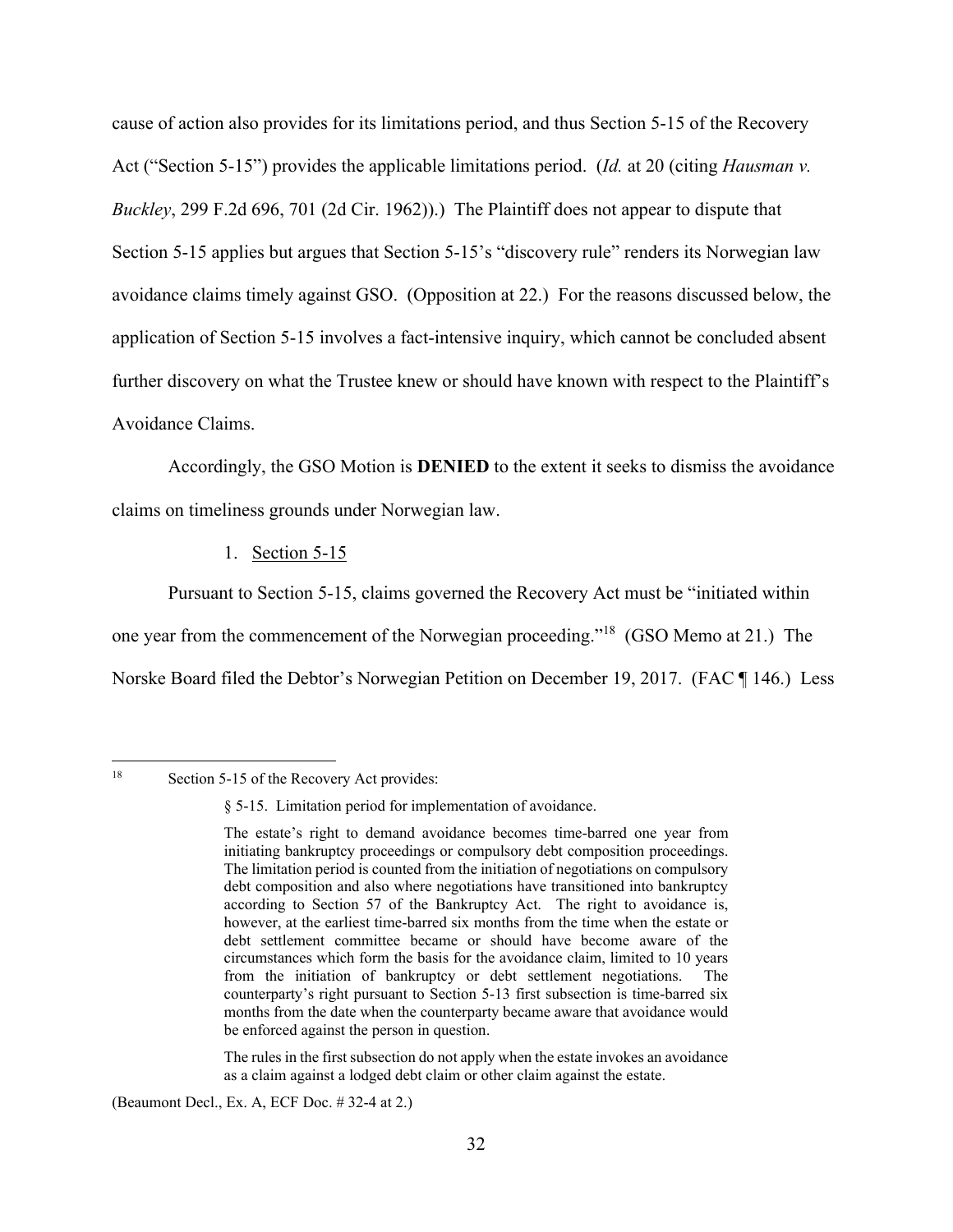cause of action also provides for its limitations period, and thus Section 5-15 of the Recovery Act ("Section 5-15") provides the applicable limitations period. (*Id.* at 20 (citing *Hausman v. Buckley*, 299 F.2d 696, 701 (2d Cir. 1962)).) The Plaintiff does not appear to dispute that Section 5-15 applies but argues that Section 5-15's "discovery rule" renders its Norwegian law avoidance claims timely against GSO. (Opposition at 22.) For the reasons discussed below, the application of Section 5-15 involves a fact-intensive inquiry, which cannot be concluded absent further discovery on what the Trustee knew or should have known with respect to the Plaintiff's Avoidance Claims.

Accordingly, the GSO Motion is **DENIED** to the extent it seeks to dismiss the avoidance claims on timeliness grounds under Norwegian law.

1. Section 5-15

Pursuant to Section 5-15, claims governed the Recovery Act must be "initiated within one year from the commencement of the Norwegian proceeding."[18] (GSO Memo at 21.) The Norske Board filed the Debtor's Norwegian Petition on December 19, 2017. (FAC ¶ 146.) Less

---

[18] Section 5-15 of the Recovery Act provides:

> § 5-15. Limitation period for implementation of avoidance.
>
> The estate's right to demand avoidance becomes time-barred one year from initiating bankruptcy proceedings or compulsory debt composition proceedings. The limitation period is counted from the initiation of negotiations on compulsory debt composition and also where negotiations have transitioned into bankruptcy according to Section 57 of the Bankruptcy Act. The right to avoidance is, however, at the earliest time-barred six months from the time when the estate or debt settlement committee became or should have become aware of the circumstances which form the basis for the avoidance claim, limited to 10 years from the initiation of bankruptcy or debt settlement negotiations. The counterparty's right pursuant to Section 5-13 first subsection is time-barred six months from the date when the counterparty became aware that avoidance would be enforced against the person in question.
>
> The rules in the first subsection do not apply when the estate invokes an avoidance as a claim against a lodged debt claim or other claim against the estate.

(Beaumont Decl., Ex. A, ECF Doc. # 32-4 at 2.)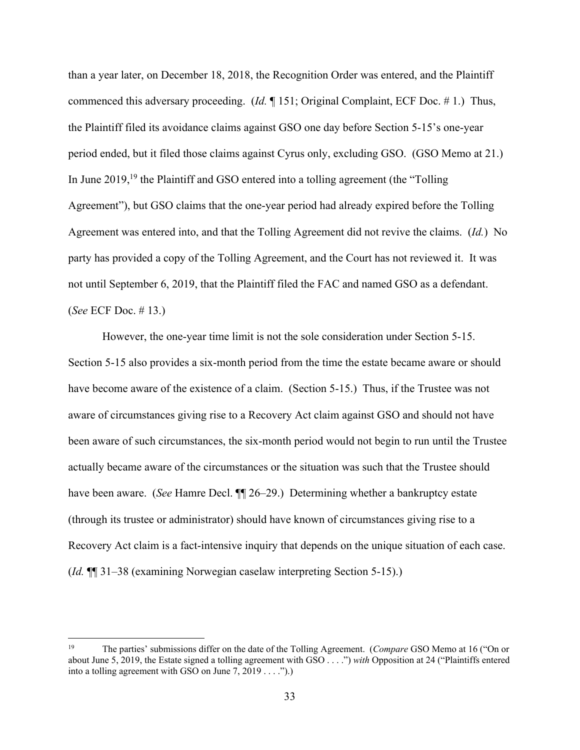than a year later, on December 18, 2018, the Recognition Order was entered, and the Plaintiff commenced this adversary proceeding. (*Id.* ¶ 151; Original Complaint, ECF Doc. # 1.) Thus, the Plaintiff filed its avoidance claims against GSO one day before Section 5-15's one-year period ended, but it filed those claims against Cyrus only, excluding GSO. (GSO Memo at 21.) In June 2019,[19] the Plaintiff and GSO entered into a tolling agreement (the "Tolling Agreement"), but GSO claims that the one-year period had already expired before the Tolling Agreement was entered into, and that the Tolling Agreement did not revive the claims. (*Id.*) No party has provided a copy of the Tolling Agreement, and the Court has not reviewed it. It was not until September 6, 2019, that the Plaintiff filed the FAC and named GSO as a defendant. (*See* ECF Doc. # 13.)

However, the one-year time limit is not the sole consideration under Section 5-15. Section 5-15 also provides a six-month period from the time the estate became aware or should have become aware of the existence of a claim. (Section 5-15.) Thus, if the Trustee was not aware of circumstances giving rise to a Recovery Act claim against GSO and should not have been aware of such circumstances, the six-month period would not begin to run until the Trustee actually became aware of the circumstances or the situation was such that the Trustee should have been aware. (*See* Hamre Decl. ¶¶ 26–29.) Determining whether a bankruptcy estate (through its trustee or administrator) should have known of circumstances giving rise to a Recovery Act claim is a fact-intensive inquiry that depends on the unique situation of each case. (*Id.* ¶¶ 31–38 (examining Norwegian caselaw interpreting Section 5-15).)

---

[19] The parties' submissions differ on the date of the Tolling Agreement. (*Compare* GSO Memo at 16 ("On or about June 5, 2019, the Estate signed a tolling agreement with GSO . . . .") *with* Opposition at 24 ("Plaintiffs entered into a tolling agreement with GSO on June 7, 2019 . . . .").)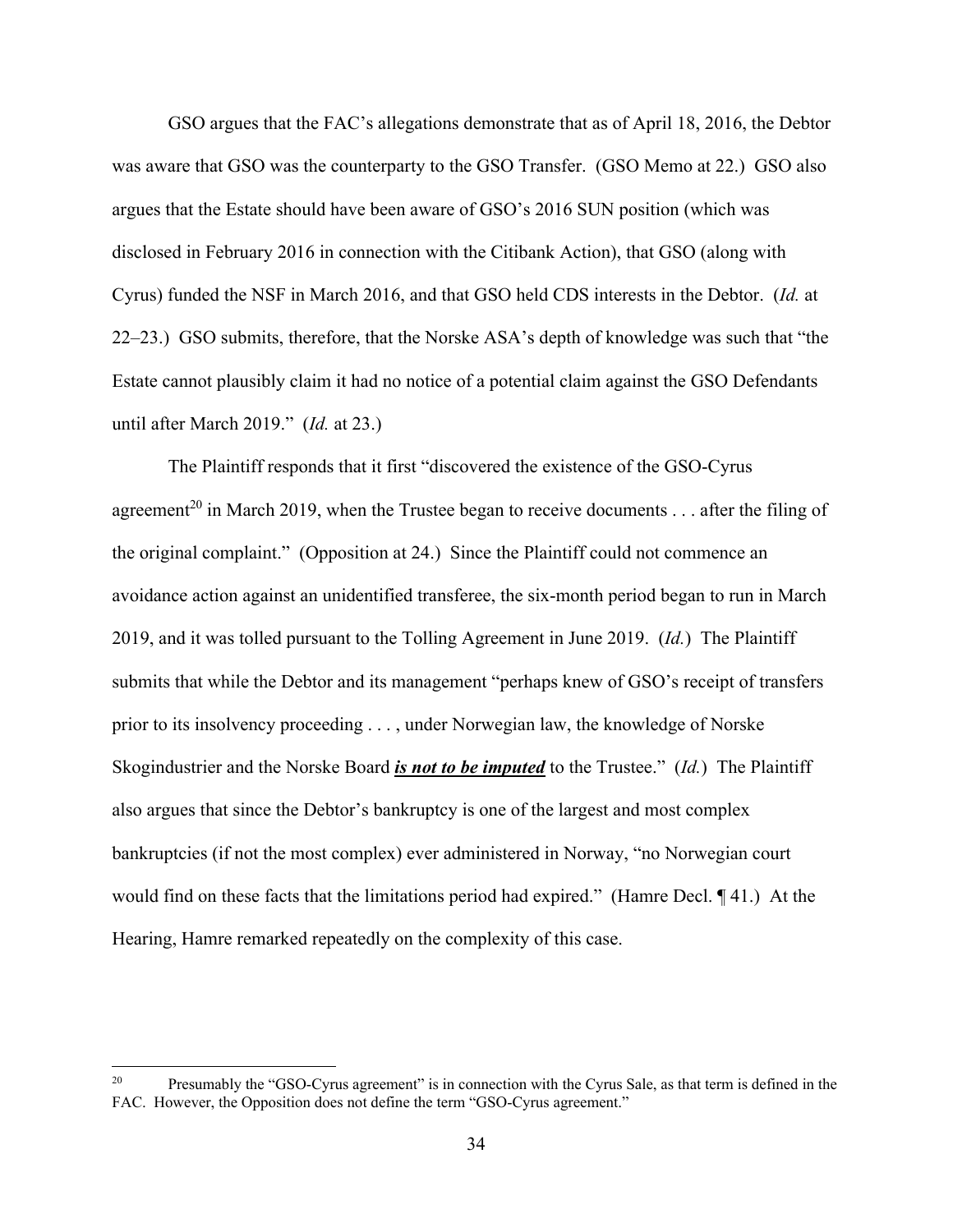GSO argues that the FAC's allegations demonstrate that as of April 18, 2016, the Debtor was aware that GSO was the counterparty to the GSO Transfer. (GSO Memo at 22.) GSO also argues that the Estate should have been aware of GSO's 2016 SUN position (which was disclosed in February 2016 in connection with the Citibank Action), that GSO (along with Cyrus) funded the NSF in March 2016, and that GSO held CDS interests in the Debtor. (*Id.* at 22–23.) GSO submits, therefore, that the Norske ASA's depth of knowledge was such that "the Estate cannot plausibly claim it had no notice of a potential claim against the GSO Defendants until after March 2019." (*Id.* at 23.)

The Plaintiff responds that it first "discovered the existence of the GSO-Cyrus agreement[20] in March 2019, when the Trustee began to receive documents . . . after the filing of the original complaint." (Opposition at 24.) Since the Plaintiff could not commence an avoidance action against an unidentified transferee, the six-month period began to run in March 2019, and it was tolled pursuant to the Tolling Agreement in June 2019. (*Id.*) The Plaintiff submits that while the Debtor and its management "perhaps knew of GSO's receipt of transfers prior to its insolvency proceeding . . . , under Norwegian law, the knowledge of Norske Skogindustrier and the Norske Board ***<u>is not to be imputed</u>*** to the Trustee." (*Id.*) The Plaintiff also argues that since the Debtor's bankruptcy is one of the largest and most complex bankruptcies (if not the most complex) ever administered in Norway, "no Norwegian court would find on these facts that the limitations period had expired." (Hamre Decl. ¶ 41.) At the Hearing, Hamre remarked repeatedly on the complexity of this case.

---

[20] Presumably the "GSO-Cyrus agreement" is in connection with the Cyrus Sale, as that term is defined in the FAC. However, the Opposition does not define the term "GSO-Cyrus agreement."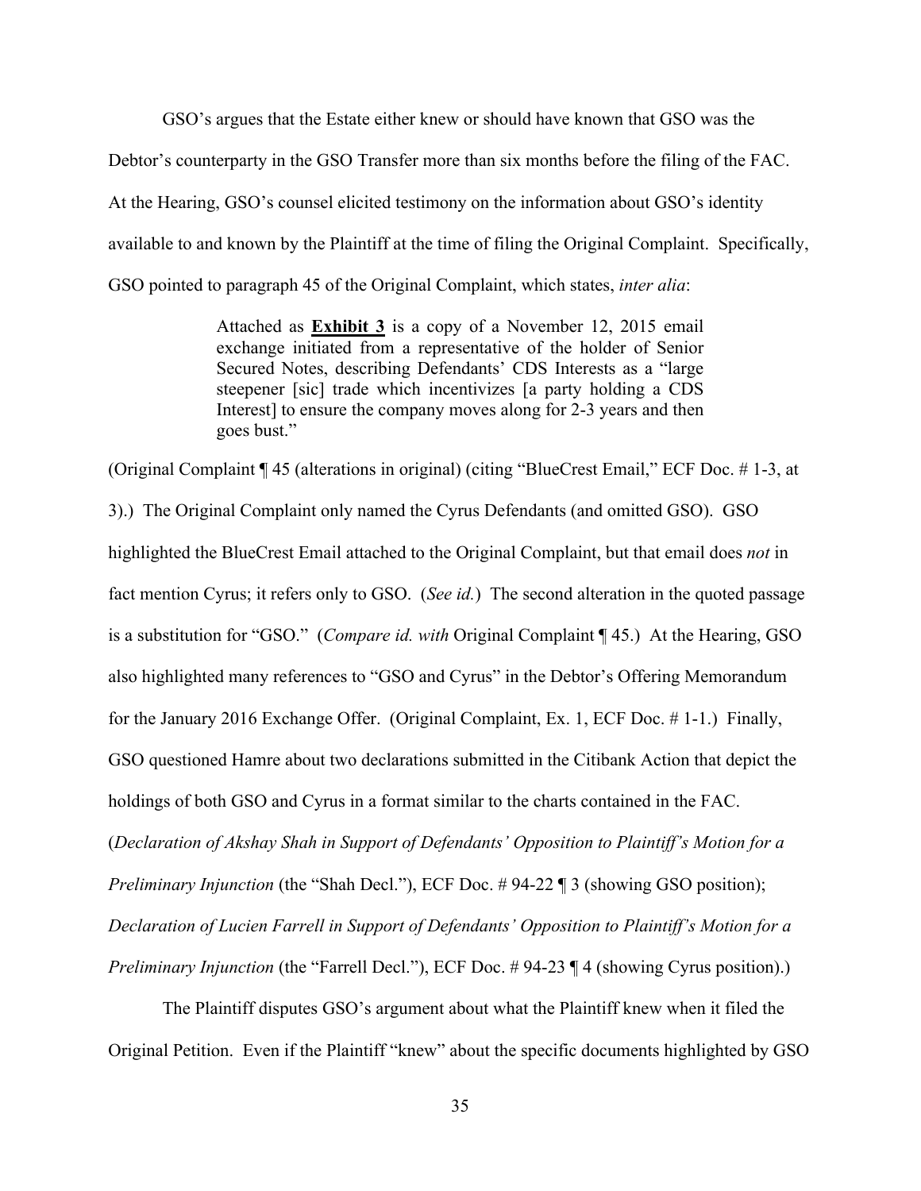GSO's argues that the Estate either knew or should have known that GSO was the Debtor's counterparty in the GSO Transfer more than six months before the filing of the FAC. At the Hearing, GSO's counsel elicited testimony on the information about GSO's identity available to and known by the Plaintiff at the time of filing the Original Complaint. Specifically, GSO pointed to paragraph 45 of the Original Complaint, which states, *inter alia*:

> Attached as **Exhibit 3** is a copy of a November 12, 2015 email exchange initiated from a representative of the holder of Senior Secured Notes, describing Defendants' CDS Interests as a "large steepener [sic] trade which incentivizes [a party holding a CDS Interest] to ensure the company moves along for 2-3 years and then goes bust."

(Original Complaint ¶ 45 (alterations in original) (citing "BlueCrest Email," ECF Doc. # 1-3, at 3).) The Original Complaint only named the Cyrus Defendants (and omitted GSO). GSO highlighted the BlueCrest Email attached to the Original Complaint, but that email does *not* in fact mention Cyrus; it refers only to GSO. (*See id.*) The second alteration in the quoted passage is a substitution for "GSO." (*Compare id. with* Original Complaint ¶ 45.) At the Hearing, GSO also highlighted many references to "GSO and Cyrus" in the Debtor's Offering Memorandum for the January 2016 Exchange Offer. (Original Complaint, Ex. 1, ECF Doc. # 1-1.) Finally, GSO questioned Hamre about two declarations submitted in the Citibank Action that depict the holdings of both GSO and Cyrus in a format similar to the charts contained in the FAC. (*Declaration of Akshay Shah in Support of Defendants' Opposition to Plaintiff's Motion for a Preliminary Injunction* (the "Shah Decl."), ECF Doc. # 94-22 ¶ 3 (showing GSO position); *Declaration of Lucien Farrell in Support of Defendants' Opposition to Plaintiff's Motion for a Preliminary Injunction* (the "Farrell Decl."), ECF Doc. # 94-23 ¶ 4 (showing Cyrus position).)

The Plaintiff disputes GSO's argument about what the Plaintiff knew when it filed the Original Petition. Even if the Plaintiff "knew" about the specific documents highlighted by GSO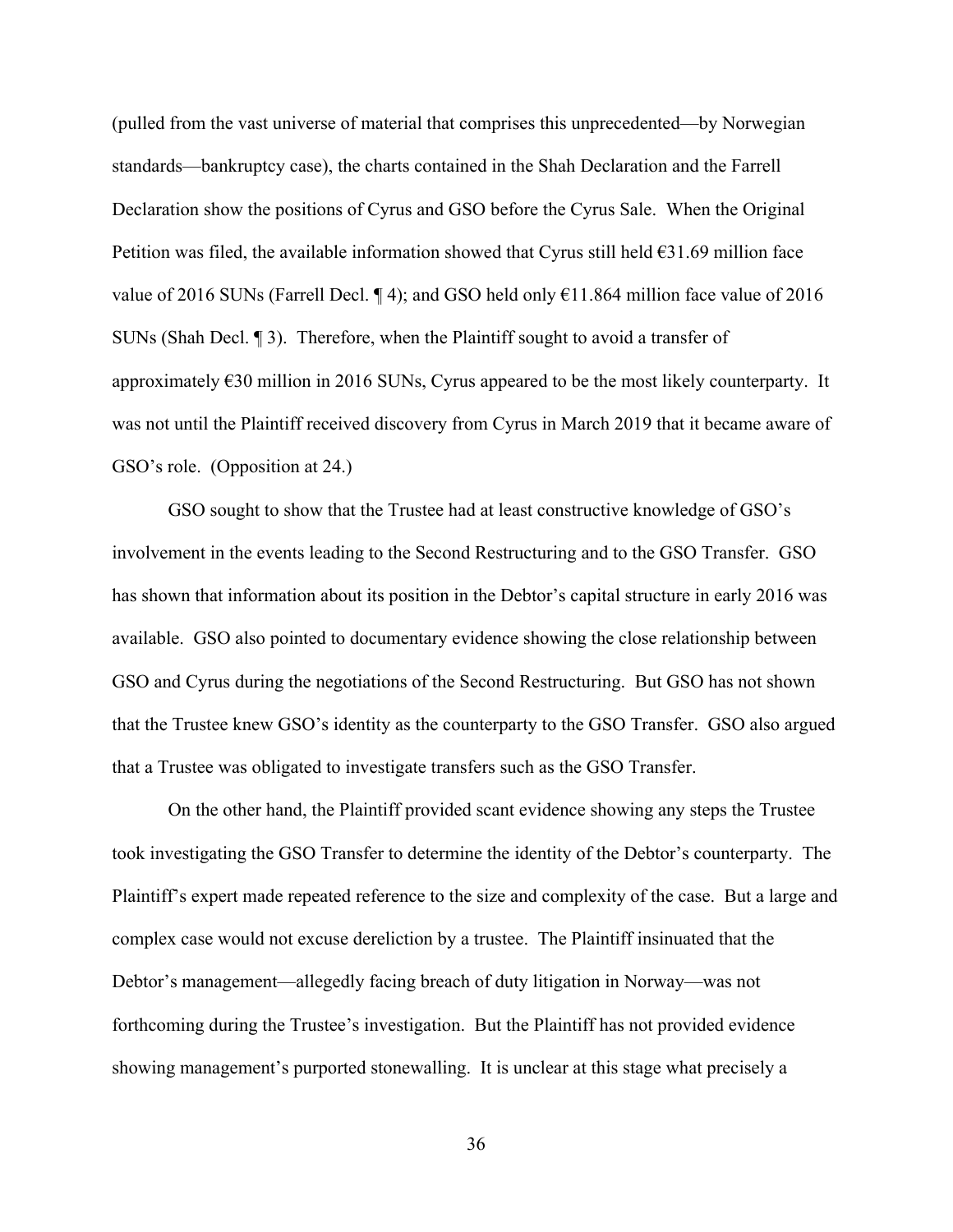(pulled from the vast universe of material that comprises this unprecedented—by Norwegian standards—bankruptcy case), the charts contained in the Shah Declaration and the Farrell Declaration show the positions of Cyrus and GSO before the Cyrus Sale. When the Original Petition was filed, the available information showed that Cyrus still held €31.69 million face value of 2016 SUNs (Farrell Decl. ¶ 4); and GSO held only €11.864 million face value of 2016 SUNs (Shah Decl. ¶ 3). Therefore, when the Plaintiff sought to avoid a transfer of approximately €30 million in 2016 SUNs, Cyrus appeared to be the most likely counterparty. It was not until the Plaintiff received discovery from Cyrus in March 2019 that it became aware of GSO's role. (Opposition at 24.)

GSO sought to show that the Trustee had at least constructive knowledge of GSO's involvement in the events leading to the Second Restructuring and to the GSO Transfer. GSO has shown that information about its position in the Debtor's capital structure in early 2016 was available. GSO also pointed to documentary evidence showing the close relationship between GSO and Cyrus during the negotiations of the Second Restructuring. But GSO has not shown that the Trustee knew GSO's identity as the counterparty to the GSO Transfer. GSO also argued that a Trustee was obligated to investigate transfers such as the GSO Transfer.

On the other hand, the Plaintiff provided scant evidence showing any steps the Trustee took investigating the GSO Transfer to determine the identity of the Debtor's counterparty. The Plaintiff's expert made repeated reference to the size and complexity of the case. But a large and complex case would not excuse dereliction by a trustee. The Plaintiff insinuated that the Debtor's management—allegedly facing breach of duty litigation in Norway—was not forthcoming during the Trustee's investigation. But the Plaintiff has not provided evidence showing management's purported stonewalling. It is unclear at this stage what precisely a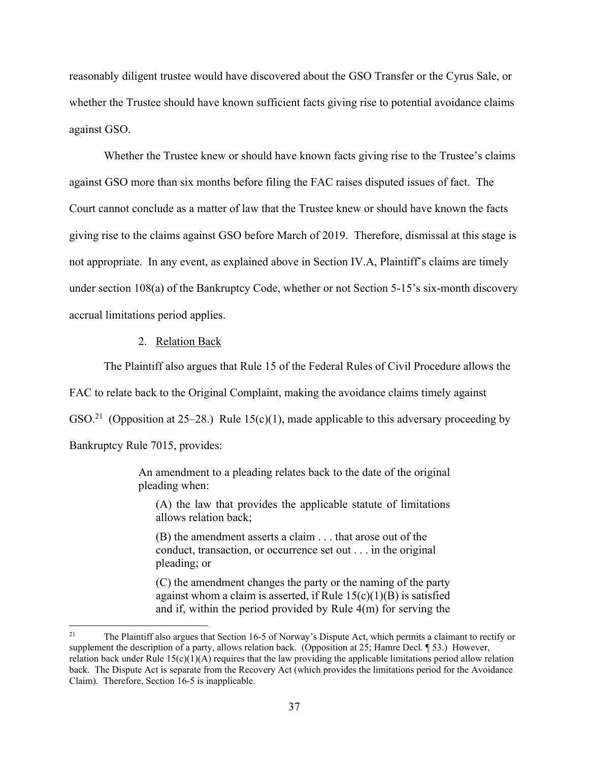reasonably diligent trustee would have discovered about the GSO Transfer or the Cyrus Sale, or whether the Trustee should have known sufficient facts giving rise to potential avoidance claims against GSO.

Whether the Trustee knew or should have known facts giving rise to the Trustee's claims against GSO more than six months before filing the FAC raises disputed issues of fact. The Court cannot conclude as a matter of law that the Trustee knew or should have known the facts giving rise to the claims against GSO before March of 2019. Therefore, dismissal at this stage is not appropriate. In any event, as explained above in Section IV.A, Plaintiff's claims are timely under section 108(a) of the Bankruptcy Code, whether or not Section 5-15's six-month discovery accrual limitations period applies.

2. Relation Back

The Plaintiff also argues that Rule 15 of the Federal Rules of Civil Procedure allows the FAC to relate back to the Original Complaint, making the avoidance claims timely against GSO.[21] (Opposition at 25–28.) Rule 15(c)(1), made applicable to this adversary proceeding by Bankruptcy Rule 7015, provides:

> An amendment to a pleading relates back to the date of the original pleading when:
>
> (A) the law that provides the applicable statute of limitations allows relation back;
>
> (B) the amendment asserts a claim . . . that arose out of the conduct, transaction, or occurrence set out . . . in the original pleading; or
>
> (C) the amendment changes the party or the naming of the party against whom a claim is asserted, if Rule 15(c)(1)(B) is satisfied and if, within the period provided by Rule 4(m) for serving the

[21] The Plaintiff also argues that Section 16-5 of Norway's Dispute Act, which permits a claimant to rectify or supplement the description of a party, allows relation back. (Opposition at 25; Hamre Decl. ¶ 53.) However, relation back under Rule 15(c)(1)(A) requires that the law providing the applicable limitations period allow relation back. The Dispute Act is separate from the Recovery Act (which provides the limitations period for the Avoidance Claim). Therefore, Section 16-5 is inapplicable.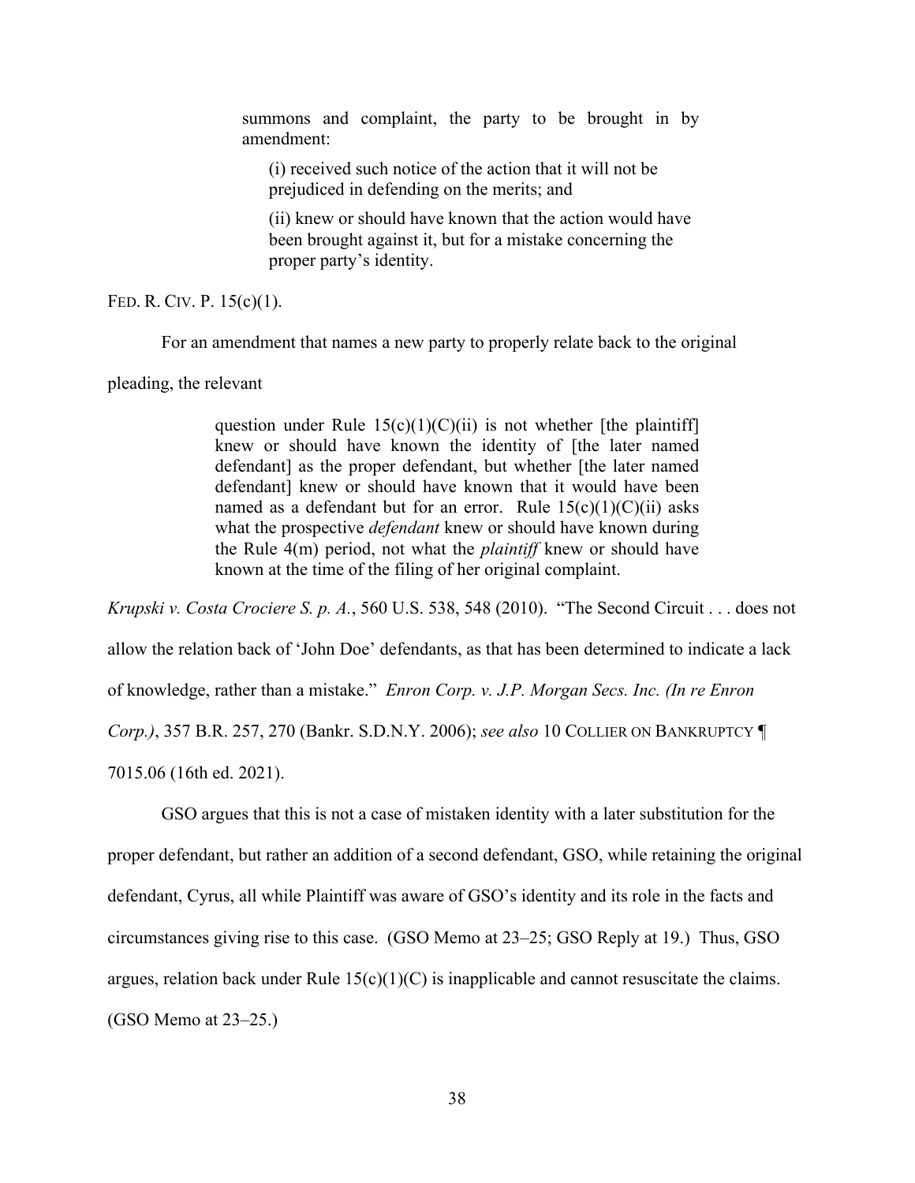> summons and complaint, the party to be brought in by amendment:
>
> > (i) received such notice of the action that it will not be prejudiced in defending on the merits; and
> >
> > (ii) knew or should have known that the action would have been brought against it, but for a mistake concerning the proper party's identity.

FED. R. CIV. P. 15(c)(1).

For an amendment that names a new party to properly relate back to the original pleading, the relevant

> question under Rule 15(c)(1)(C)(ii) is not whether [the plaintiff] knew or should have known the identity of [the later named defendant] as the proper defendant, but whether [the later named defendant] knew or should have known that it would have been named as a defendant but for an error. Rule 15(c)(1)(C)(ii) asks what the prospective *defendant* knew or should have known during the Rule 4(m) period, not what the *plaintiff* knew or should have known at the time of the filing of her original complaint.

*Krupski v. Costa Crociere S. p. A.*, 560 U.S. 538, 548 (2010). "The Second Circuit . . . does not allow the relation back of 'John Doe' defendants, as that has been determined to indicate a lack of knowledge, rather than a mistake." *Enron Corp. v. J.P. Morgan Secs. Inc. (In re Enron Corp.)*, 357 B.R. 257, 270 (Bankr. S.D.N.Y. 2006); *see also* 10 COLLIER ON BANKRUPTCY ¶ 7015.06 (16th ed. 2021).

GSO argues that this is not a case of mistaken identity with a later substitution for the proper defendant, but rather an addition of a second defendant, GSO, while retaining the original defendant, Cyrus, all while Plaintiff was aware of GSO's identity and its role in the facts and circumstances giving rise to this case. (GSO Memo at 23–25; GSO Reply at 19.) Thus, GSO argues, relation back under Rule 15(c)(1)(C) is inapplicable and cannot resuscitate the claims. (GSO Memo at 23–25.)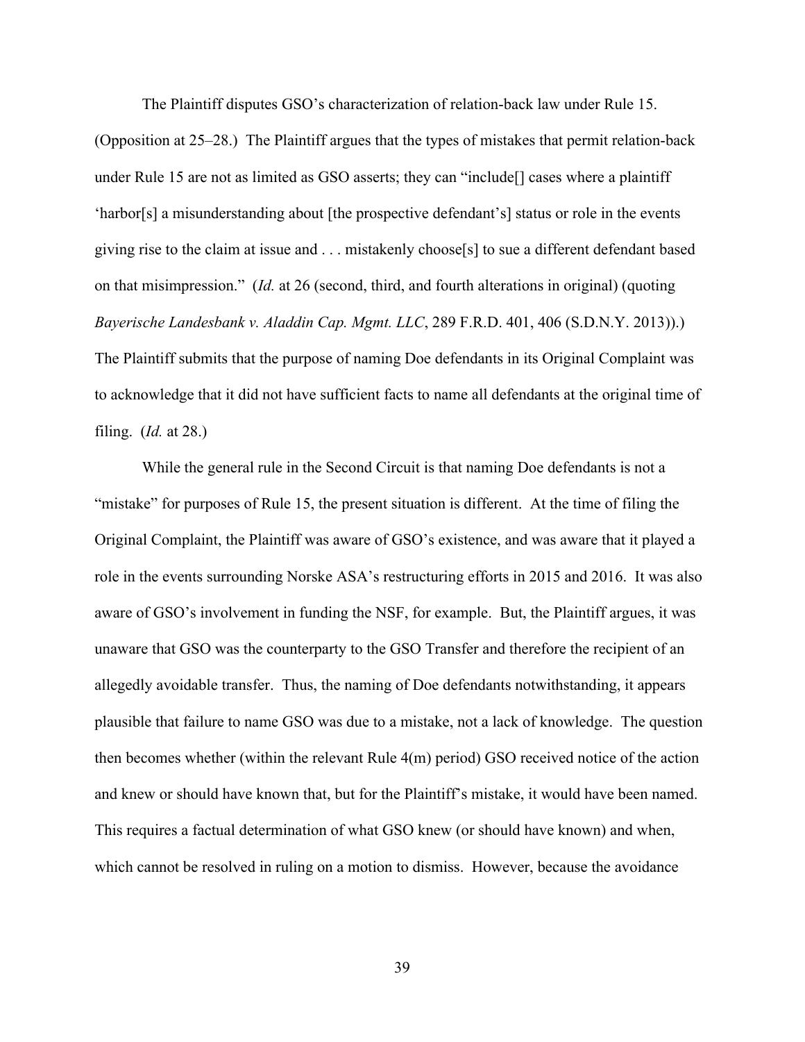The Plaintiff disputes GSO's characterization of relation-back law under Rule 15. (Opposition at 25–28.) The Plaintiff argues that the types of mistakes that permit relation-back under Rule 15 are not as limited as GSO asserts; they can "include[] cases where a plaintiff 'harbor[s] a misunderstanding about [the prospective defendant's] status or role in the events giving rise to the claim at issue and . . . mistakenly choose[s] to sue a different defendant based on that misimpression." (*Id.* at 26 (second, third, and fourth alterations in original) (quoting *Bayerische Landesbank v. Aladdin Cap. Mgmt. LLC*, 289 F.R.D. 401, 406 (S.D.N.Y. 2013)).) The Plaintiff submits that the purpose of naming Doe defendants in its Original Complaint was to acknowledge that it did not have sufficient facts to name all defendants at the original time of filing. (*Id.* at 28.)

While the general rule in the Second Circuit is that naming Doe defendants is not a "mistake" for purposes of Rule 15, the present situation is different. At the time of filing the Original Complaint, the Plaintiff was aware of GSO's existence, and was aware that it played a role in the events surrounding Norske ASA's restructuring efforts in 2015 and 2016. It was also aware of GSO's involvement in funding the NSF, for example. But, the Plaintiff argues, it was unaware that GSO was the counterparty to the GSO Transfer and therefore the recipient of an allegedly avoidable transfer. Thus, the naming of Doe defendants notwithstanding, it appears plausible that failure to name GSO was due to a mistake, not a lack of knowledge. The question then becomes whether (within the relevant Rule 4(m) period) GSO received notice of the action and knew or should have known that, but for the Plaintiff's mistake, it would have been named. This requires a factual determination of what GSO knew (or should have known) and when, which cannot be resolved in ruling on a motion to dismiss. However, because the avoidance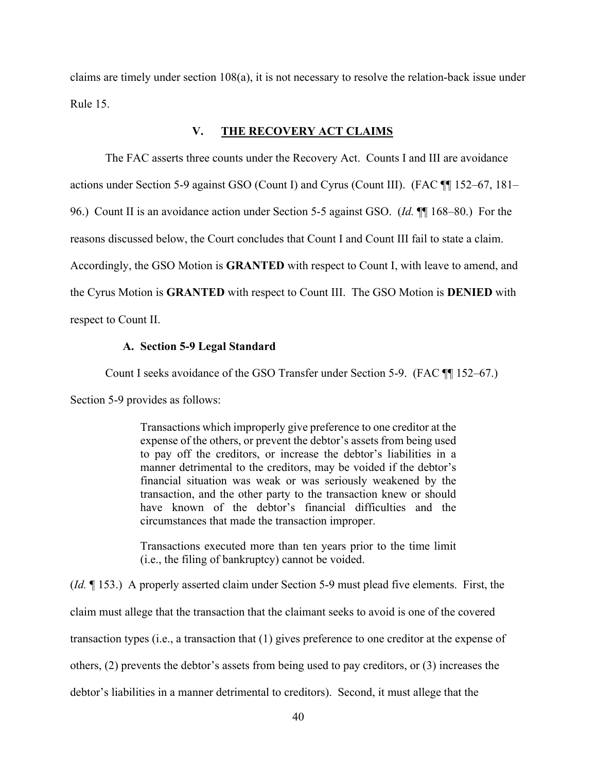claims are timely under section 108(a), it is not necessary to resolve the relation-back issue under Rule 15.

## V. THE RECOVERY ACT CLAIMS

The FAC asserts three counts under the Recovery Act. Counts I and III are avoidance actions under Section 5-9 against GSO (Count I) and Cyrus (Count III). (FAC ¶¶ 152–67, 181–96.) Count II is an avoidance action under Section 5-5 against GSO. (*Id.* ¶¶ 168–80.) For the reasons discussed below, the Court concludes that Count I and Count III fail to state a claim. Accordingly, the GSO Motion is **GRANTED** with respect to Count I, with leave to amend, and the Cyrus Motion is **GRANTED** with respect to Count III. The GSO Motion is **DENIED** with respect to Count II.

### A. Section 5-9 Legal Standard

Count I seeks avoidance of the GSO Transfer under Section 5-9. (FAC ¶¶ 152–67.) Section 5-9 provides as follows:

> Transactions which improperly give preference to one creditor at the expense of the others, or prevent the debtor's assets from being used to pay off the creditors, or increase the debtor's liabilities in a manner detrimental to the creditors, may be voided if the debtor's financial situation was weak or was seriously weakened by the transaction, and the other party to the transaction knew or should have known of the debtor's financial difficulties and the circumstances that made the transaction improper.
>
> Transactions executed more than ten years prior to the time limit (i.e., the filing of bankruptcy) cannot be voided.

(*Id.* ¶ 153.) A properly asserted claim under Section 5-9 must plead five elements. First, the claim must allege that the transaction that the claimant seeks to avoid is one of the covered transaction types (i.e., a transaction that (1) gives preference to one creditor at the expense of others, (2) prevents the debtor's assets from being used to pay creditors, or (3) increases the debtor's liabilities in a manner detrimental to creditors). Second, it must allege that the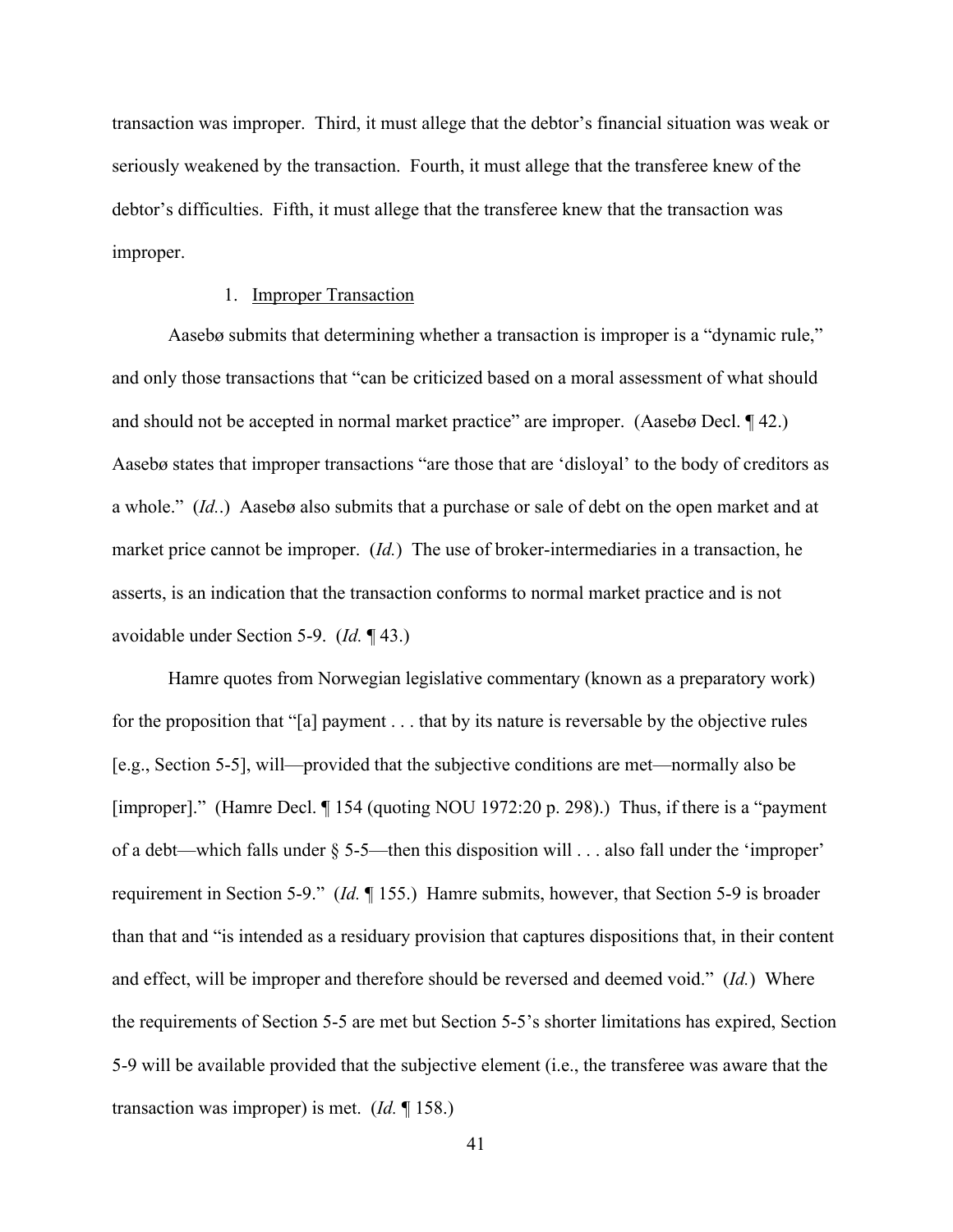transaction was improper. Third, it must allege that the debtor's financial situation was weak or seriously weakened by the transaction. Fourth, it must allege that the transferee knew of the debtor's difficulties. Fifth, it must allege that the transferee knew that the transaction was improper.

1. Improper Transaction

Aasebø submits that determining whether a transaction is improper is a "dynamic rule," and only those transactions that "can be criticized based on a moral assessment of what should and should not be accepted in normal market practice" are improper. (Aasebø Decl. ¶ 42.) Aasebø states that improper transactions "are those that are 'disloyal' to the body of creditors as a whole." (*Id.*.) Aasebø also submits that a purchase or sale of debt on the open market and at market price cannot be improper. (*Id.*) The use of broker-intermediaries in a transaction, he asserts, is an indication that the transaction conforms to normal market practice and is not avoidable under Section 5-9. (*Id.* ¶ 43.)

Hamre quotes from Norwegian legislative commentary (known as a preparatory work) for the proposition that "[a] payment . . . that by its nature is reversable by the objective rules [e.g., Section 5-5], will—provided that the subjective conditions are met—normally also be [improper]." (Hamre Decl. ¶ 154 (quoting NOU 1972:20 p. 298).) Thus, if there is a "payment of a debt—which falls under § 5-5—then this disposition will . . . also fall under the 'improper' requirement in Section 5-9." (*Id.* ¶ 155.) Hamre submits, however, that Section 5-9 is broader than that and "is intended as a residuary provision that captures dispositions that, in their content and effect, will be improper and therefore should be reversed and deemed void." (*Id.*) Where the requirements of Section 5-5 are met but Section 5-5's shorter limitations has expired, Section 5-9 will be available provided that the subjective element (i.e., the transferee was aware that the transaction was improper) is met. (*Id.* ¶ 158.)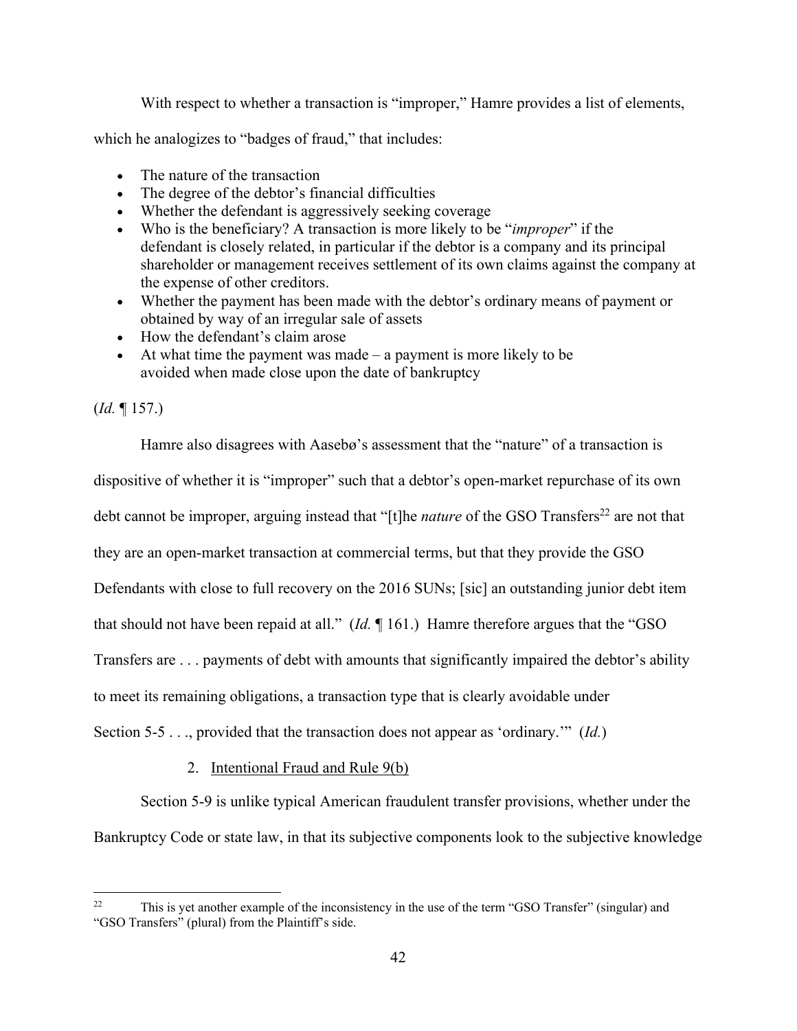With respect to whether a transaction is "improper," Hamre provides a list of elements, which he analogizes to "badges of fraud," that includes:

- The nature of the transaction
- The degree of the debtor's financial difficulties
- Whether the defendant is aggressively seeking coverage
- Who is the beneficiary? A transaction is more likely to be "*improper*" if the defendant is closely related, in particular if the debtor is a company and its principal shareholder or management receives settlement of its own claims against the company at the expense of other creditors.
- Whether the payment has been made with the debtor's ordinary means of payment or obtained by way of an irregular sale of assets
- How the defendant's claim arose
- At what time the payment was made – a payment is more likely to be avoided when made close upon the date of bankruptcy

(*Id.* ¶ 157.)

Hamre also disagrees with Aasebø's assessment that the "nature" of a transaction is dispositive of whether it is "improper" such that a debtor's open-market repurchase of its own debt cannot be improper, arguing instead that "[t]he *nature* of the GSO Transfers[22] are not that they are an open-market transaction at commercial terms, but that they provide the GSO Defendants with close to full recovery on the 2016 SUNs; [sic] an outstanding junior debt item that should not have been repaid at all." (*Id.* ¶ 161.) Hamre therefore argues that the "GSO Transfers are . . . payments of debt with amounts that significantly impaired the debtor's ability to meet its remaining obligations, a transaction type that is clearly avoidable under Section 5-5 . . ., provided that the transaction does not appear as 'ordinary.'" (*Id.*)

2. Intentional Fraud and Rule 9(b)

Section 5-9 is unlike typical American fraudulent transfer provisions, whether under the Bankruptcy Code or state law, in that its subjective components look to the subjective knowledge

[22] This is yet another example of the inconsistency in the use of the term "GSO Transfer" (singular) and "GSO Transfers" (plural) from the Plaintiff's side.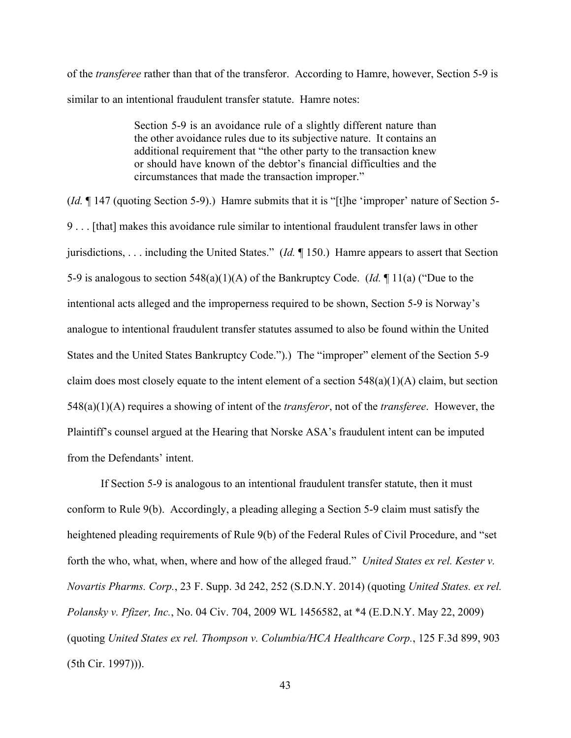of the *transferee* rather than that of the transferor. According to Hamre, however, Section 5-9 is similar to an intentional fraudulent transfer statute. Hamre notes:

> Section 5-9 is an avoidance rule of a slightly different nature than the other avoidance rules due to its subjective nature. It contains an additional requirement that "the other party to the transaction knew or should have known of the debtor's financial difficulties and the circumstances that made the transaction improper."

(*Id.* ¶ 147 (quoting Section 5-9).) Hamre submits that it is "[t]he 'improper' nature of Section 5-9 . . . [that] makes this avoidance rule similar to intentional fraudulent transfer laws in other jurisdictions, . . . including the United States." (*Id.* ¶ 150.) Hamre appears to assert that Section 5-9 is analogous to section 548(a)(1)(A) of the Bankruptcy Code. (*Id.* ¶ 11(a) ("Due to the intentional acts alleged and the improperness required to be shown, Section 5-9 is Norway's analogue to intentional fraudulent transfer statutes assumed to also be found within the United States and the United States Bankruptcy Code.").) The "improper" element of the Section 5-9 claim does most closely equate to the intent element of a section 548(a)(1)(A) claim, but section 548(a)(1)(A) requires a showing of intent of the *transferor*, not of the *transferee*. However, the Plaintiff's counsel argued at the Hearing that Norske ASA's fraudulent intent can be imputed from the Defendants' intent.

If Section 5-9 is analogous to an intentional fraudulent transfer statute, then it must conform to Rule 9(b). Accordingly, a pleading alleging a Section 5-9 claim must satisfy the heightened pleading requirements of Rule 9(b) of the Federal Rules of Civil Procedure, and "set forth the who, what, when, where and how of the alleged fraud." *United States ex rel. Kester v. Novartis Pharms. Corp.*, 23 F. Supp. 3d 242, 252 (S.D.N.Y. 2014) (quoting *United States. ex rel. Polansky v. Pfizer, Inc.*, No. 04 Civ. 704, 2009 WL 1456582, at *4 (E.D.N.Y. May 22, 2009) (quoting *United States ex rel. Thompson v. Columbia/HCA Healthcare Corp.*, 125 F.3d 899, 903 (5th Cir. 1997))).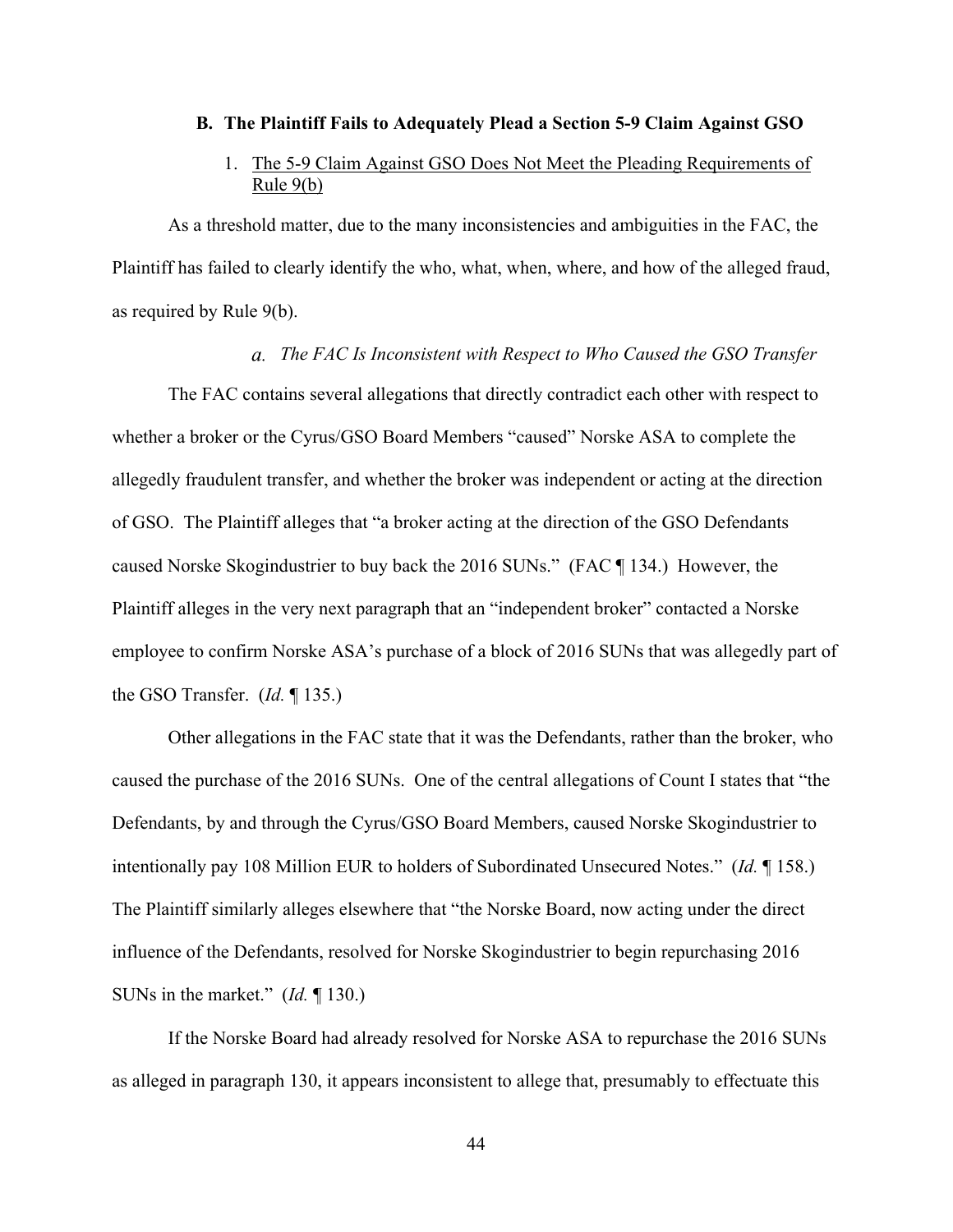### B. The Plaintiff Fails to Adequately Plead a Section 5-9 Claim Against GSO

#### 1. The 5-9 Claim Against GSO Does Not Meet the Pleading Requirements of Rule 9(b)

As a threshold matter, due to the many inconsistencies and ambiguities in the FAC, the Plaintiff has failed to clearly identify the who, what, when, where, and how of the alleged fraud, as required by Rule 9(b).

##### *a. The FAC Is Inconsistent with Respect to Who Caused the GSO Transfer*

The FAC contains several allegations that directly contradict each other with respect to whether a broker or the Cyrus/GSO Board Members "caused" Norske ASA to complete the allegedly fraudulent transfer, and whether the broker was independent or acting at the direction of GSO. The Plaintiff alleges that "a broker acting at the direction of the GSO Defendants caused Norske Skogindustrier to buy back the 2016 SUNs." (FAC ¶ 134.) However, the Plaintiff alleges in the very next paragraph that an "independent broker" contacted a Norske employee to confirm Norske ASA's purchase of a block of 2016 SUNs that was allegedly part of the GSO Transfer. (*Id.* ¶ 135.)

Other allegations in the FAC state that it was the Defendants, rather than the broker, who caused the purchase of the 2016 SUNs. One of the central allegations of Count I states that "the Defendants, by and through the Cyrus/GSO Board Members, caused Norske Skogindustrier to intentionally pay 108 Million EUR to holders of Subordinated Unsecured Notes." (*Id.* ¶ 158.) The Plaintiff similarly alleges elsewhere that "the Norske Board, now acting under the direct influence of the Defendants, resolved for Norske Skogindustrier to begin repurchasing 2016 SUNs in the market." (*Id.* ¶ 130.)

If the Norske Board had already resolved for Norske ASA to repurchase the 2016 SUNs as alleged in paragraph 130, it appears inconsistent to allege that, presumably to effectuate this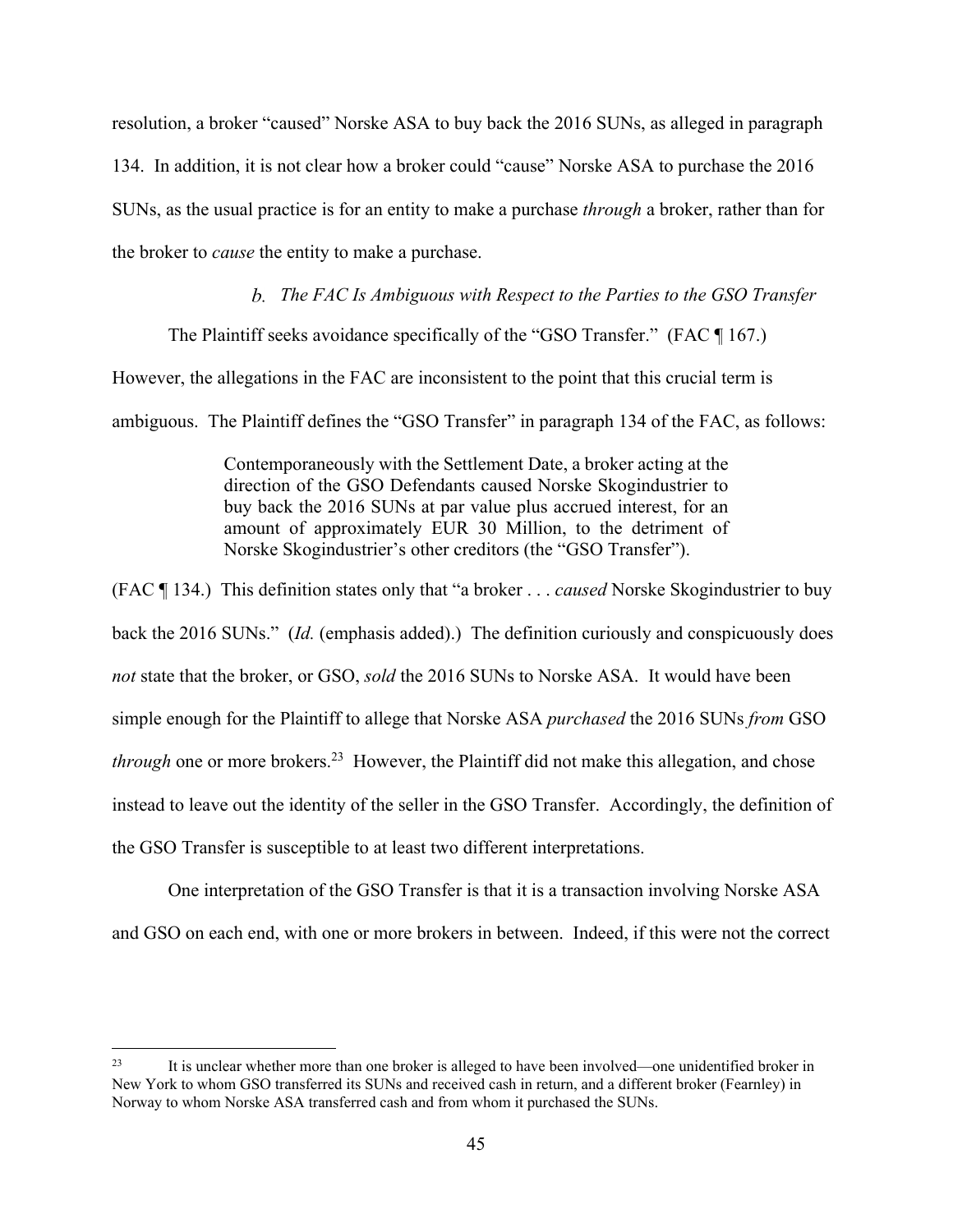resolution, a broker "caused" Norske ASA to buy back the 2016 SUNs, as alleged in paragraph 134. In addition, it is not clear how a broker could "cause" Norske ASA to purchase the 2016 SUNs, as the usual practice is for an entity to make a purchase *through* a broker, rather than for the broker to *cause* the entity to make a purchase.

##### *b. The FAC Is Ambiguous with Respect to the Parties to the GSO Transfer*

The Plaintiff seeks avoidance specifically of the "GSO Transfer." (FAC ¶ 167.) However, the allegations in the FAC are inconsistent to the point that this crucial term is ambiguous. The Plaintiff defines the "GSO Transfer" in paragraph 134 of the FAC, as follows:

> Contemporaneously with the Settlement Date, a broker acting at the direction of the GSO Defendants caused Norske Skogindustrier to buy back the 2016 SUNs at par value plus accrued interest, for an amount of approximately EUR 30 Million, to the detriment of Norske Skogindustrier's other creditors (the "GSO Transfer").

(FAC ¶ 134.) This definition states only that "a broker . . . *caused* Norske Skogindustrier to buy back the 2016 SUNs." (*Id.* (emphasis added).) The definition curiously and conspicuously does *not* state that the broker, or GSO, *sold* the 2016 SUNs to Norske ASA. It would have been simple enough for the Plaintiff to allege that Norske ASA *purchased* the 2016 SUNs *from* GSO *through* one or more brokers.[23] However, the Plaintiff did not make this allegation, and chose instead to leave out the identity of the seller in the GSO Transfer. Accordingly, the definition of the GSO Transfer is susceptible to at least two different interpretations.

One interpretation of the GSO Transfer is that it is a transaction involving Norske ASA and GSO on each end, with one or more brokers in between. Indeed, if this were not the correct

---

[23] It is unclear whether more than one broker is alleged to have been involved—one unidentified broker in New York to whom GSO transferred its SUNs and received cash in return, and a different broker (Fearnley) in Norway to whom Norske ASA transferred cash and from whom it purchased the SUNs.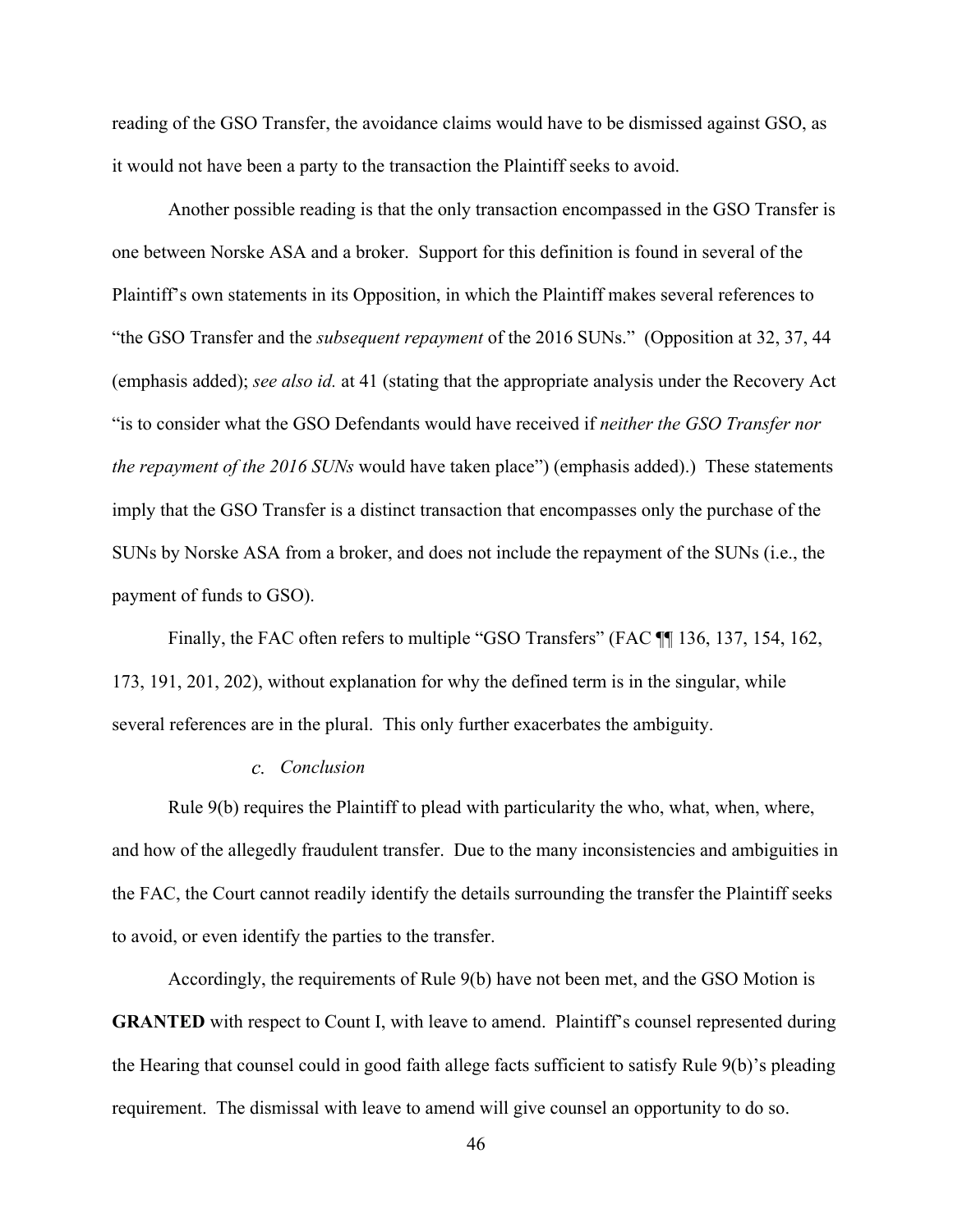reading of the GSO Transfer, the avoidance claims would have to be dismissed against GSO, as it would not have been a party to the transaction the Plaintiff seeks to avoid.

Another possible reading is that the only transaction encompassed in the GSO Transfer is one between Norske ASA and a broker. Support for this definition is found in several of the Plaintiff's own statements in its Opposition, in which the Plaintiff makes several references to "the GSO Transfer and the *subsequent repayment* of the 2016 SUNs." (Opposition at 32, 37, 44 (emphasis added); *see also id.* at 41 (stating that the appropriate analysis under the Recovery Act "is to consider what the GSO Defendants would have received if *neither the GSO Transfer nor the repayment of the 2016 SUNs* would have taken place") (emphasis added).) These statements imply that the GSO Transfer is a distinct transaction that encompasses only the purchase of the SUNs by Norske ASA from a broker, and does not include the repayment of the SUNs (i.e., the payment of funds to GSO).

Finally, the FAC often refers to multiple "GSO Transfers" (FAC ¶¶ 136, 137, 154, 162, 173, 191, 201, 202), without explanation for why the defined term is in the singular, while several references are in the plural. This only further exacerbates the ambiguity.

*c. Conclusion*

Rule 9(b) requires the Plaintiff to plead with particularity the who, what, when, where, and how of the allegedly fraudulent transfer. Due to the many inconsistencies and ambiguities in the FAC, the Court cannot readily identify the details surrounding the transfer the Plaintiff seeks to avoid, or even identify the parties to the transfer.

Accordingly, the requirements of Rule 9(b) have not been met, and the GSO Motion is **GRANTED** with respect to Count I, with leave to amend. Plaintiff's counsel represented during the Hearing that counsel could in good faith allege facts sufficient to satisfy Rule 9(b)'s pleading requirement. The dismissal with leave to amend will give counsel an opportunity to do so.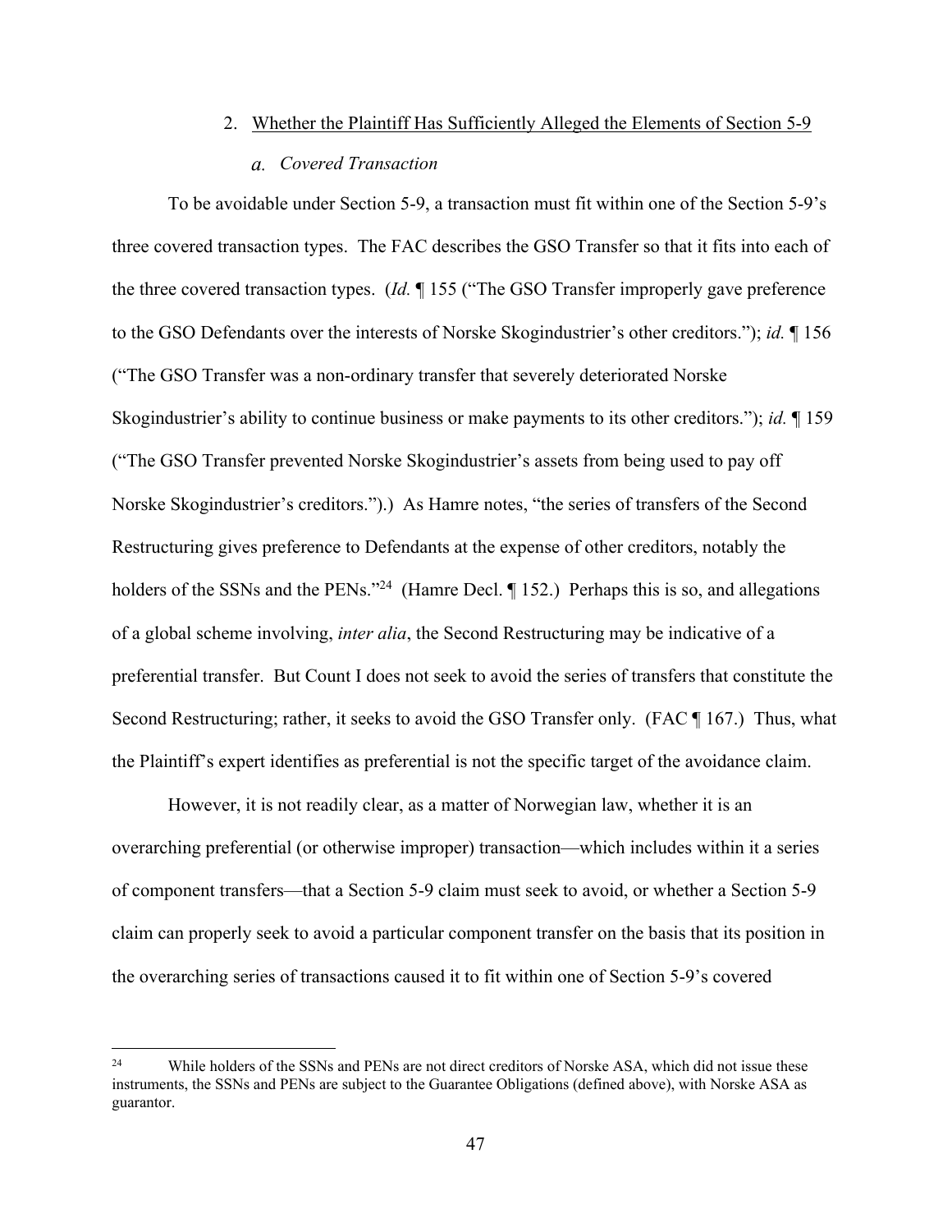### 2. Whether the Plaintiff Has Sufficiently Alleged the Elements of Section 5-9

#### *a. Covered Transaction*

To be avoidable under Section 5-9, a transaction must fit within one of the Section 5-9's three covered transaction types. The FAC describes the GSO Transfer so that it fits into each of the three covered transaction types. (*Id.* ¶ 155 ("The GSO Transfer improperly gave preference to the GSO Defendants over the interests of Norske Skogindustrier's other creditors."); *id.* ¶ 156 ("The GSO Transfer was a non-ordinary transfer that severely deteriorated Norske Skogindustrier's ability to continue business or make payments to its other creditors."); *id.* ¶ 159 ("The GSO Transfer prevented Norske Skogindustrier's assets from being used to pay off Norske Skogindustrier's creditors.").) As Hamre notes, "the series of transfers of the Second Restructuring gives preference to Defendants at the expense of other creditors, notably the holders of the SSNs and the PENs."[24] (Hamre Decl. ¶ 152.) Perhaps this is so, and allegations of a global scheme involving, *inter alia*, the Second Restructuring may be indicative of a preferential transfer. But Count I does not seek to avoid the series of transfers that constitute the Second Restructuring; rather, it seeks to avoid the GSO Transfer only. (FAC ¶ 167.) Thus, what the Plaintiff's expert identifies as preferential is not the specific target of the avoidance claim.

However, it is not readily clear, as a matter of Norwegian law, whether it is an overarching preferential (or otherwise improper) transaction—which includes within it a series of component transfers—that a Section 5-9 claim must seek to avoid, or whether a Section 5-9 claim can properly seek to avoid a particular component transfer on the basis that its position in the overarching series of transactions caused it to fit within one of Section 5-9's covered

---

[24] While holders of the SSNs and PENs are not direct creditors of Norske ASA, which did not issue these instruments, the SSNs and PENs are subject to the Guarantee Obligations (defined above), with Norske ASA as guarantor.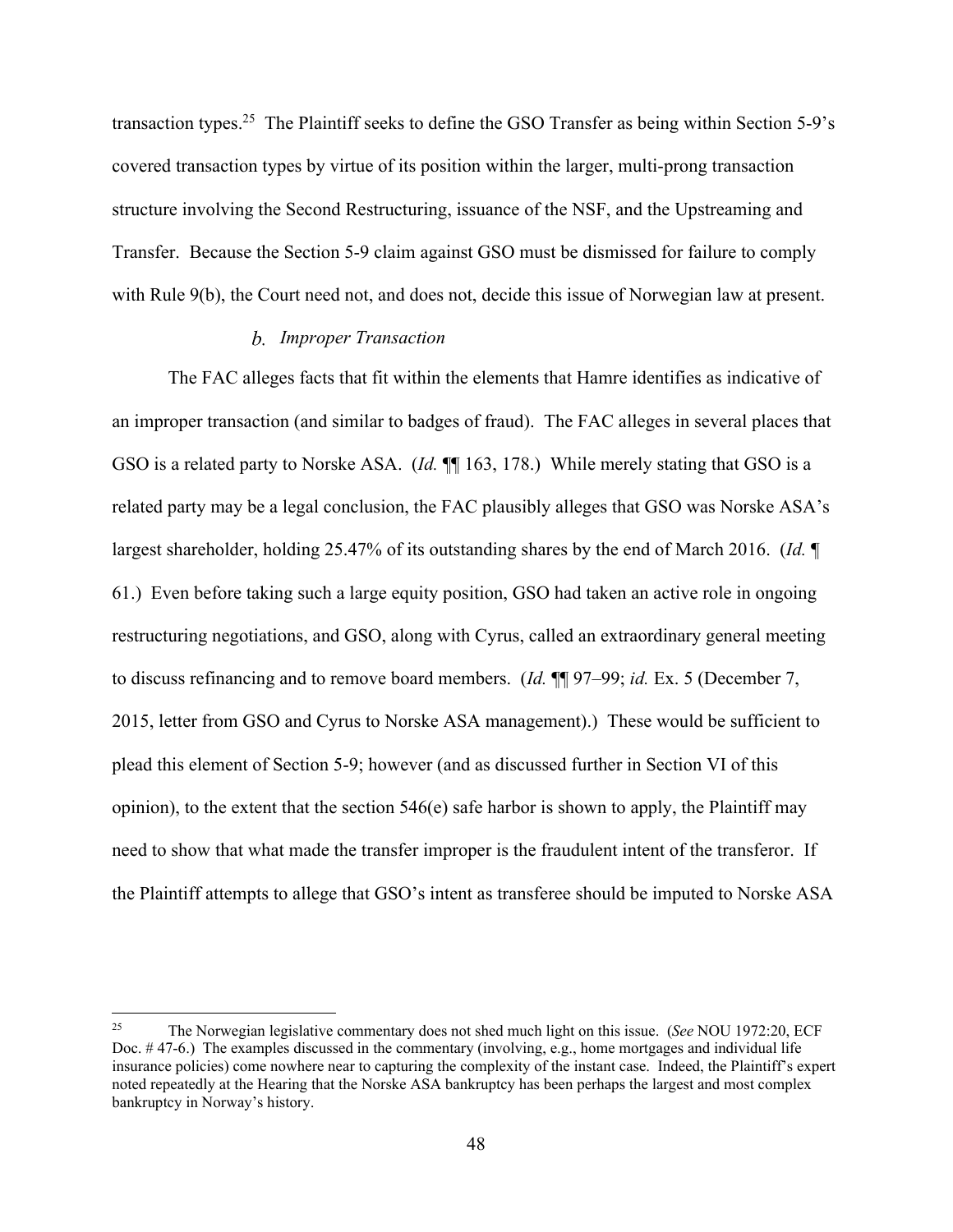transaction types.[25] The Plaintiff seeks to define the GSO Transfer as being within Section 5-9's covered transaction types by virtue of its position within the larger, multi-prong transaction structure involving the Second Restructuring, issuance of the NSF, and the Upstreaming and Transfer. Because the Section 5-9 claim against GSO must be dismissed for failure to comply with Rule 9(b), the Court need not, and does not, decide this issue of Norwegian law at present.

#### *b. Improper Transaction*

The FAC alleges facts that fit within the elements that Hamre identifies as indicative of an improper transaction (and similar to badges of fraud). The FAC alleges in several places that GSO is a related party to Norske ASA. (*Id.* ¶¶ 163, 178.) While merely stating that GSO is a related party may be a legal conclusion, the FAC plausibly alleges that GSO was Norske ASA's largest shareholder, holding 25.47% of its outstanding shares by the end of March 2016. (*Id.* ¶ 61.) Even before taking such a large equity position, GSO had taken an active role in ongoing restructuring negotiations, and GSO, along with Cyrus, called an extraordinary general meeting to discuss refinancing and to remove board members. (*Id.* ¶¶ 97–99; *id.* Ex. 5 (December 7, 2015, letter from GSO and Cyrus to Norske ASA management).) These would be sufficient to plead this element of Section 5-9; however (and as discussed further in Section VI of this opinion), to the extent that the section 546(e) safe harbor is shown to apply, the Plaintiff may need to show that what made the transfer improper is the fraudulent intent of the transferor. If the Plaintiff attempts to allege that GSO's intent as transferee should be imputed to Norske ASA

---

[25] The Norwegian legislative commentary does not shed much light on this issue. (*See* NOU 1972:20, ECF Doc. # 47-6.) The examples discussed in the commentary (involving, e.g., home mortgages and individual life insurance policies) come nowhere near to capturing the complexity of the instant case. Indeed, the Plaintiff's expert noted repeatedly at the Hearing that the Norske ASA bankruptcy has been perhaps the largest and most complex bankruptcy in Norway's history.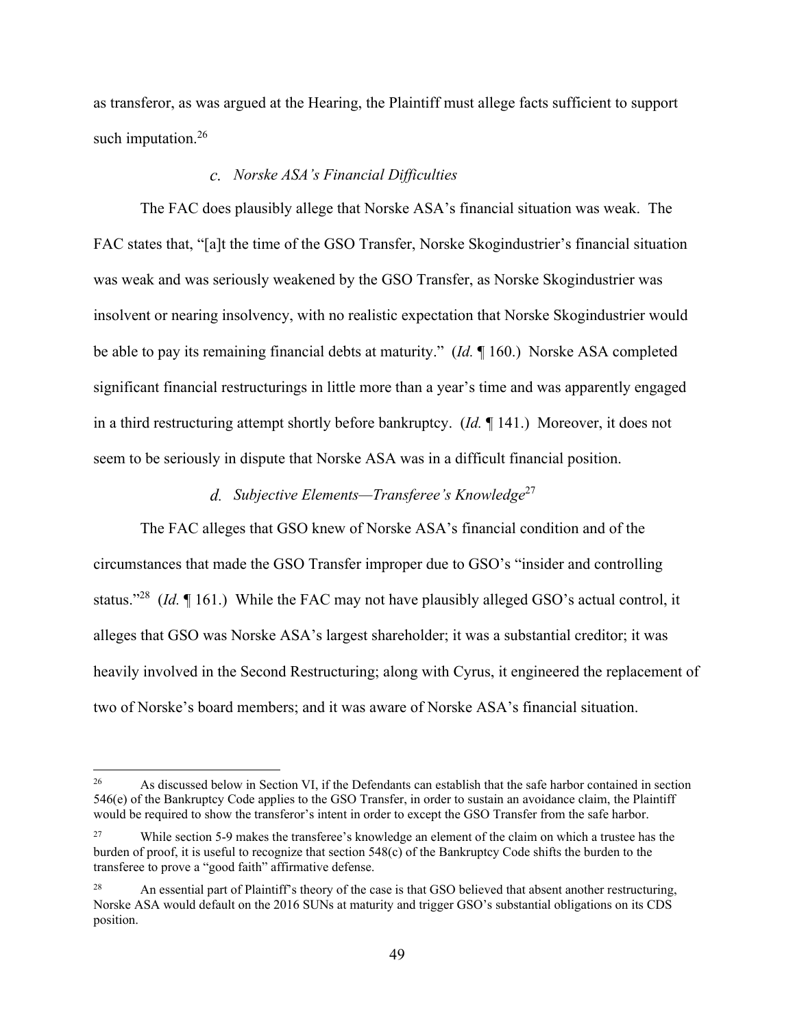as transferor, as was argued at the Hearing, the Plaintiff must allege facts sufficient to support such imputation.[26]

#### *c. Norske ASA's Financial Difficulties*

The FAC does plausibly allege that Norske ASA's financial situation was weak. The FAC states that, "[a]t the time of the GSO Transfer, Norske Skogindustrier's financial situation was weak and was seriously weakened by the GSO Transfer, as Norske Skogindustrier was insolvent or nearing insolvency, with no realistic expectation that Norske Skogindustrier would be able to pay its remaining financial debts at maturity." (*Id.* ¶ 160.) Norske ASA completed significant financial restructurings in little more than a year's time and was apparently engaged in a third restructuring attempt shortly before bankruptcy. (*Id.* ¶ 141.) Moreover, it does not seem to be seriously in dispute that Norske ASA was in a difficult financial position.

#### *d. Subjective Elements—Transferee's Knowledge*[27]

The FAC alleges that GSO knew of Norske ASA's financial condition and of the circumstances that made the GSO Transfer improper due to GSO's "insider and controlling status."[28] (*Id.* ¶ 161.) While the FAC may not have plausibly alleged GSO's actual control, it alleges that GSO was Norske ASA's largest shareholder; it was a substantial creditor; it was heavily involved in the Second Restructuring; along with Cyrus, it engineered the replacement of two of Norske's board members; and it was aware of Norske ASA's financial situation.

---

[26] As discussed below in Section VI, if the Defendants can establish that the safe harbor contained in section 546(e) of the Bankruptcy Code applies to the GSO Transfer, in order to sustain an avoidance claim, the Plaintiff would be required to show the transferor's intent in order to except the GSO Transfer from the safe harbor.

[27] While section 5-9 makes the transferee's knowledge an element of the claim on which a trustee has the burden of proof, it is useful to recognize that section 548(c) of the Bankruptcy Code shifts the burden to the transferee to prove a "good faith" affirmative defense.

[28] An essential part of Plaintiff's theory of the case is that GSO believed that absent another restructuring, Norske ASA would default on the 2016 SUNs at maturity and trigger GSO's substantial obligations on its CDS position.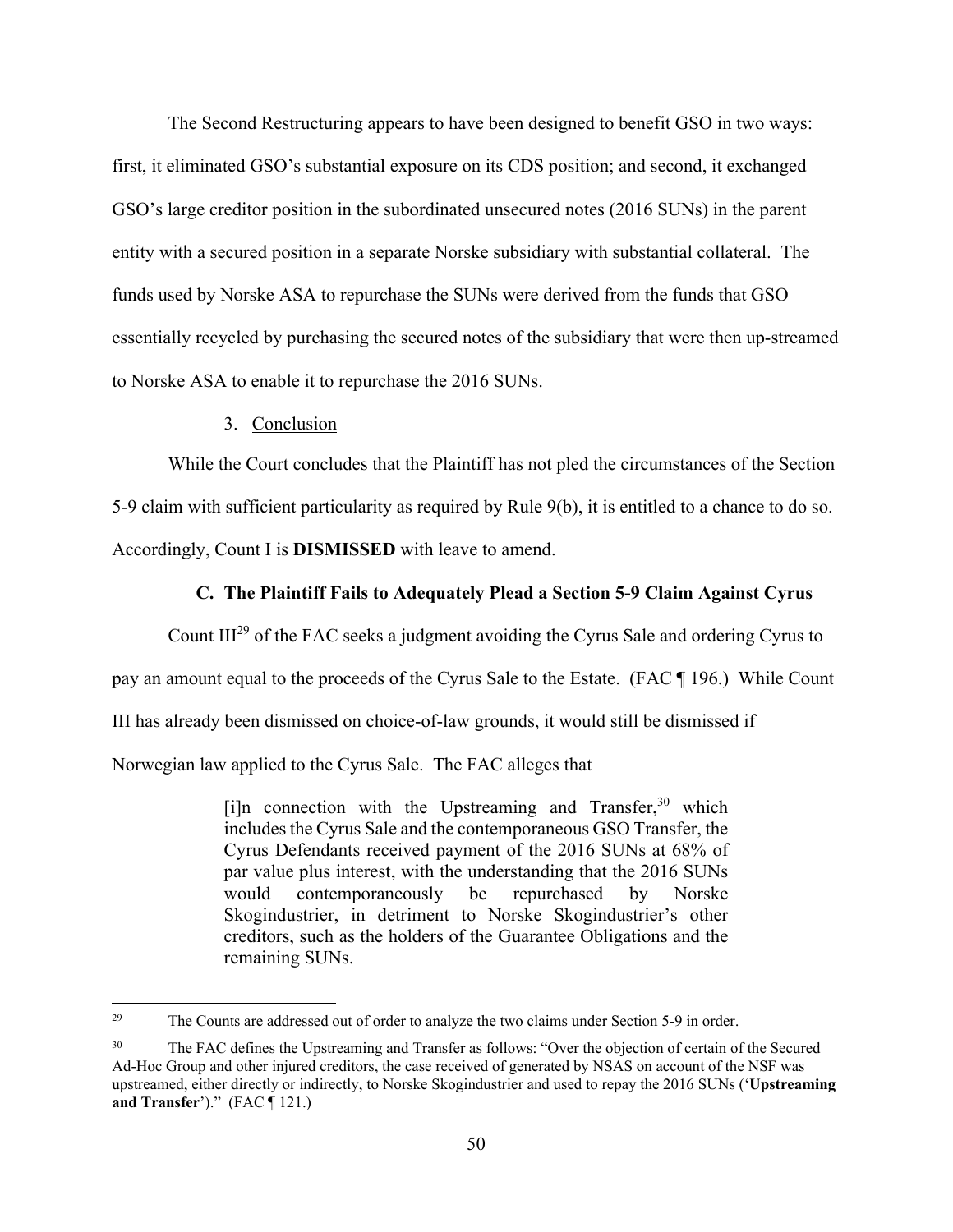The Second Restructuring appears to have been designed to benefit GSO in two ways: first, it eliminated GSO's substantial exposure on its CDS position; and second, it exchanged GSO's large creditor position in the subordinated unsecured notes (2016 SUNs) in the parent entity with a secured position in a separate Norske subsidiary with substantial collateral. The funds used by Norske ASA to repurchase the SUNs were derived from the funds that GSO essentially recycled by purchasing the secured notes of the subsidiary that were then up-streamed to Norske ASA to enable it to repurchase the 2016 SUNs.

3. Conclusion

While the Court concludes that the Plaintiff has not pled the circumstances of the Section 5-9 claim with sufficient particularity as required by Rule 9(b), it is entitled to a chance to do so. Accordingly, Count I is **DISMISSED** with leave to amend.

### C. The Plaintiff Fails to Adequately Plead a Section 5-9 Claim Against Cyrus

Count III[29] of the FAC seeks a judgment avoiding the Cyrus Sale and ordering Cyrus to pay an amount equal to the proceeds of the Cyrus Sale to the Estate. (FAC ¶ 196.) While Count III has already been dismissed on choice-of-law grounds, it would still be dismissed if Norwegian law applied to the Cyrus Sale. The FAC alleges that

> [i]n connection with the Upstreaming and Transfer,[30] which includes the Cyrus Sale and the contemporaneous GSO Transfer, the Cyrus Defendants received payment of the 2016 SUNs at 68% of par value plus interest, with the understanding that the 2016 SUNs would contemporaneously be repurchased by Norske Skogindustrier, in detriment to Norske Skogindustrier's other creditors, such as the holders of the Guarantee Obligations and the remaining SUNs.

---

[29] The Counts are addressed out of order to analyze the two claims under Section 5-9 in order.

[30] The FAC defines the Upstreaming and Transfer as follows: "Over the objection of certain of the Secured Ad-Hoc Group and other injured creditors, the case received of generated by NSAS on account of the NSF was upstreamed, either directly or indirectly, to Norske Skogindustrier and used to repay the 2016 SUNs ('**Upstreaming and Transfer**')." (FAC ¶ 121.)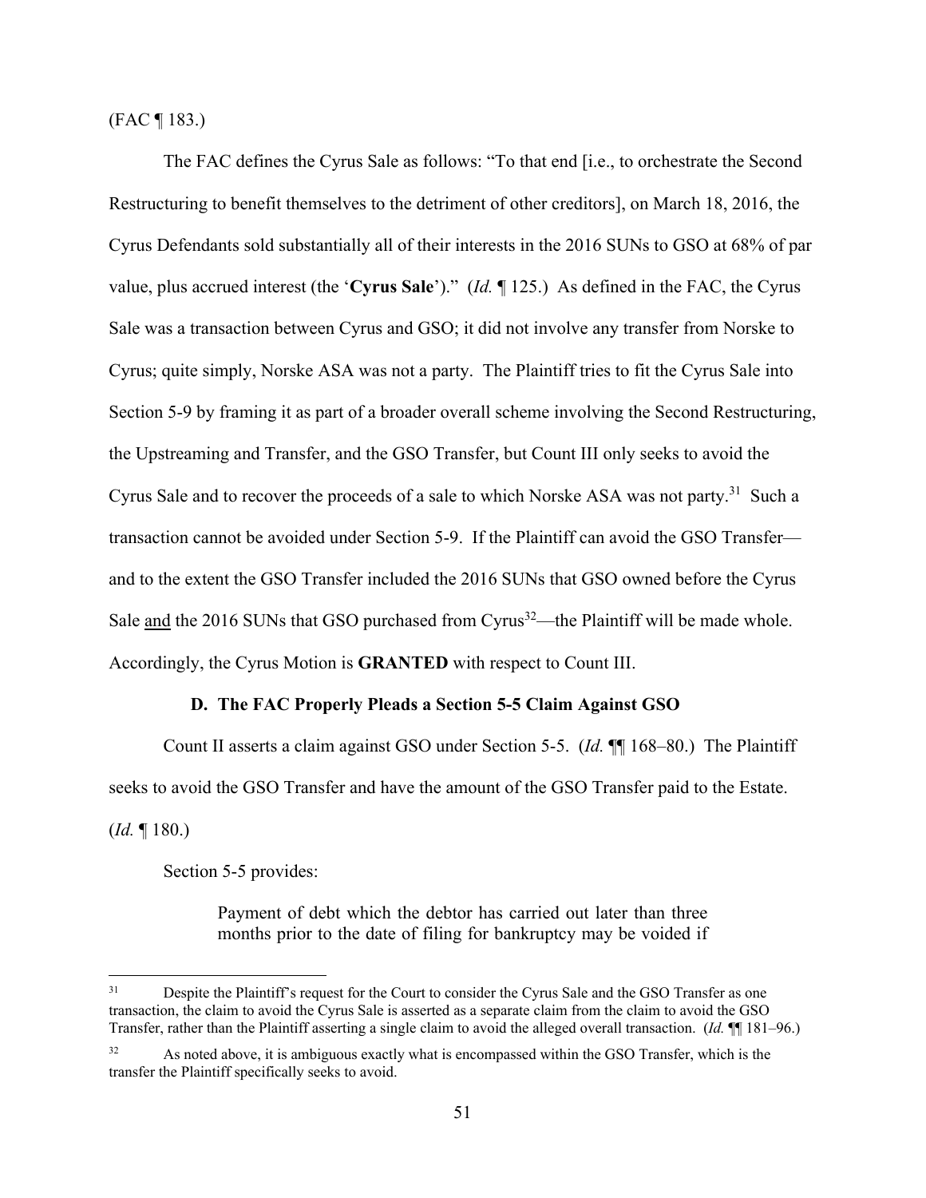(FAC ¶ 183.)

The FAC defines the Cyrus Sale as follows: "To that end [i.e., to orchestrate the Second Restructuring to benefit themselves to the detriment of other creditors], on March 18, 2016, the Cyrus Defendants sold substantially all of their interests in the 2016 SUNs to GSO at 68% of par value, plus accrued interest (the '**Cyrus Sale**')." (*Id.* ¶ 125.) As defined in the FAC, the Cyrus Sale was a transaction between Cyrus and GSO; it did not involve any transfer from Norske to Cyrus; quite simply, Norske ASA was not a party. The Plaintiff tries to fit the Cyrus Sale into Section 5-9 by framing it as part of a broader overall scheme involving the Second Restructuring, the Upstreaming and Transfer, and the GSO Transfer, but Count III only seeks to avoid the Cyrus Sale and to recover the proceeds of a sale to which Norske ASA was not party.[31] Such a transaction cannot be avoided under Section 5-9. If the Plaintiff can avoid the GSO Transfer—and to the extent the GSO Transfer included the 2016 SUNs that GSO owned before the Cyrus Sale <u>and</u> the 2016 SUNs that GSO purchased from Cyrus[32]—the Plaintiff will be made whole. Accordingly, the Cyrus Motion is **GRANTED** with respect to Count III.

### D. The FAC Properly Pleads a Section 5-5 Claim Against GSO

Count II asserts a claim against GSO under Section 5-5. (*Id.* ¶¶ 168–80.) The Plaintiff seeks to avoid the GSO Transfer and have the amount of the GSO Transfer paid to the Estate. (*Id.* ¶ 180.)

Section 5-5 provides:

> Payment of debt which the debtor has carried out later than three months prior to the date of filing for bankruptcy may be voided if

---

[31] Despite the Plaintiff's request for the Court to consider the Cyrus Sale and the GSO Transfer as one transaction, the claim to avoid the Cyrus Sale is asserted as a separate claim from the claim to avoid the GSO Transfer, rather than the Plaintiff asserting a single claim to avoid the alleged overall transaction. (*Id.* ¶¶ 181–96.)

[32] As noted above, it is ambiguous exactly what is encompassed within the GSO Transfer, which is the transfer the Plaintiff specifically seeks to avoid.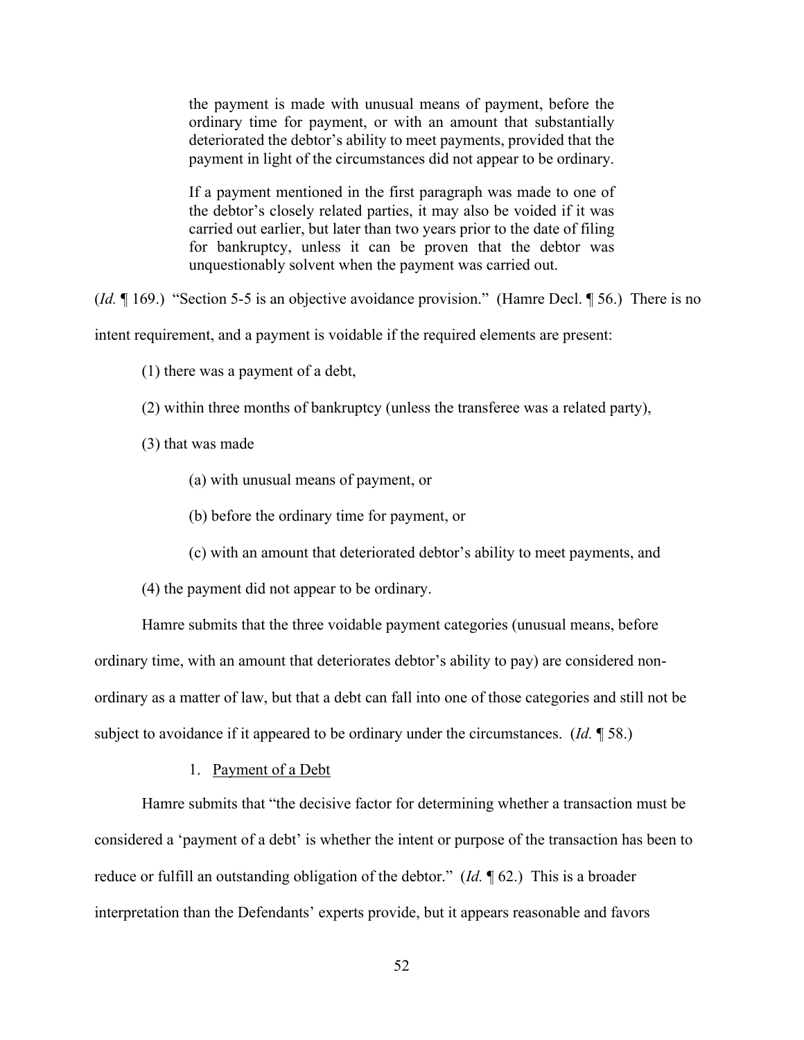> the payment is made with unusual means of payment, before the ordinary time for payment, or with an amount that substantially deteriorated the debtor's ability to meet payments, provided that the payment in light of the circumstances did not appear to be ordinary.
>
> If a payment mentioned in the first paragraph was made to one of the debtor's closely related parties, it may also be voided if it was carried out earlier, but later than two years prior to the date of filing for bankruptcy, unless it can be proven that the debtor was unquestionably solvent when the payment was carried out.

(*Id.* ¶ 169.) "Section 5-5 is an objective avoidance provision." (Hamre Decl. ¶ 56.) There is no intent requirement, and a payment is voidable if the required elements are present:

(1) there was a payment of a debt,

(2) within three months of bankruptcy (unless the transferee was a related party),

(3) that was made

- (a) with unusual means of payment, or
- (b) before the ordinary time for payment, or
- (c) with an amount that deteriorated debtor's ability to meet payments, and

(4) the payment did not appear to be ordinary.

Hamre submits that the three voidable payment categories (unusual means, before ordinary time, with an amount that deteriorates debtor's ability to pay) are considered non-ordinary as a matter of law, but that a debt can fall into one of those categories and still not be subject to avoidance if it appeared to be ordinary under the circumstances. (*Id.* ¶ 58.)

1. Payment of a Debt

Hamre submits that "the decisive factor for determining whether a transaction must be considered a 'payment of a debt' is whether the intent or purpose of the transaction has been to reduce or fulfill an outstanding obligation of the debtor." (*Id.* ¶ 62.) This is a broader interpretation than the Defendants' experts provide, but it appears reasonable and favors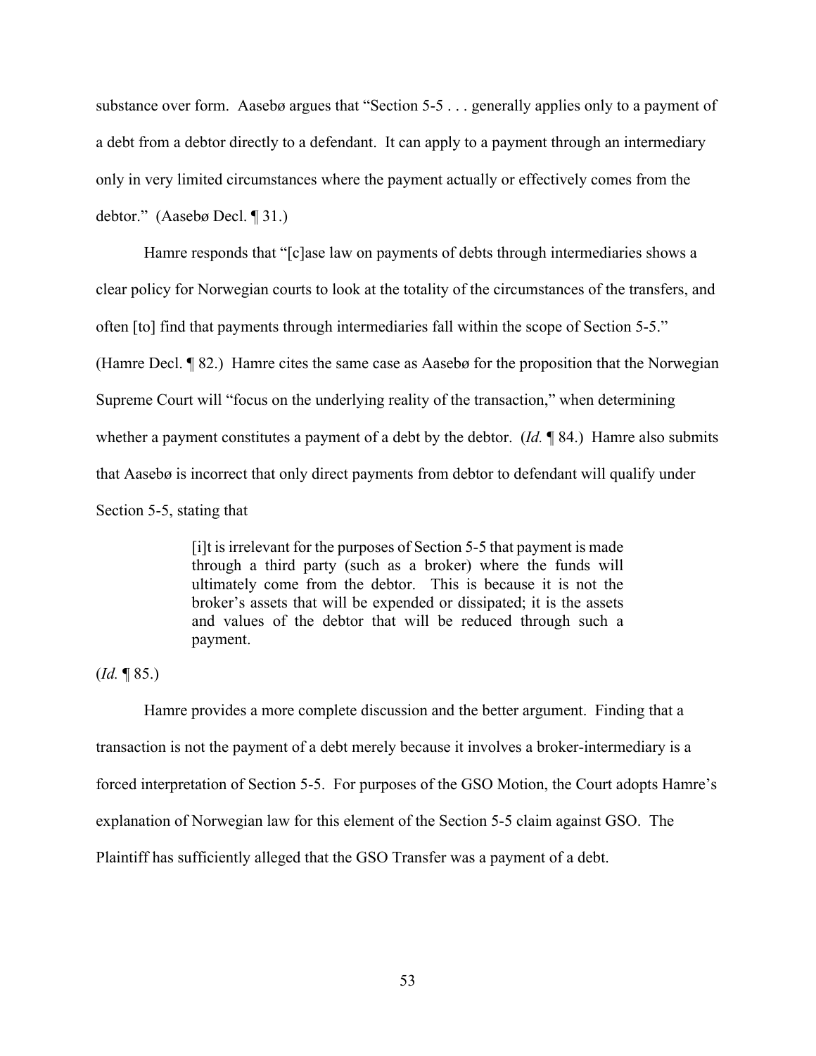substance over form. Aasebø argues that "Section 5-5 . . . generally applies only to a payment of a debt from a debtor directly to a defendant. It can apply to a payment through an intermediary only in very limited circumstances where the payment actually or effectively comes from the debtor." (Aasebø Decl. ¶ 31.)

Hamre responds that "[c]ase law on payments of debts through intermediaries shows a clear policy for Norwegian courts to look at the totality of the circumstances of the transfers, and often [to] find that payments through intermediaries fall within the scope of Section 5-5." (Hamre Decl. ¶ 82.) Hamre cites the same case as Aasebø for the proposition that the Norwegian Supreme Court will "focus on the underlying reality of the transaction," when determining whether a payment constitutes a payment of a debt by the debtor. (*Id.* ¶ 84.) Hamre also submits that Aasebø is incorrect that only direct payments from debtor to defendant will qualify under Section 5-5, stating that

> [i]t is irrelevant for the purposes of Section 5-5 that payment is made through a third party (such as a broker) where the funds will ultimately come from the debtor. This is because it is not the broker's assets that will be expended or dissipated; it is the assets and values of the debtor that will be reduced through such a payment.

(*Id.* ¶ 85.)

Hamre provides a more complete discussion and the better argument. Finding that a transaction is not the payment of a debt merely because it involves a broker-intermediary is a forced interpretation of Section 5-5. For purposes of the GSO Motion, the Court adopts Hamre's explanation of Norwegian law for this element of the Section 5-5 claim against GSO. The Plaintiff has sufficiently alleged that the GSO Transfer was a payment of a debt.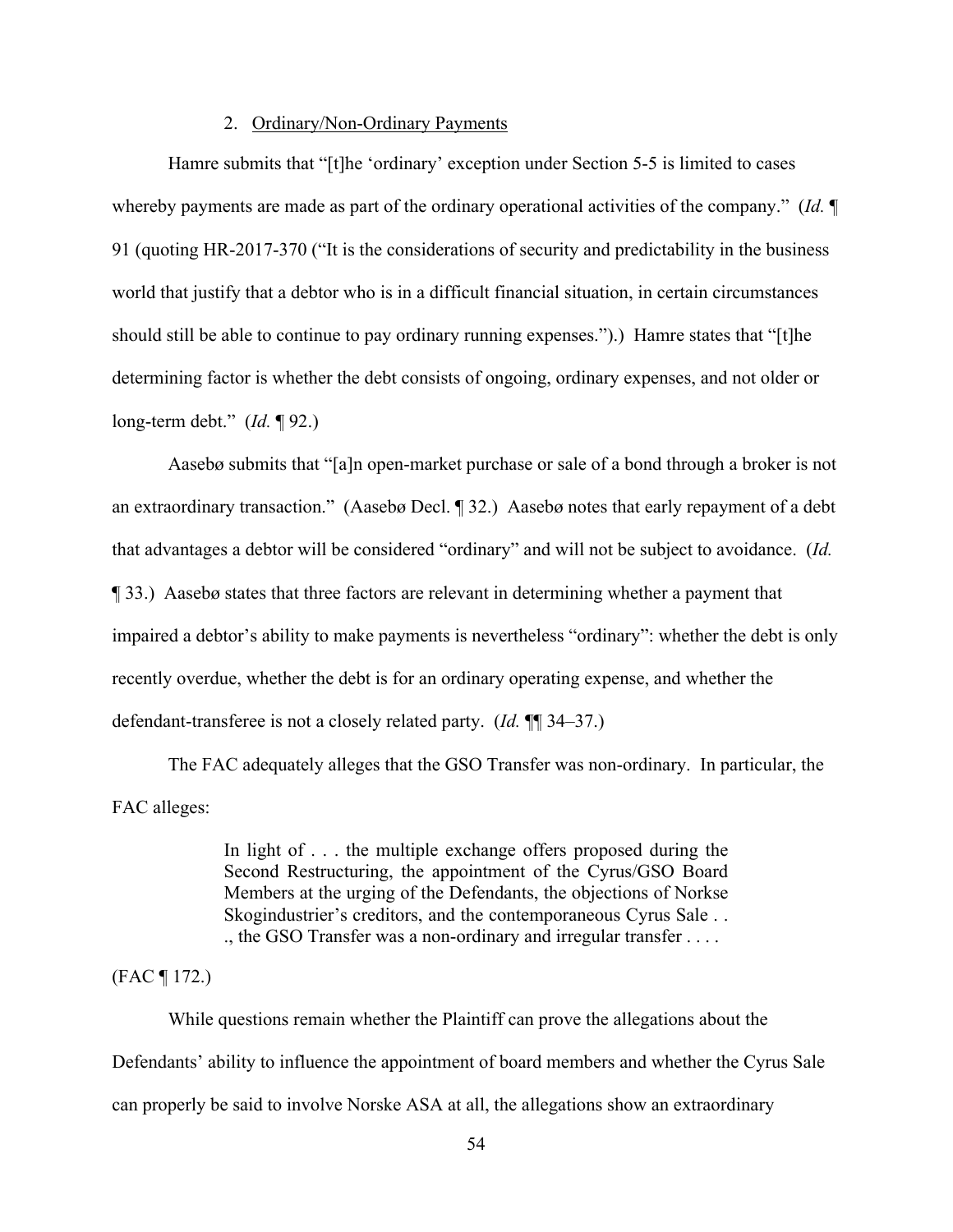2. Ordinary/Non-Ordinary Payments

Hamre submits that "[t]he 'ordinary' exception under Section 5-5 is limited to cases whereby payments are made as part of the ordinary operational activities of the company." (*Id.* ¶ 91 (quoting HR-2017-370 ("It is the considerations of security and predictability in the business world that justify that a debtor who is in a difficult financial situation, in certain circumstances should still be able to continue to pay ordinary running expenses.").) Hamre states that "[t]he determining factor is whether the debt consists of ongoing, ordinary expenses, and not older or long-term debt." (*Id.* ¶ 92.)

Aasebø submits that "[a]n open-market purchase or sale of a bond through a broker is not an extraordinary transaction." (Aasebø Decl. ¶ 32.) Aasebø notes that early repayment of a debt that advantages a debtor will be considered "ordinary" and will not be subject to avoidance. (*Id.* ¶ 33.) Aasebø states that three factors are relevant in determining whether a payment that impaired a debtor's ability to make payments is nevertheless "ordinary": whether the debt is only recently overdue, whether the debt is for an ordinary operating expense, and whether the defendant-transferee is not a closely related party. (*Id.* ¶¶ 34–37.)

The FAC adequately alleges that the GSO Transfer was non-ordinary. In particular, the FAC alleges:

> In light of . . . the multiple exchange offers proposed during the Second Restructuring, the appointment of the Cyrus/GSO Board Members at the urging of the Defendants, the objections of Norkse Skogindustrier's creditors, and the contemporaneous Cyrus Sale . . ., the GSO Transfer was a non-ordinary and irregular transfer . . . .

(FAC ¶ 172.)

While questions remain whether the Plaintiff can prove the allegations about the Defendants' ability to influence the appointment of board members and whether the Cyrus Sale can properly be said to involve Norske ASA at all, the allegations show an extraordinary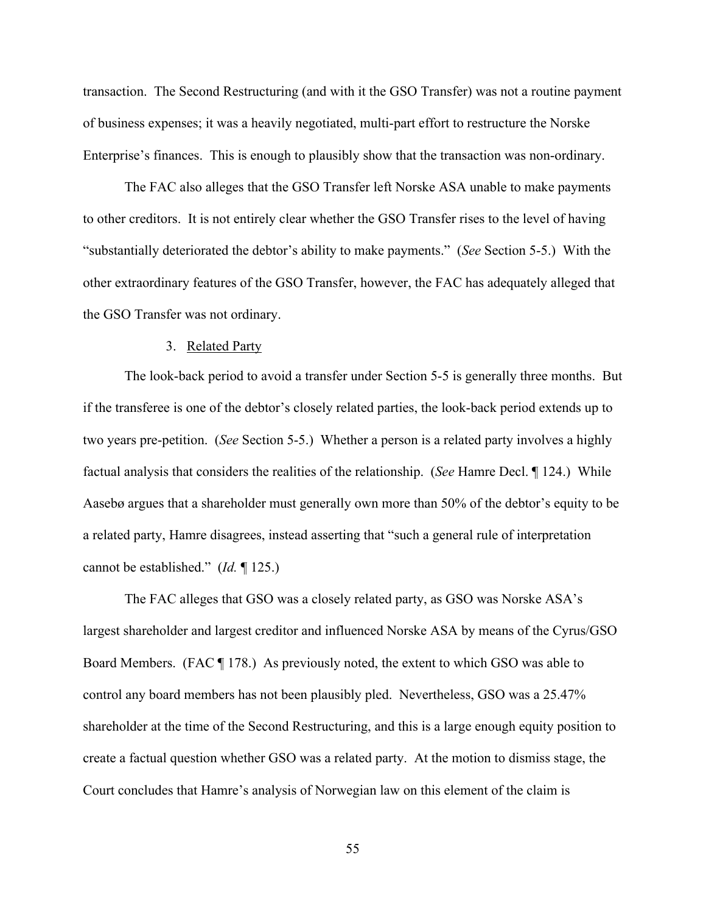transaction. The Second Restructuring (and with it the GSO Transfer) was not a routine payment of business expenses; it was a heavily negotiated, multi-part effort to restructure the Norske Enterprise's finances. This is enough to plausibly show that the transaction was non-ordinary.

The FAC also alleges that the GSO Transfer left Norske ASA unable to make payments to other creditors. It is not entirely clear whether the GSO Transfer rises to the level of having "substantially deteriorated the debtor's ability to make payments." (*See* Section 5-5.) With the other extraordinary features of the GSO Transfer, however, the FAC has adequately alleged that the GSO Transfer was not ordinary.

3. Related Party

The look-back period to avoid a transfer under Section 5-5 is generally three months. But if the transferee is one of the debtor's closely related parties, the look-back period extends up to two years pre-petition. (*See* Section 5-5.) Whether a person is a related party involves a highly factual analysis that considers the realities of the relationship. (*See* Hamre Decl. ¶ 124.) While Aasebø argues that a shareholder must generally own more than 50% of the debtor's equity to be a related party, Hamre disagrees, instead asserting that "such a general rule of interpretation cannot be established." (*Id.* ¶ 125.)

The FAC alleges that GSO was a closely related party, as GSO was Norske ASA's largest shareholder and largest creditor and influenced Norske ASA by means of the Cyrus/GSO Board Members. (FAC ¶ 178.) As previously noted, the extent to which GSO was able to control any board members has not been plausibly pled. Nevertheless, GSO was a 25.47% shareholder at the time of the Second Restructuring, and this is a large enough equity position to create a factual question whether GSO was a related party. At the motion to dismiss stage, the Court concludes that Hamre's analysis of Norwegian law on this element of the claim is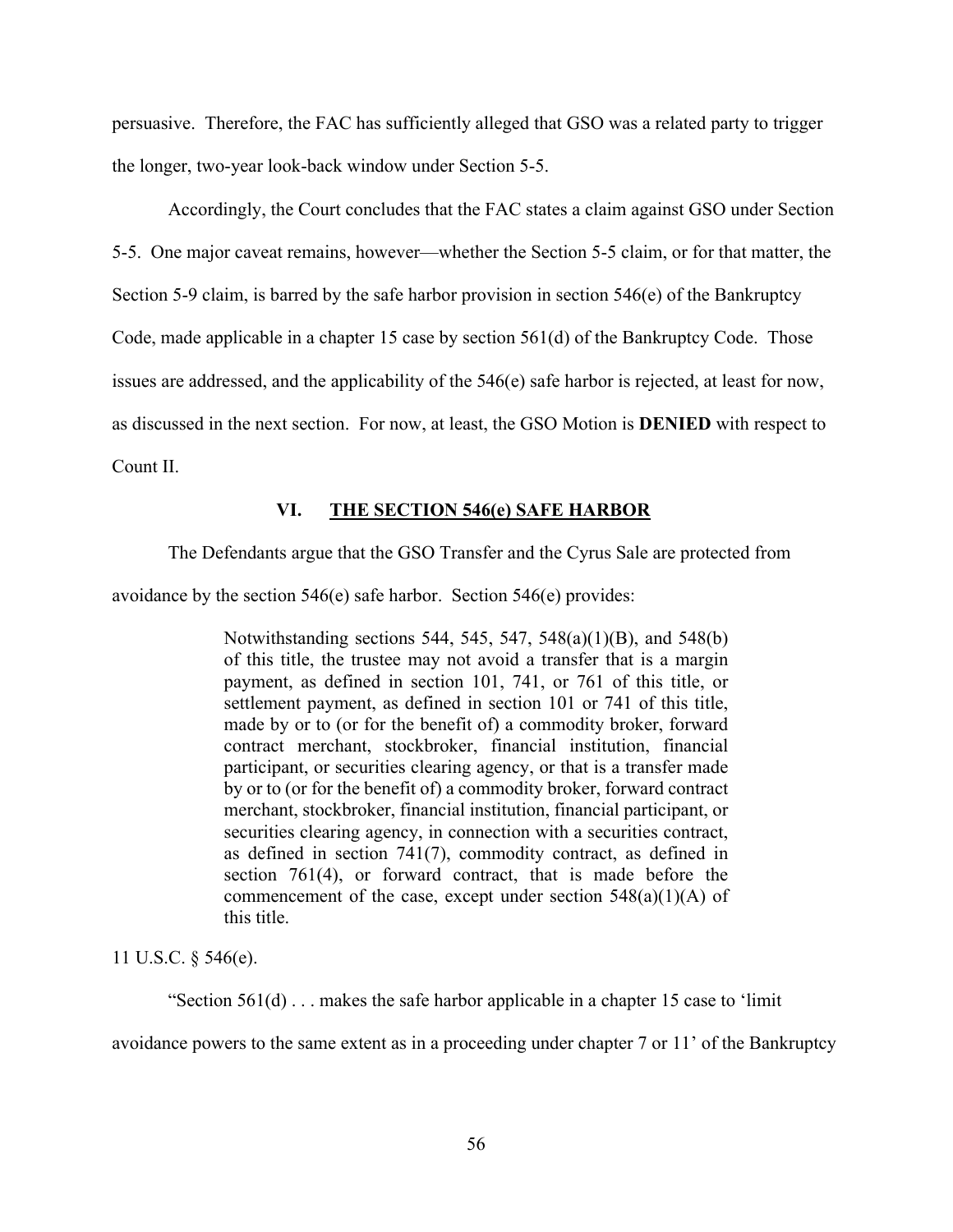persuasive. Therefore, the FAC has sufficiently alleged that GSO was a related party to trigger the longer, two-year look-back window under Section 5-5.

Accordingly, the Court concludes that the FAC states a claim against GSO under Section 5-5. One major caveat remains, however—whether the Section 5-5 claim, or for that matter, the Section 5-9 claim, is barred by the safe harbor provision in section 546(e) of the Bankruptcy Code, made applicable in a chapter 15 case by section 561(d) of the Bankruptcy Code. Those issues are addressed, and the applicability of the 546(e) safe harbor is rejected, at least for now, as discussed in the next section. For now, at least, the GSO Motion is **DENIED** with respect to Count II.

## VI. THE SECTION 546(e) SAFE HARBOR

The Defendants argue that the GSO Transfer and the Cyrus Sale are protected from avoidance by the section 546(e) safe harbor. Section 546(e) provides:

> Notwithstanding sections 544, 545, 547, 548(a)(1)(B), and 548(b) of this title, the trustee may not avoid a transfer that is a margin payment, as defined in section 101, 741, or 761 of this title, or settlement payment, as defined in section 101 or 741 of this title, made by or to (or for the benefit of) a commodity broker, forward contract merchant, stockbroker, financial institution, financial participant, or securities clearing agency, or that is a transfer made by or to (or for the benefit of) a commodity broker, forward contract merchant, stockbroker, financial institution, financial participant, or securities clearing agency, in connection with a securities contract, as defined in section 741(7), commodity contract, as defined in section 761(4), or forward contract, that is made before the commencement of the case, except under section 548(a)(1)(A) of this title.

11 U.S.C. § 546(e).

"Section 561(d) . . . makes the safe harbor applicable in a chapter 15 case to 'limit avoidance powers to the same extent as in a proceeding under chapter 7 or 11' of the Bankruptcy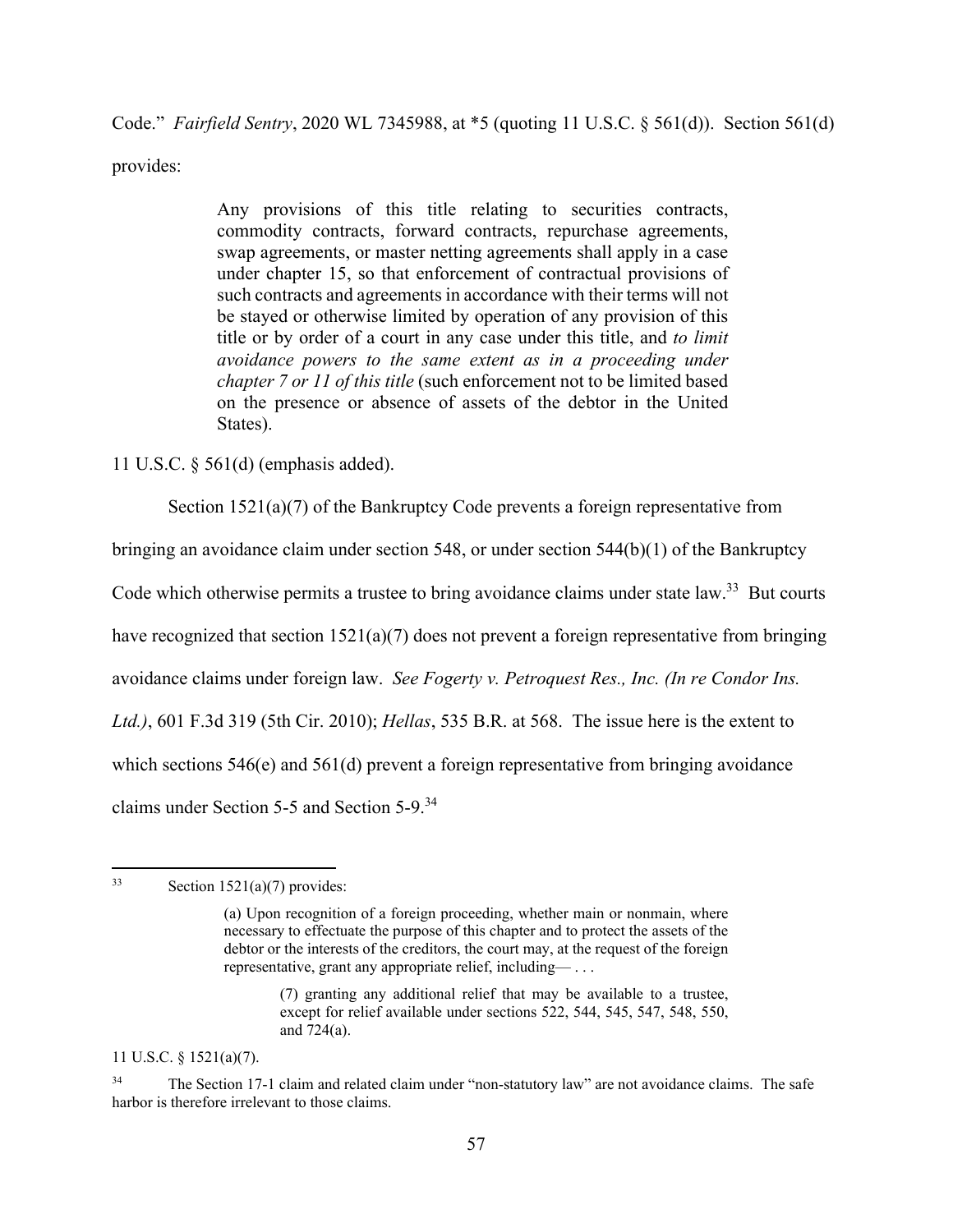Code." *Fairfield Sentry*, 2020 WL 7345988, at *5 (quoting 11 U.S.C. § 561(d)). Section 561(d) provides:

> Any provisions of this title relating to securities contracts, commodity contracts, forward contracts, repurchase agreements, swap agreements, or master netting agreements shall apply in a case under chapter 15, so that enforcement of contractual provisions of such contracts and agreements in accordance with their terms will not be stayed or otherwise limited by operation of any provision of this title or by order of a court in any case under this title, and *to limit avoidance powers to the same extent as in a proceeding under chapter 7 or 11 of this title* (such enforcement not to be limited based on the presence or absence of assets of the debtor in the United States).

11 U.S.C. § 561(d) (emphasis added).

Section 1521(a)(7) of the Bankruptcy Code prevents a foreign representative from bringing an avoidance claim under section 548, or under section 544(b)(1) of the Bankruptcy Code which otherwise permits a trustee to bring avoidance claims under state law.[33] But courts have recognized that section 1521(a)(7) does not prevent a foreign representative from bringing avoidance claims under foreign law. *See Fogerty v. Petroquest Res., Inc. (In re Condor Ins. Ltd.)*, 601 F.3d 319 (5th Cir. 2010); *Hellas*, 535 B.R. at 568. The issue here is the extent to which sections 546(e) and 561(d) prevent a foreign representative from bringing avoidance claims under Section 5-5 and Section 5-9.[34]

---

[33] Section 1521(a)(7) provides:

> (a) Upon recognition of a foreign proceeding, whether main or nonmain, where necessary to effectuate the purpose of this chapter and to protect the assets of the debtor or the interests of the creditors, the court may, at the request of the foreign representative, grant any appropriate relief, including— . . .
>
> > (7) granting any additional relief that may be available to a trustee, except for relief available under sections 522, 544, 545, 547, 548, 550, and 724(a).

11 U.S.C. § 1521(a)(7).

[34] The Section 17-1 claim and related claim under "non-statutory law" are not avoidance claims. The safe harbor is therefore irrelevant to those claims.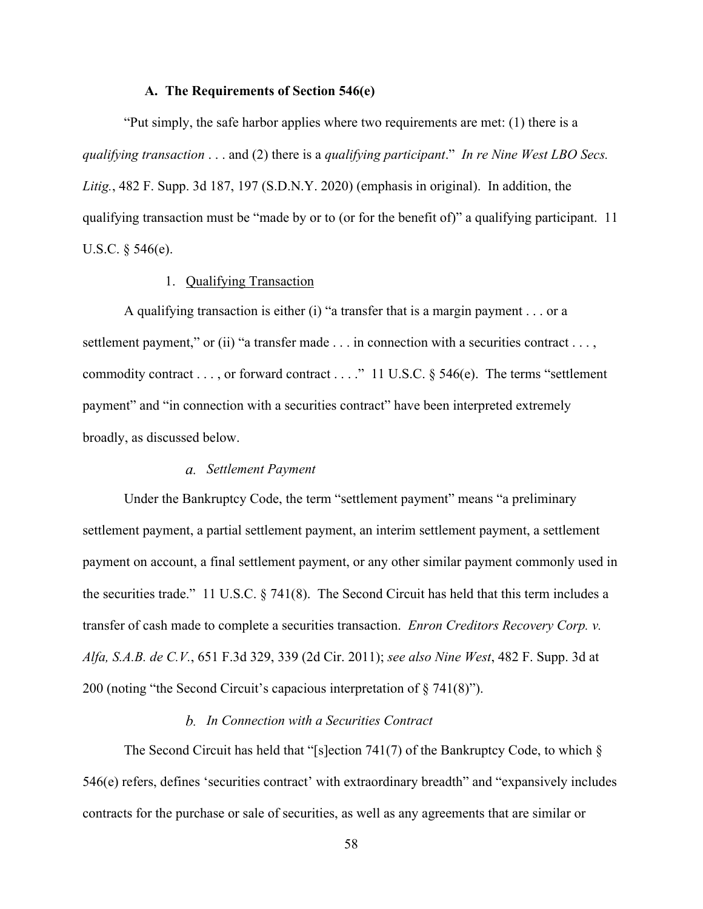### A. The Requirements of Section 546(e)

"Put simply, the safe harbor applies where two requirements are met: (1) there is a *qualifying transaction* . . . and (2) there is a *qualifying participant*." *In re Nine West LBO Secs. Litig.*, 482 F. Supp. 3d 187, 197 (S.D.N.Y. 2020) (emphasis in original). In addition, the qualifying transaction must be "made by or to (or for the benefit of)" a qualifying participant. 11 U.S.C. § 546(e).

#### 1. Qualifying Transaction

A qualifying transaction is either (i) "a transfer that is a margin payment . . . or a settlement payment," or (ii) "a transfer made . . . in connection with a securities contract . . . , commodity contract . . . , or forward contract . . . ." 11 U.S.C. § 546(e). The terms "settlement payment" and "in connection with a securities contract" have been interpreted extremely broadly, as discussed below.

##### *a. Settlement Payment*

Under the Bankruptcy Code, the term "settlement payment" means "a preliminary settlement payment, a partial settlement payment, an interim settlement payment, a settlement payment on account, a final settlement payment, or any other similar payment commonly used in the securities trade." 11 U.S.C. § 741(8). The Second Circuit has held that this term includes a transfer of cash made to complete a securities transaction. *Enron Creditors Recovery Corp. v. Alfa, S.A.B. de C.V.*, 651 F.3d 329, 339 (2d Cir. 2011); *see also Nine West*, 482 F. Supp. 3d at 200 (noting "the Second Circuit's capacious interpretation of § 741(8)").

##### *b. In Connection with a Securities Contract*

The Second Circuit has held that "[s]ection 741(7) of the Bankruptcy Code, to which § 546(e) refers, defines 'securities contract' with extraordinary breadth" and "expansively includes contracts for the purchase or sale of securities, as well as any agreements that are similar or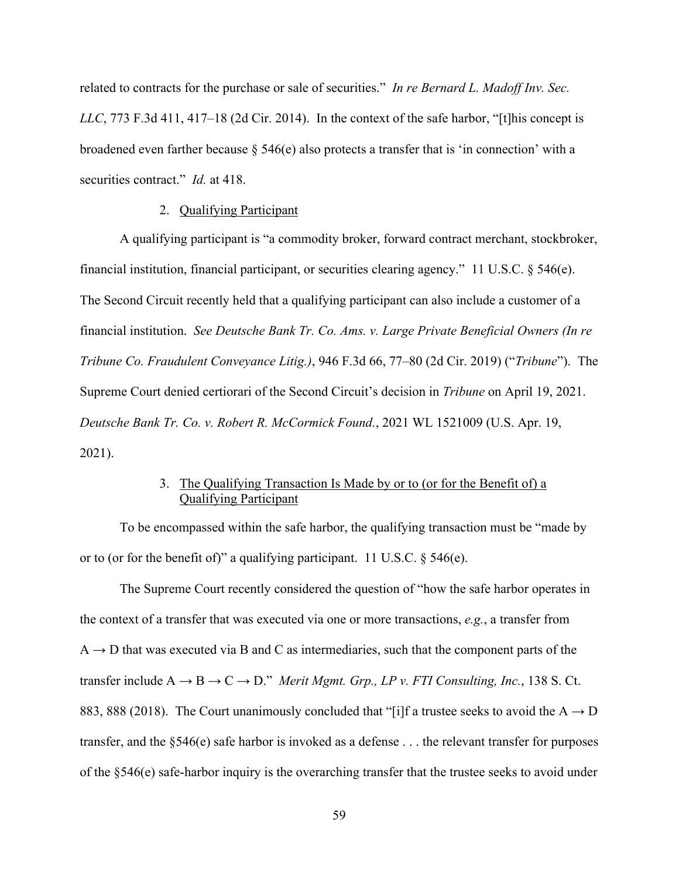related to contracts for the purchase or sale of securities." *In re Bernard L. Madoff Inv. Sec. LLC*, 773 F.3d 411, 417–18 (2d Cir. 2014). In the context of the safe harbor, "[t]his concept is broadened even farther because § 546(e) also protects a transfer that is 'in connection' with a securities contract." *Id.* at 418.

2. Qualifying Participant

A qualifying participant is "a commodity broker, forward contract merchant, stockbroker, financial institution, financial participant, or securities clearing agency." 11 U.S.C. § 546(e). The Second Circuit recently held that a qualifying participant can also include a customer of a financial institution. *See Deutsche Bank Tr. Co. Ams. v. Large Private Beneficial Owners (In re Tribune Co. Fraudulent Conveyance Litig.)*, 946 F.3d 66, 77–80 (2d Cir. 2019) ("*Tribune*"). The Supreme Court denied certiorari of the Second Circuit's decision in *Tribune* on April 19, 2021. *Deutsche Bank Tr. Co. v. Robert R. McCormick Found.*, 2021 WL 1521009 (U.S. Apr. 19, 2021).

3. The Qualifying Transaction Is Made by or to (or for the Benefit of) a Qualifying Participant

To be encompassed within the safe harbor, the qualifying transaction must be "made by or to (or for the benefit of)" a qualifying participant. 11 U.S.C. § 546(e).

The Supreme Court recently considered the question of "how the safe harbor operates in the context of a transfer that was executed via one or more transactions, *e.g.*, a transfer from A → D that was executed via B and C as intermediaries, such that the component parts of the transfer include A → B → C → D." *Merit Mgmt. Grp., LP v. FTI Consulting, Inc.*, 138 S. Ct. 883, 888 (2018). The Court unanimously concluded that "[i]f a trustee seeks to avoid the A → D transfer, and the §546(e) safe harbor is invoked as a defense . . . the relevant transfer for purposes of the §546(e) safe-harbor inquiry is the overarching transfer that the trustee seeks to avoid under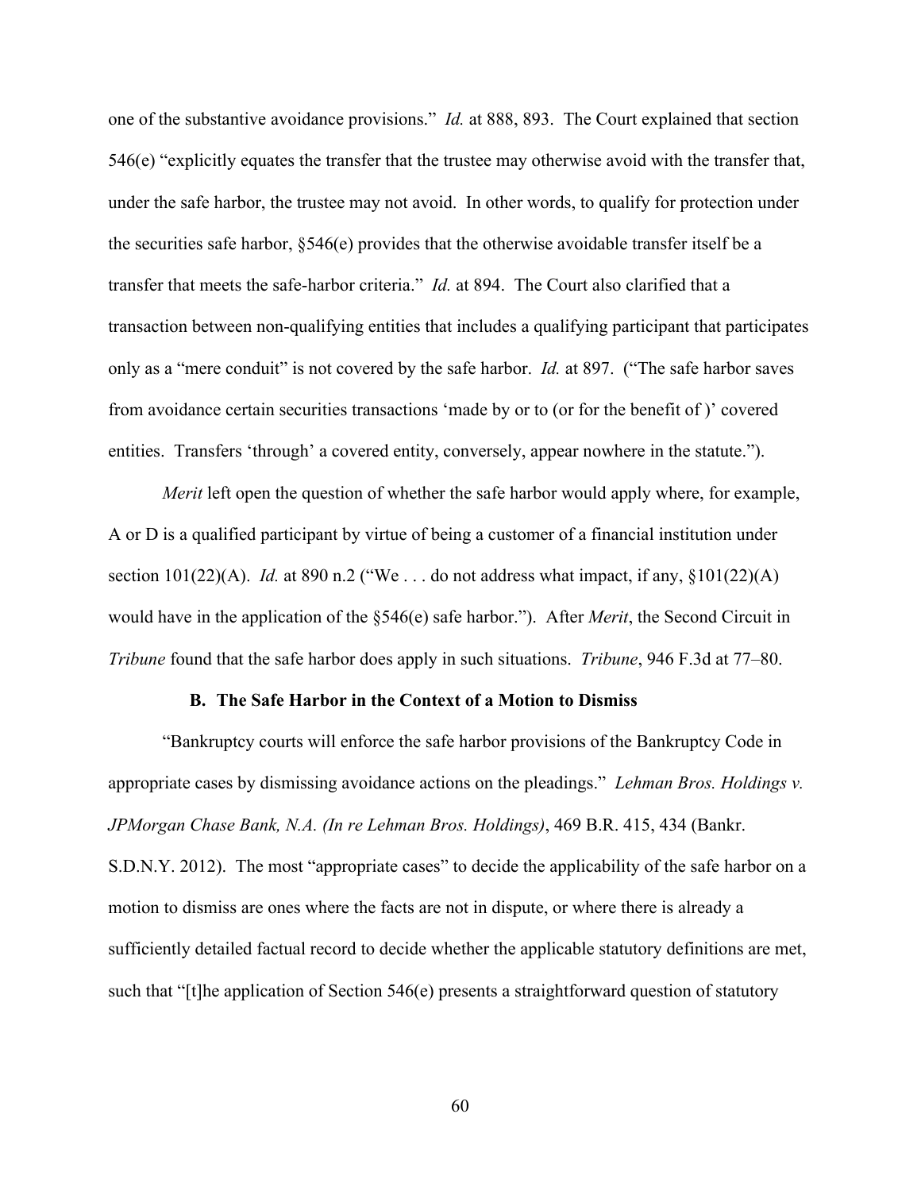one of the substantive avoidance provisions." *Id.* at 888, 893. The Court explained that section 546(e) "explicitly equates the transfer that the trustee may otherwise avoid with the transfer that, under the safe harbor, the trustee may not avoid. In other words, to qualify for protection under the securities safe harbor, §546(e) provides that the otherwise avoidable transfer itself be a transfer that meets the safe-harbor criteria." *Id.* at 894. The Court also clarified that a transaction between non-qualifying entities that includes a qualifying participant that participates only as a "mere conduit" is not covered by the safe harbor. *Id.* at 897. ("The safe harbor saves from avoidance certain securities transactions 'made by or to (or for the benefit of )' covered entities. Transfers 'through' a covered entity, conversely, appear nowhere in the statute.").

*Merit* left open the question of whether the safe harbor would apply where, for example, A or D is a qualified participant by virtue of being a customer of a financial institution under section 101(22)(A). *Id.* at 890 n.2 ("We . . . do not address what impact, if any, §101(22)(A) would have in the application of the §546(e) safe harbor."). After *Merit*, the Second Circuit in *Tribune* found that the safe harbor does apply in such situations. *Tribune*, 946 F.3d at 77–80.

### B. The Safe Harbor in the Context of a Motion to Dismiss

"Bankruptcy courts will enforce the safe harbor provisions of the Bankruptcy Code in appropriate cases by dismissing avoidance actions on the pleadings." *Lehman Bros. Holdings v. JPMorgan Chase Bank, N.A. (In re Lehman Bros. Holdings)*, 469 B.R. 415, 434 (Bankr. S.D.N.Y. 2012). The most "appropriate cases" to decide the applicability of the safe harbor on a motion to dismiss are ones where the facts are not in dispute, or where there is already a sufficiently detailed factual record to decide whether the applicable statutory definitions are met, such that "[t]he application of Section 546(e) presents a straightforward question of statutory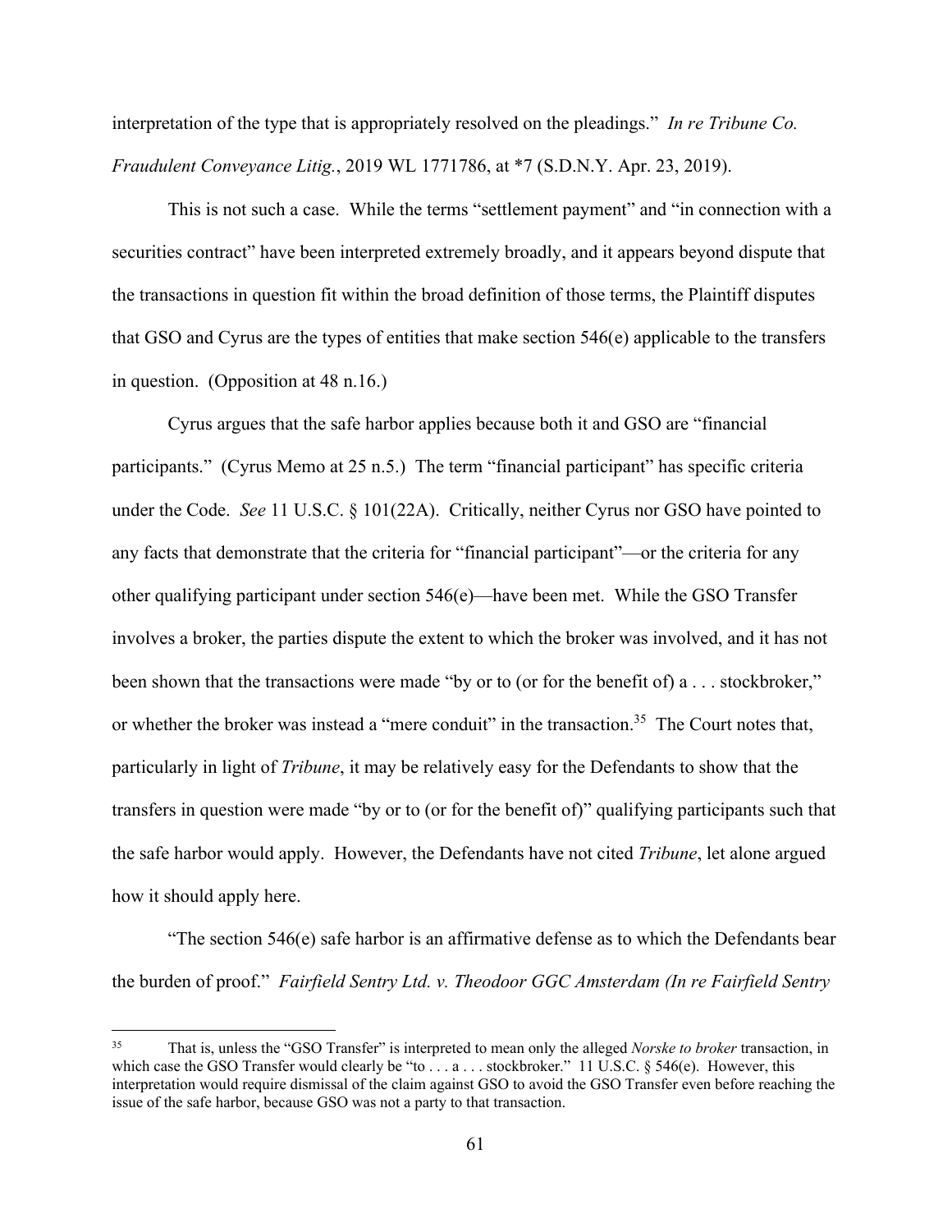interpretation of the type that is appropriately resolved on the pleadings." *In re Tribune Co. Fraudulent Conveyance Litig.*, 2019 WL 1771786, at *7 (S.D.N.Y. Apr. 23, 2019).

This is not such a case. While the terms "settlement payment" and "in connection with a securities contract" have been interpreted extremely broadly, and it appears beyond dispute that the transactions in question fit within the broad definition of those terms, the Plaintiff disputes that GSO and Cyrus are the types of entities that make section 546(e) applicable to the transfers in question. (Opposition at 48 n.16.)

Cyrus argues that the safe harbor applies because both it and GSO are "financial participants." (Cyrus Memo at 25 n.5.) The term "financial participant" has specific criteria under the Code. *See* 11 U.S.C. § 101(22A). Critically, neither Cyrus nor GSO have pointed to any facts that demonstrate that the criteria for "financial participant"—or the criteria for any other qualifying participant under section 546(e)—have been met. While the GSO Transfer involves a broker, the parties dispute the extent to which the broker was involved, and it has not been shown that the transactions were made "by or to (or for the benefit of) a . . . stockbroker," or whether the broker was instead a "mere conduit" in the transaction.[35] The Court notes that, particularly in light of *Tribune*, it may be relatively easy for the Defendants to show that the transfers in question were made "by or to (or for the benefit of)" qualifying participants such that the safe harbor would apply. However, the Defendants have not cited *Tribune*, let alone argued how it should apply here.

"The section 546(e) safe harbor is an affirmative defense as to which the Defendants bear the burden of proof." *Fairfield Sentry Ltd. v. Theodoor GGC Amsterdam (In re Fairfield Sentry*

---

[35] That is, unless the "GSO Transfer" is interpreted to mean only the alleged *Norske to broker* transaction, in which case the GSO Transfer would clearly be "to . . . a . . . stockbroker." 11 U.S.C. § 546(e). However, this interpretation would require dismissal of the claim against GSO to avoid the GSO Transfer even before reaching the issue of the safe harbor, because GSO was not a party to that transaction.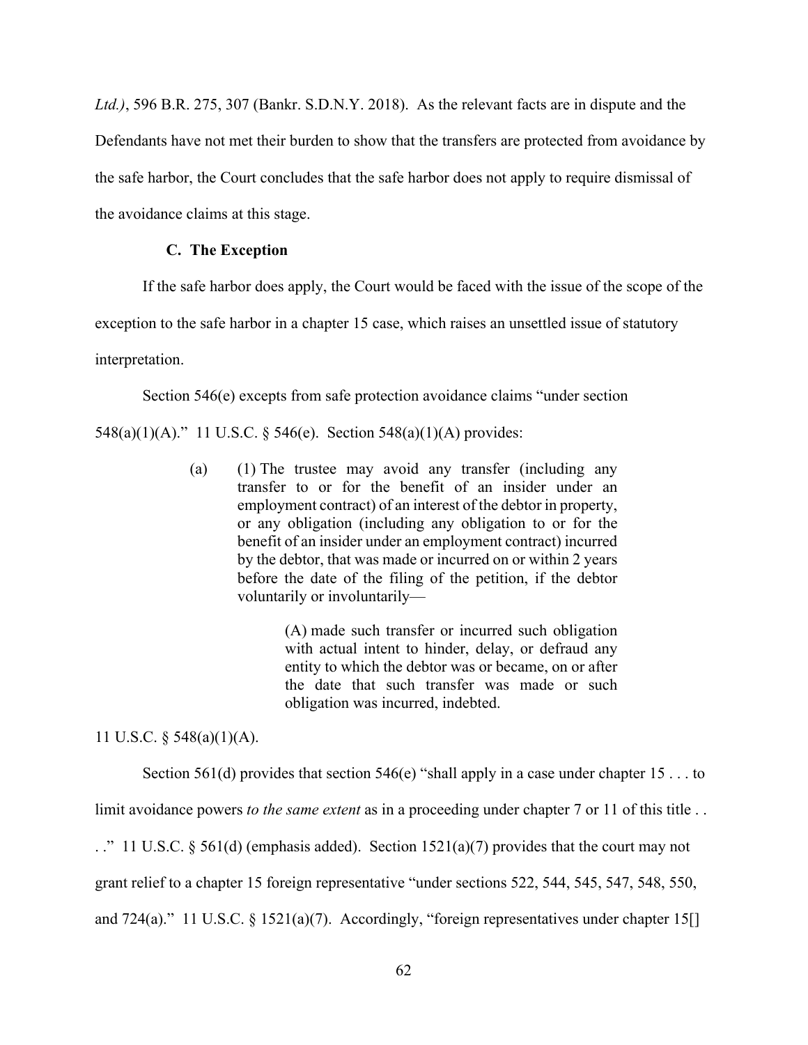*Ltd.)*, 596 B.R. 275, 307 (Bankr. S.D.N.Y. 2018). As the relevant facts are in dispute and the Defendants have not met their burden to show that the transfers are protected from avoidance by the safe harbor, the Court concludes that the safe harbor does not apply to require dismissal of the avoidance claims at this stage.

### C. The Exception

If the safe harbor does apply, the Court would be faced with the issue of the scope of the exception to the safe harbor in a chapter 15 case, which raises an unsettled issue of statutory interpretation.

Section 546(e) excepts from safe protection avoidance claims "under section 548(a)(1)(A)." 11 U.S.C. § 546(e). Section 548(a)(1)(A) provides:

> (a) (1) The trustee may avoid any transfer (including any transfer to or for the benefit of an insider under an employment contract) of an interest of the debtor in property, or any obligation (including any obligation to or for the benefit of an insider under an employment contract) incurred by the debtor, that was made or incurred on or within 2 years before the date of the filing of the petition, if the debtor voluntarily or involuntarily—
>
> > (A) made such transfer or incurred such obligation with actual intent to hinder, delay, or defraud any entity to which the debtor was or became, on or after the date that such transfer was made or such obligation was incurred, indebted.

11 U.S.C. § 548(a)(1)(A).

Section 561(d) provides that section 546(e) "shall apply in a case under chapter 15 . . . to limit avoidance powers *to the same extent* as in a proceeding under chapter 7 or 11 of this title . . . ." 11 U.S.C. § 561(d) (emphasis added). Section 1521(a)(7) provides that the court may not grant relief to a chapter 15 foreign representative "under sections 522, 544, 545, 547, 548, 550, and 724(a)." 11 U.S.C. § 1521(a)(7). Accordingly, "foreign representatives under chapter 15[]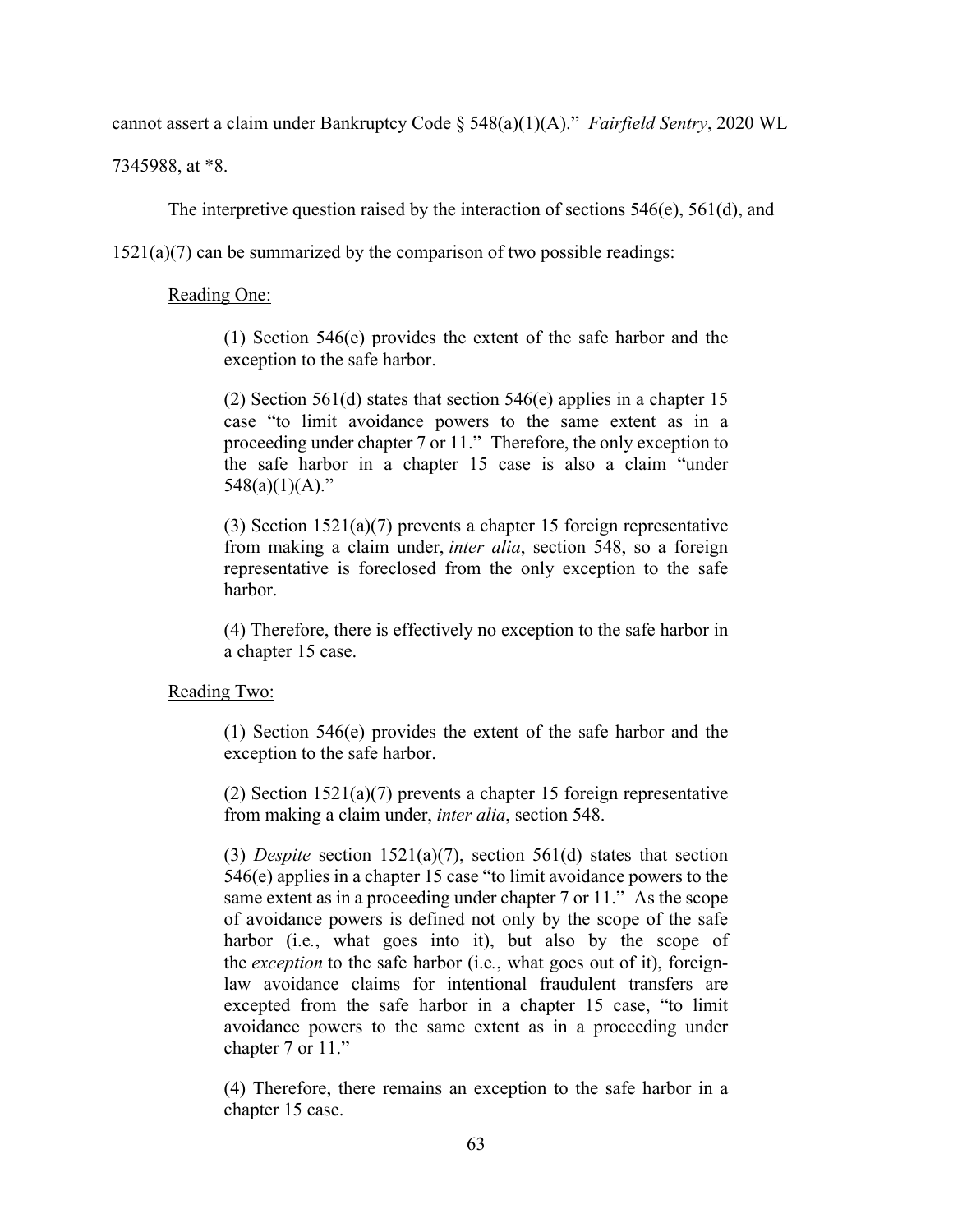cannot assert a claim under Bankruptcy Code § 548(a)(1)(A)." *Fairfield Sentry*, 2020 WL 7345988, at *8.

The interpretive question raised by the interaction of sections 546(e), 561(d), and 1521(a)(7) can be summarized by the comparison of two possible readings:

<u>Reading One:</u>

> (1) Section 546(e) provides the extent of the safe harbor and the exception to the safe harbor.
>
> (2) Section 561(d) states that section 546(e) applies in a chapter 15 case "to limit avoidance powers to the same extent as in a proceeding under chapter 7 or 11." Therefore, the only exception to the safe harbor in a chapter 15 case is also a claim "under 548(a)(1)(A)."
>
> (3) Section 1521(a)(7) prevents a chapter 15 foreign representative from making a claim under, *inter alia*, section 548, so a foreign representative is foreclosed from the only exception to the safe harbor.
>
> (4) Therefore, there is effectively no exception to the safe harbor in a chapter 15 case.

<u>Reading Two:</u>

> (1) Section 546(e) provides the extent of the safe harbor and the exception to the safe harbor.
>
> (2) Section 1521(a)(7) prevents a chapter 15 foreign representative from making a claim under, *inter alia*, section 548.
>
> (3) *Despite* section 1521(a)(7), section 561(d) states that section 546(e) applies in a chapter 15 case "to limit avoidance powers to the same extent as in a proceeding under chapter 7 or 11." As the scope of avoidance powers is defined not only by the scope of the safe harbor (i.e., what goes into it), but also by the scope of the *exception* to the safe harbor (i.e., what goes out of it), foreign-law avoidance claims for intentional fraudulent transfers are excepted from the safe harbor in a chapter 15 case, "to limit avoidance powers to the same extent as in a proceeding under chapter 7 or 11."
>
> (4) Therefore, there remains an exception to the safe harbor in a chapter 15 case.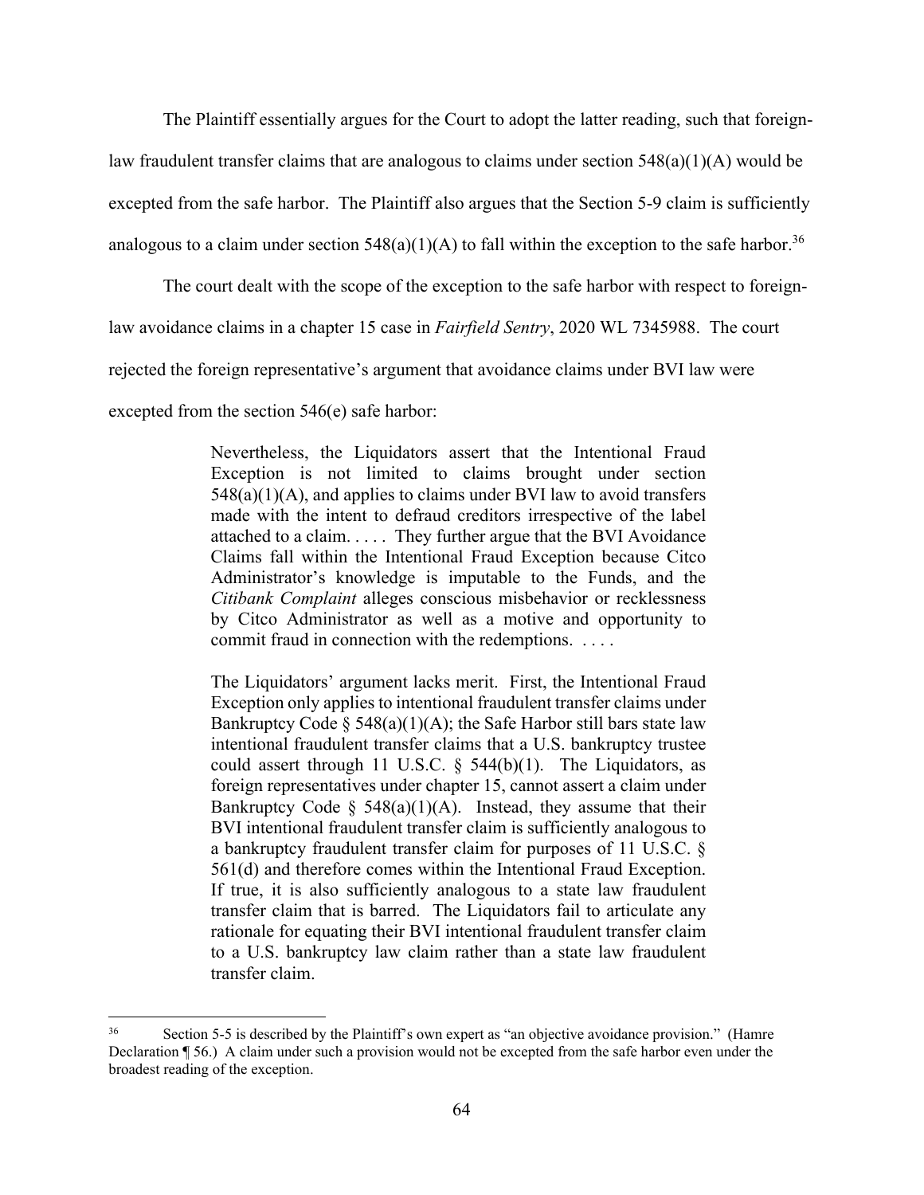The Plaintiff essentially argues for the Court to adopt the latter reading, such that foreign-law fraudulent transfer claims that are analogous to claims under section 548(a)(1)(A) would be excepted from the safe harbor. The Plaintiff also argues that the Section 5-9 claim is sufficiently analogous to a claim under section 548(a)(1)(A) to fall within the exception to the safe harbor.[36]

The court dealt with the scope of the exception to the safe harbor with respect to foreign-law avoidance claims in a chapter 15 case in *Fairfield Sentry*, 2020 WL 7345988. The court rejected the foreign representative's argument that avoidance claims under BVI law were excepted from the section 546(e) safe harbor:

> Nevertheless, the Liquidators assert that the Intentional Fraud Exception is not limited to claims brought under section 548(a)(1)(A), and applies to claims under BVI law to avoid transfers made with the intent to defraud creditors irrespective of the label attached to a claim. . . . . They further argue that the BVI Avoidance Claims fall within the Intentional Fraud Exception because Citco Administrator's knowledge is imputable to the Funds, and the *Citibank Complaint* alleges conscious misbehavior or recklessness by Citco Administrator as well as a motive and opportunity to commit fraud in connection with the redemptions. . . . .
>
> The Liquidators' argument lacks merit. First, the Intentional Fraud Exception only applies to intentional fraudulent transfer claims under Bankruptcy Code § 548(a)(1)(A); the Safe Harbor still bars state law intentional fraudulent transfer claims that a U.S. bankruptcy trustee could assert through 11 U.S.C. § 544(b)(1). The Liquidators, as foreign representatives under chapter 15, cannot assert a claim under Bankruptcy Code § 548(a)(1)(A). Instead, they assume that their BVI intentional fraudulent transfer claim is sufficiently analogous to a bankruptcy fraudulent transfer claim for purposes of 11 U.S.C. § 561(d) and therefore comes within the Intentional Fraud Exception. If true, it is also sufficiently analogous to a state law fraudulent transfer claim that is barred. The Liquidators fail to articulate any rationale for equating their BVI intentional fraudulent transfer claim to a U.S. bankruptcy law claim rather than a state law fraudulent transfer claim.

---

[36] Section 5-5 is described by the Plaintiff's own expert as "an objective avoidance provision." (Hamre Declaration ¶ 56.) A claim under such a provision would not be excepted from the safe harbor even under the broadest reading of the exception.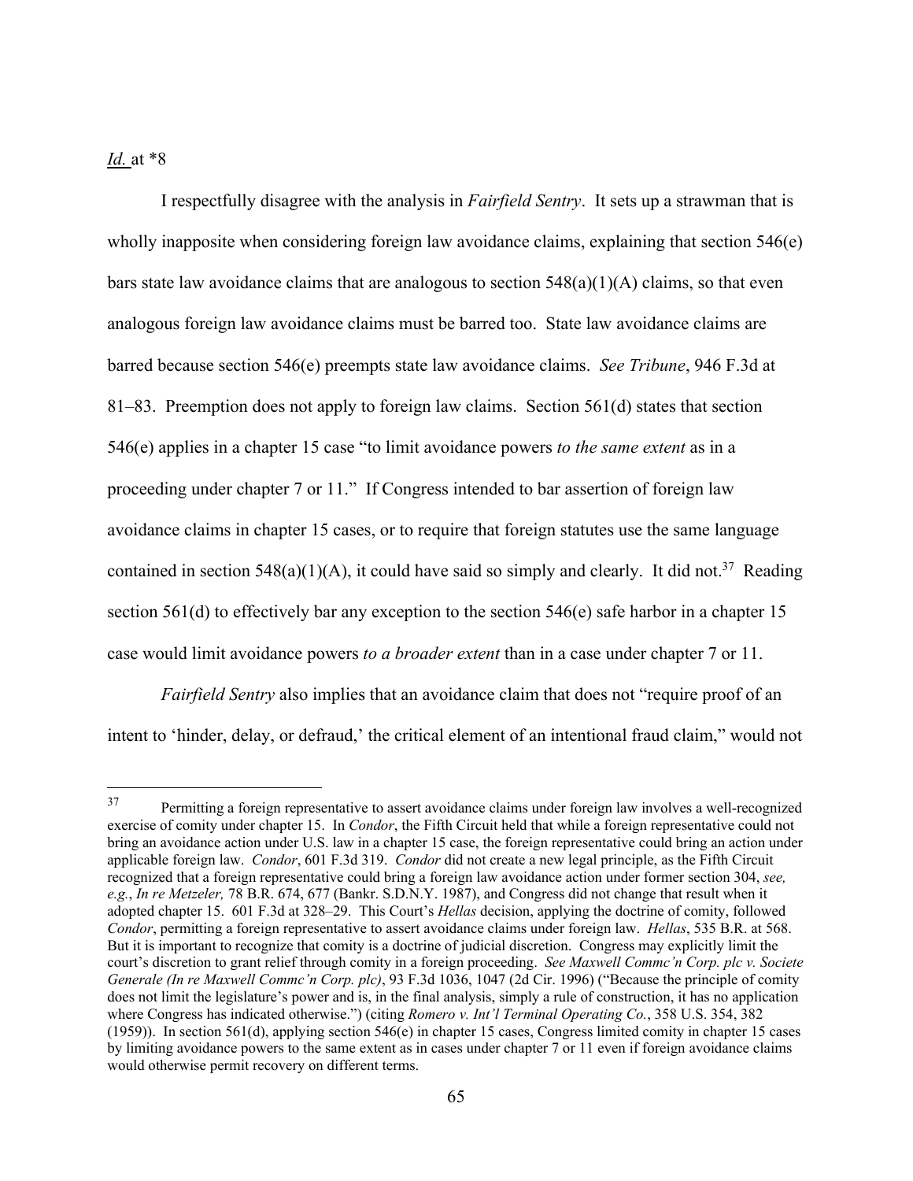*Id.* at *8

I respectfully disagree with the analysis in *Fairfield Sentry*. It sets up a strawman that is wholly inapposite when considering foreign law avoidance claims, explaining that section 546(e) bars state law avoidance claims that are analogous to section 548(a)(1)(A) claims, so that even analogous foreign law avoidance claims must be barred too. State law avoidance claims are barred because section 546(e) preempts state law avoidance claims. *See Tribune*, 946 F.3d at 81–83. Preemption does not apply to foreign law claims. Section 561(d) states that section 546(e) applies in a chapter 15 case "to limit avoidance powers *to the same extent* as in a proceeding under chapter 7 or 11." If Congress intended to bar assertion of foreign law avoidance claims in chapter 15 cases, or to require that foreign statutes use the same language contained in section 548(a)(1)(A), it could have said so simply and clearly. It did not.[37] Reading section 561(d) to effectively bar any exception to the section 546(e) safe harbor in a chapter 15 case would limit avoidance powers *to a broader extent* than in a case under chapter 7 or 11.

*Fairfield Sentry* also implies that an avoidance claim that does not "require proof of an intent to 'hinder, delay, or defraud,' the critical element of an intentional fraud claim," would not

---

[37] Permitting a foreign representative to assert avoidance claims under foreign law involves a well-recognized exercise of comity under chapter 15. In *Condor*, the Fifth Circuit held that while a foreign representative could not bring an avoidance action under U.S. law in a chapter 15 case, the foreign representative could bring an action under applicable foreign law. *Condor*, 601 F.3d 319. *Condor* did not create a new legal principle, as the Fifth Circuit recognized that a foreign representative could bring a foreign law avoidance action under former section 304, *see, e.g.*, *In re Metzeler,* 78 B.R. 674, 677 (Bankr. S.D.N.Y. 1987), and Congress did not change that result when it adopted chapter 15. 601 F.3d at 328–29. This Court's *Hellas* decision, applying the doctrine of comity, followed *Condor*, permitting a foreign representative to assert avoidance claims under foreign law. *Hellas*, 535 B.R. at 568. But it is important to recognize that comity is a doctrine of judicial discretion. Congress may explicitly limit the court's discretion to grant relief through comity in a foreign proceeding. *See Maxwell Commc'n Corp. plc v. Societe Generale (In re Maxwell Commc'n Corp. plc)*, 93 F.3d 1036, 1047 (2d Cir. 1996) ("Because the principle of comity does not limit the legislature's power and is, in the final analysis, simply a rule of construction, it has no application where Congress has indicated otherwise.") (citing *Romero v. Int'l Terminal Operating Co.*, 358 U.S. 354, 382 (1959)). In section 561(d), applying section 546(e) in chapter 15 cases, Congress limited comity in chapter 15 cases by limiting avoidance powers to the same extent as in cases under chapter 7 or 11 even if foreign avoidance claims would otherwise permit recovery on different terms.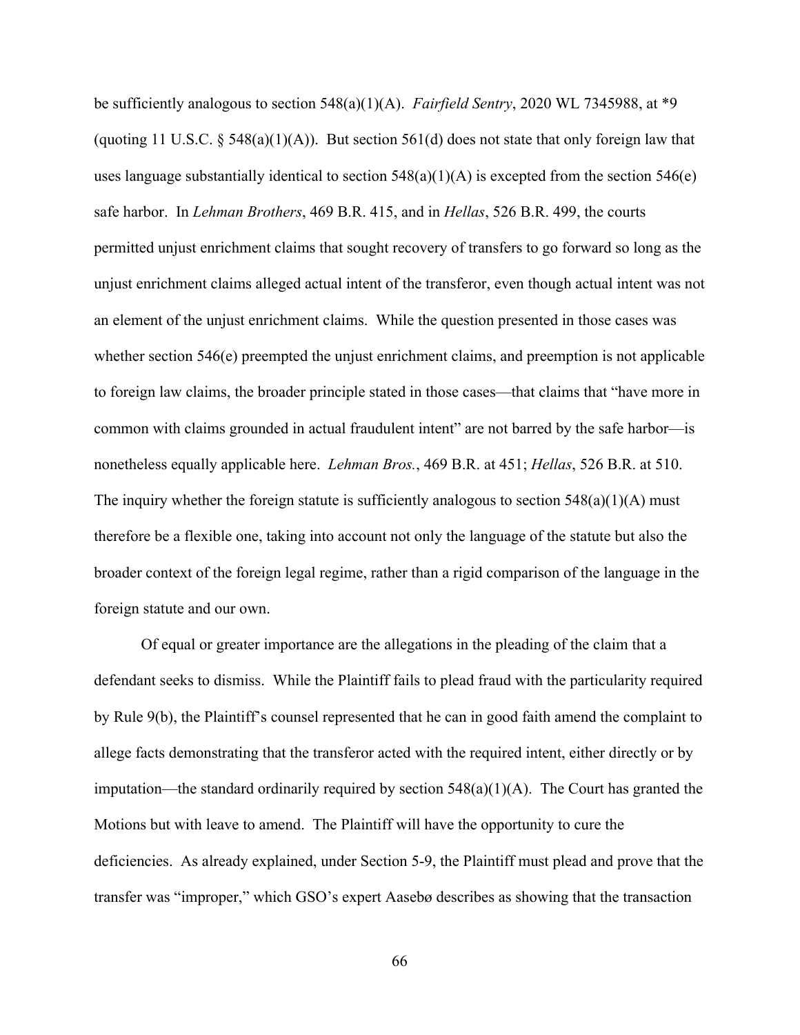be sufficiently analogous to section 548(a)(1)(A). *Fairfield Sentry*, 2020 WL 7345988, at *9 (quoting 11 U.S.C. § 548(a)(1)(A)). But section 561(d) does not state that only foreign law that uses language substantially identical to section 548(a)(1)(A) is excepted from the section 546(e) safe harbor. In *Lehman Brothers*, 469 B.R. 415, and in *Hellas*, 526 B.R. 499, the courts permitted unjust enrichment claims that sought recovery of transfers to go forward so long as the unjust enrichment claims alleged actual intent of the transferor, even though actual intent was not an element of the unjust enrichment claims. While the question presented in those cases was whether section 546(e) preempted the unjust enrichment claims, and preemption is not applicable to foreign law claims, the broader principle stated in those cases—that claims that "have more in common with claims grounded in actual fraudulent intent" are not barred by the safe harbor—is nonetheless equally applicable here. *Lehman Bros.*, 469 B.R. at 451; *Hellas*, 526 B.R. at 510. The inquiry whether the foreign statute is sufficiently analogous to section 548(a)(1)(A) must therefore be a flexible one, taking into account not only the language of the statute but also the broader context of the foreign legal regime, rather than a rigid comparison of the language in the foreign statute and our own.

Of equal or greater importance are the allegations in the pleading of the claim that a defendant seeks to dismiss. While the Plaintiff fails to plead fraud with the particularity required by Rule 9(b), the Plaintiff's counsel represented that he can in good faith amend the complaint to allege facts demonstrating that the transferor acted with the required intent, either directly or by imputation—the standard ordinarily required by section 548(a)(1)(A). The Court has granted the Motions but with leave to amend. The Plaintiff will have the opportunity to cure the deficiencies. As already explained, under Section 5-9, the Plaintiff must plead and prove that the transfer was "improper," which GSO's expert Aasebø describes as showing that the transaction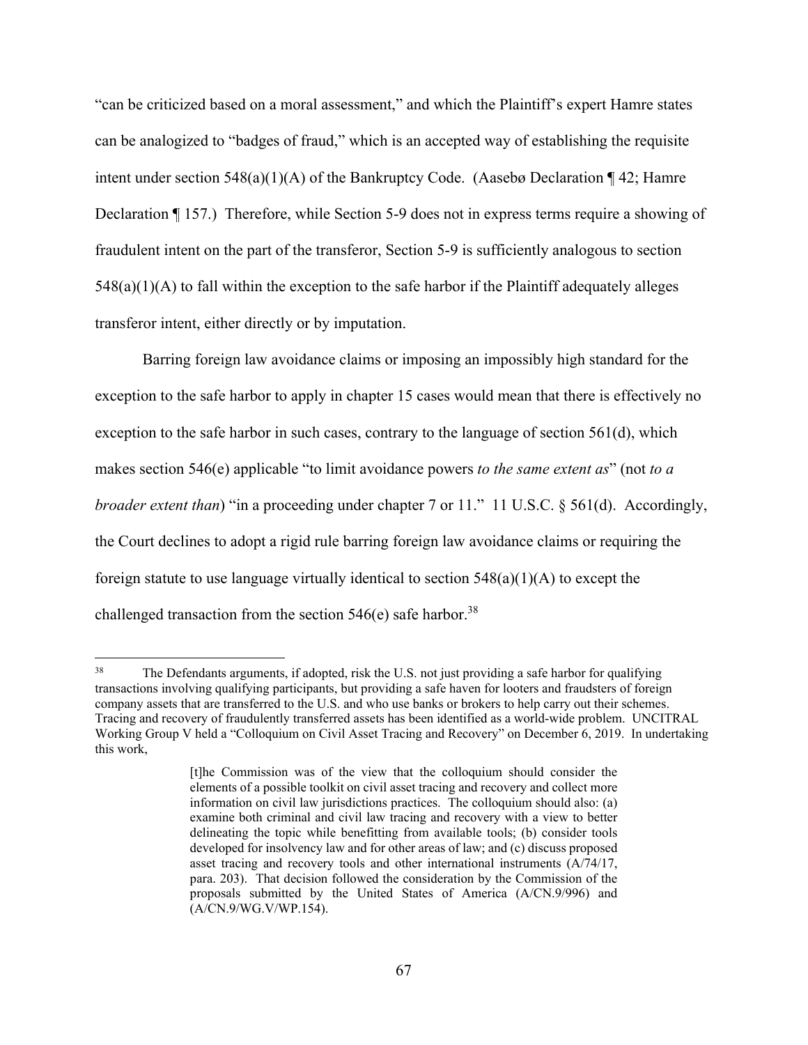"can be criticized based on a moral assessment," and which the Plaintiff's expert Hamre states can be analogized to "badges of fraud," which is an accepted way of establishing the requisite intent under section 548(a)(1)(A) of the Bankruptcy Code. (Aasebø Declaration ¶ 42; Hamre Declaration ¶ 157.) Therefore, while Section 5-9 does not in express terms require a showing of fraudulent intent on the part of the transferor, Section 5-9 is sufficiently analogous to section 548(a)(1)(A) to fall within the exception to the safe harbor if the Plaintiff adequately alleges transferor intent, either directly or by imputation.

Barring foreign law avoidance claims or imposing an impossibly high standard for the exception to the safe harbor to apply in chapter 15 cases would mean that there is effectively no exception to the safe harbor in such cases, contrary to the language of section 561(d), which makes section 546(e) applicable "to limit avoidance powers *to the same extent as*" (not *to a broader extent than*) "in a proceeding under chapter 7 or 11." 11 U.S.C. § 561(d). Accordingly, the Court declines to adopt a rigid rule barring foreign law avoidance claims or requiring the foreign statute to use language virtually identical to section 548(a)(1)(A) to except the challenged transaction from the section 546(e) safe harbor.[38]

---

[38] The Defendants arguments, if adopted, risk the U.S. not just providing a safe harbor for qualifying transactions involving qualifying participants, but providing a safe haven for looters and fraudsters of foreign company assets that are transferred to the U.S. and who use banks or brokers to help carry out their schemes. Tracing and recovery of fraudulently transferred assets has been identified as a world-wide problem. UNCITRAL Working Group V held a "Colloquium on Civil Asset Tracing and Recovery" on December 6, 2019. In undertaking this work,

> [t]he Commission was of the view that the colloquium should consider the elements of a possible toolkit on civil asset tracing and recovery and collect more information on civil law jurisdictions practices. The colloquium should also: (a) examine both criminal and civil law tracing and recovery with a view to better delineating the topic while benefitting from available tools; (b) consider tools developed for insolvency law and for other areas of law; and (c) discuss proposed asset tracing and recovery tools and other international instruments (A/74/17, para. 203). That decision followed the consideration by the Commission of the proposals submitted by the United States of America (A/CN.9/996) and (A/CN.9/WG.V/WP.154).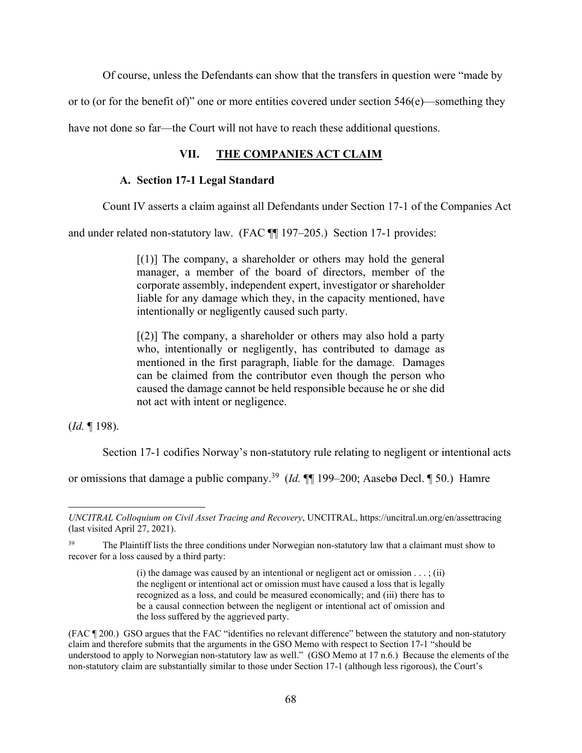Of course, unless the Defendants can show that the transfers in question were "made by or to (or for the benefit of)" one or more entities covered under section 546(e)—something they have not done so far—the Court will not have to reach these additional questions.

## VII. THE COMPANIES ACT CLAIM

### A. Section 17-1 Legal Standard

Count IV asserts a claim against all Defendants under Section 17-1 of the Companies Act and under related non-statutory law. (FAC ¶¶ 197–205.) Section 17-1 provides:

> [(1)] The company, a shareholder or others may hold the general manager, a member of the board of directors, member of the corporate assembly, independent expert, investigator or shareholder liable for any damage which they, in the capacity mentioned, have intentionally or negligently caused such party.
>
> [(2)] The company, a shareholder or others may also hold a party who, intentionally or negligently, has contributed to damage as mentioned in the first paragraph, liable for the damage. Damages can be claimed from the contributor even though the person who caused the damage cannot be held responsible because he or she did not act with intent or negligence.

(*Id.* ¶ 198).

Section 17-1 codifies Norway's non-statutory rule relating to negligent or intentional acts or omissions that damage a public company.[39] (*Id.* ¶¶ 199–200; Aasebø Decl. ¶ 50.) Hamre

---

*UNCITRAL Colloquium on Civil Asset Tracing and Recovery*, UNCITRAL, https://uncitral.un.org/en/assettracing (last visited April 27, 2021).

[39] The Plaintiff lists the three conditions under Norwegian non-statutory law that a claimant must show to recover for a loss caused by a third party:

> (i) the damage was caused by an intentional or negligent act or omission . . . ; (ii) the negligent or intentional act or omission must have caused a loss that is legally recognized as a loss, and could be measured economically; and (iii) there has to be a causal connection between the negligent or intentional act of omission and the loss suffered by the aggrieved party.

(FAC ¶ 200.) GSO argues that the FAC "identifies no relevant difference" between the statutory and non-statutory claim and therefore submits that the arguments in the GSO Memo with respect to Section 17-1 "should be understood to apply to Norwegian non-statutory law as well." (GSO Memo at 17 n.6.) Because the elements of the non-statutory claim are substantially similar to those under Section 17-1 (although less rigorous), the Court's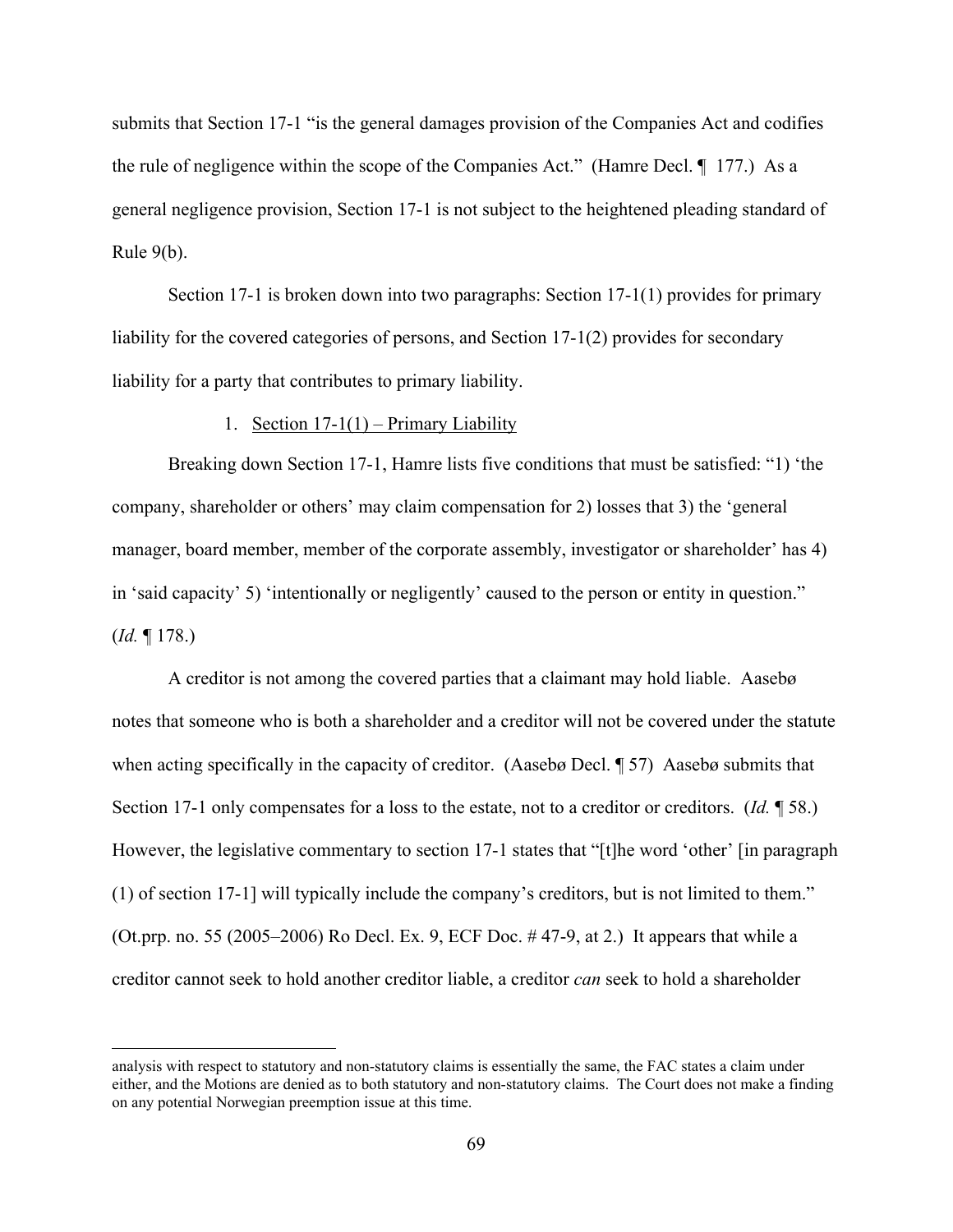submits that Section 17-1 "is the general damages provision of the Companies Act and codifies the rule of negligence within the scope of the Companies Act." (Hamre Decl. ¶ 177.) As a general negligence provision, Section 17-1 is not subject to the heightened pleading standard of Rule 9(b).

Section 17-1 is broken down into two paragraphs: Section 17-1(1) provides for primary liability for the covered categories of persons, and Section 17-1(2) provides for secondary liability for a party that contributes to primary liability.

1. Section 17-1(1) – Primary Liability

Breaking down Section 17-1, Hamre lists five conditions that must be satisfied: "1) 'the company, shareholder or others' may claim compensation for 2) losses that 3) the 'general manager, board member, member of the corporate assembly, investigator or shareholder' has 4) in 'said capacity' 5) 'intentionally or negligently' caused to the person or entity in question." (*Id.* ¶ 178.)

A creditor is not among the covered parties that a claimant may hold liable. Aasebø notes that someone who is both a shareholder and a creditor will not be covered under the statute when acting specifically in the capacity of creditor. (Aasebø Decl. ¶ 57) Aasebø submits that Section 17-1 only compensates for a loss to the estate, not to a creditor or creditors. (*Id.* ¶ 58.) However, the legislative commentary to section 17-1 states that "[t]he word 'other' [in paragraph (1) of section 17-1] will typically include the company's creditors, but is not limited to them." (Ot.prp. no. 55 (2005–2006) Ro Decl. Ex. 9, ECF Doc. # 47-9, at 2.) It appears that while a creditor cannot seek to hold another creditor liable, a creditor *can* seek to hold a shareholder

---

analysis with respect to statutory and non-statutory claims is essentially the same, the FAC states a claim under either, and the Motions are denied as to both statutory and non-statutory claims. The Court does not make a finding on any potential Norwegian preemption issue at this time.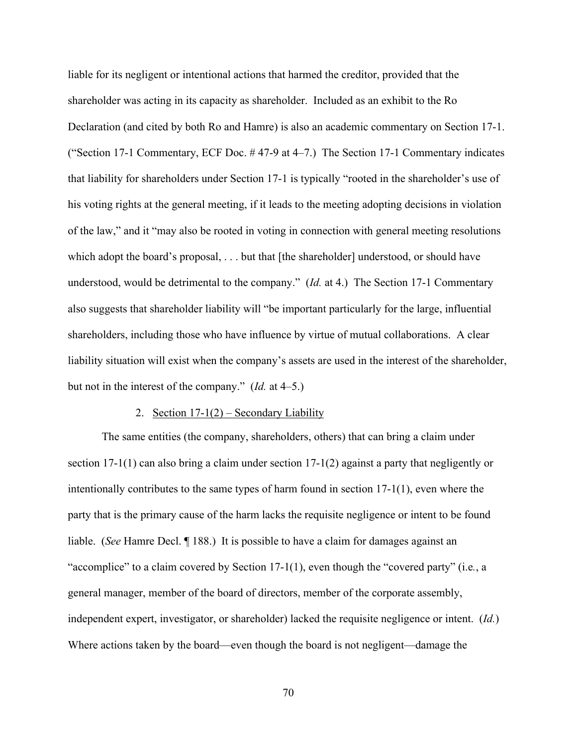liable for its negligent or intentional actions that harmed the creditor, provided that the shareholder was acting in its capacity as shareholder. Included as an exhibit to the Ro Declaration (and cited by both Ro and Hamre) is also an academic commentary on Section 17-1. ("Section 17-1 Commentary, ECF Doc. # 47-9 at 4–7.) The Section 17-1 Commentary indicates that liability for shareholders under Section 17-1 is typically "rooted in the shareholder's use of his voting rights at the general meeting, if it leads to the meeting adopting decisions in violation of the law," and it "may also be rooted in voting in connection with general meeting resolutions which adopt the board's proposal, . . . but that [the shareholder] understood, or should have understood, would be detrimental to the company." (*Id.* at 4.) The Section 17-1 Commentary also suggests that shareholder liability will "be important particularly for the large, influential shareholders, including those who have influence by virtue of mutual collaborations. A clear liability situation will exist when the company's assets are used in the interest of the shareholder, but not in the interest of the company." (*Id.* at 4–5.)

2. Section 17-1(2) – Secondary Liability

The same entities (the company, shareholders, others) that can bring a claim under section 17-1(1) can also bring a claim under section 17-1(2) against a party that negligently or intentionally contributes to the same types of harm found in section 17-1(1), even where the party that is the primary cause of the harm lacks the requisite negligence or intent to be found liable. (*See* Hamre Decl. ¶ 188.) It is possible to have a claim for damages against an "accomplice" to a claim covered by Section 17-1(1), even though the "covered party" (i.e., a general manager, member of the board of directors, member of the corporate assembly, independent expert, investigator, or shareholder) lacked the requisite negligence or intent. (*Id.*) Where actions taken by the board—even though the board is not negligent—damage the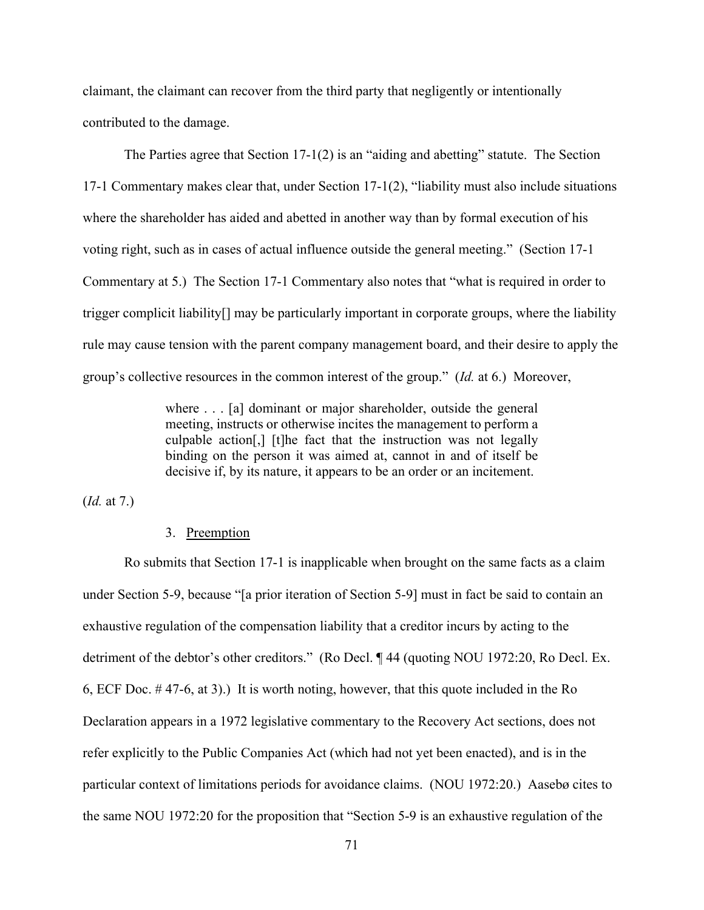claimant, the claimant can recover from the third party that negligently or intentionally contributed to the damage.

The Parties agree that Section 17-1(2) is an "aiding and abetting" statute. The Section 17-1 Commentary makes clear that, under Section 17-1(2), "liability must also include situations where the shareholder has aided and abetted in another way than by formal execution of his voting right, such as in cases of actual influence outside the general meeting." (Section 17-1 Commentary at 5.) The Section 17-1 Commentary also notes that "what is required in order to trigger complicit liability[] may be particularly important in corporate groups, where the liability rule may cause tension with the parent company management board, and their desire to apply the group's collective resources in the common interest of the group." (*Id.* at 6.) Moreover,

> where . . . [a] dominant or major shareholder, outside the general meeting, instructs or otherwise incites the management to perform a culpable action[,] [t]he fact that the instruction was not legally binding on the person it was aimed at, cannot in and of itself be decisive if, by its nature, it appears to be an order or an incitement.

(*Id.* at 7.)

3. Preemption

Ro submits that Section 17-1 is inapplicable when brought on the same facts as a claim under Section 5-9, because "[a prior iteration of Section 5-9] must in fact be said to contain an exhaustive regulation of the compensation liability that a creditor incurs by acting to the detriment of the debtor's other creditors." (Ro Decl. ¶ 44 (quoting NOU 1972:20, Ro Decl. Ex. 6, ECF Doc. # 47-6, at 3).) It is worth noting, however, that this quote included in the Ro Declaration appears in a 1972 legislative commentary to the Recovery Act sections, does not refer explicitly to the Public Companies Act (which had not yet been enacted), and is in the particular context of limitations periods for avoidance claims. (NOU 1972:20.) Aasebø cites to the same NOU 1972:20 for the proposition that "Section 5-9 is an exhaustive regulation of the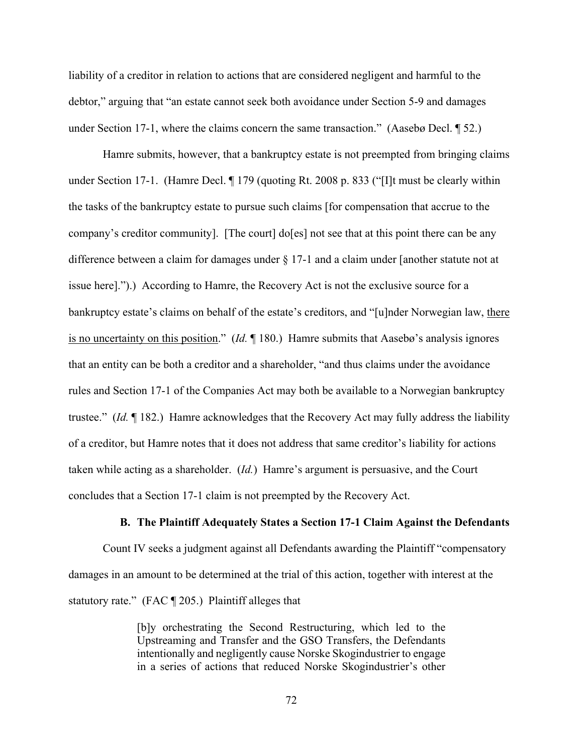liability of a creditor in relation to actions that are considered negligent and harmful to the debtor," arguing that "an estate cannot seek both avoidance under Section 5-9 and damages under Section 17-1, where the claims concern the same transaction." (Aasebø Decl. ¶ 52.)

Hamre submits, however, that a bankruptcy estate is not preempted from bringing claims under Section 17-1. (Hamre Decl. ¶ 179 (quoting Rt. 2008 p. 833 ("[I]t must be clearly within the tasks of the bankruptcy estate to pursue such claims [for compensation that accrue to the company's creditor community]. [The court] do[es] not see that at this point there can be any difference between a claim for damages under § 17-1 and a claim under [another statute not at issue here].").) According to Hamre, the Recovery Act is not the exclusive source for a bankruptcy estate's claims on behalf of the estate's creditors, and "[u]nder Norwegian law, <u>there is no uncertainty on this position</u>." (*Id.* ¶ 180.) Hamre submits that Aasebø's analysis ignores that an entity can be both a creditor and a shareholder, "and thus claims under the avoidance rules and Section 17-1 of the Companies Act may both be available to a Norwegian bankruptcy trustee." (*Id.* ¶ 182.) Hamre acknowledges that the Recovery Act may fully address the liability of a creditor, but Hamre notes that it does not address that same creditor's liability for actions taken while acting as a shareholder. (*Id.*) Hamre's argument is persuasive, and the Court concludes that a Section 17-1 claim is not preempted by the Recovery Act.

### B. The Plaintiff Adequately States a Section 17-1 Claim Against the Defendants

Count IV seeks a judgment against all Defendants awarding the Plaintiff "compensatory damages in an amount to be determined at the trial of this action, together with interest at the statutory rate." (FAC ¶ 205.) Plaintiff alleges that

> [b]y orchestrating the Second Restructuring, which led to the Upstreaming and Transfer and the GSO Transfers, the Defendants intentionally and negligently cause Norske Skogindustrier to engage in a series of actions that reduced Norske Skogindustrier's other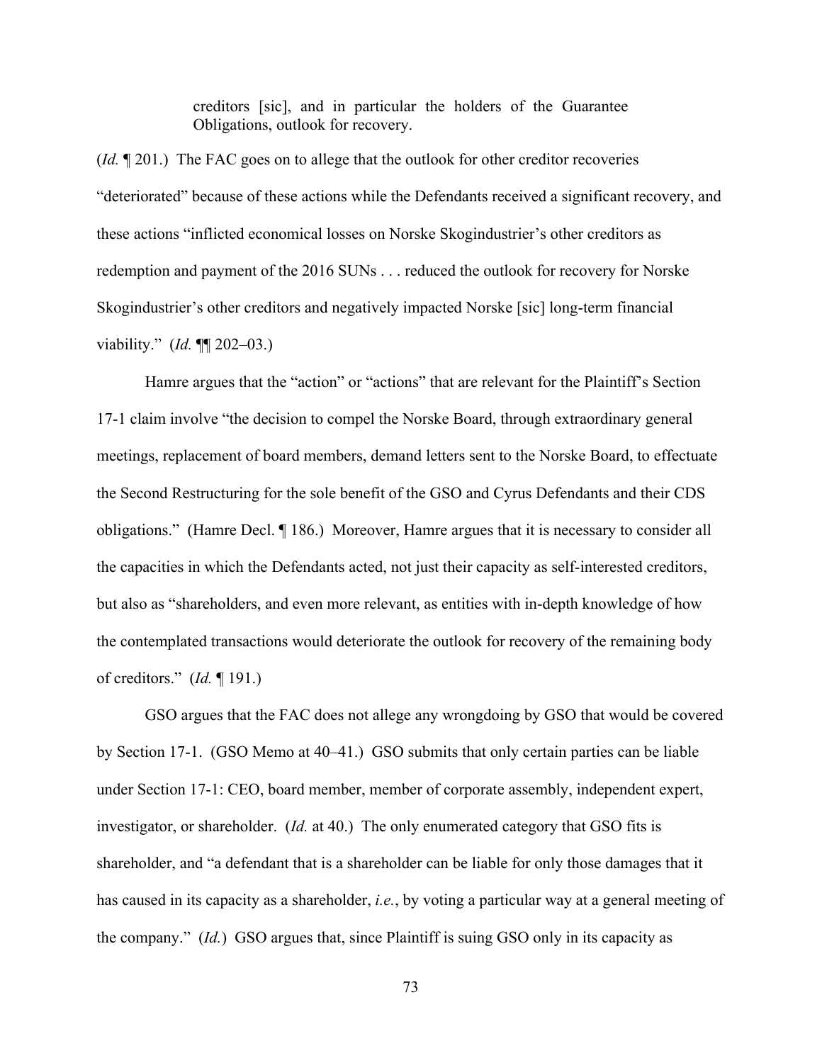> creditors [sic], and in particular the holders of the Guarantee Obligations, outlook for recovery.

(*Id.* ¶ 201.) The FAC goes on to allege that the outlook for other creditor recoveries "deteriorated" because of these actions while the Defendants received a significant recovery, and these actions "inflicted economical losses on Norske Skogindustrier's other creditors as redemption and payment of the 2016 SUNs . . . reduced the outlook for recovery for Norske Skogindustrier's other creditors and negatively impacted Norske [sic] long-term financial viability." (*Id.* ¶¶ 202–03.)

Hamre argues that the "action" or "actions" that are relevant for the Plaintiff's Section 17-1 claim involve "the decision to compel the Norske Board, through extraordinary general meetings, replacement of board members, demand letters sent to the Norske Board, to effectuate the Second Restructuring for the sole benefit of the GSO and Cyrus Defendants and their CDS obligations." (Hamre Decl. ¶ 186.) Moreover, Hamre argues that it is necessary to consider all the capacities in which the Defendants acted, not just their capacity as self-interested creditors, but also as "shareholders, and even more relevant, as entities with in-depth knowledge of how the contemplated transactions would deteriorate the outlook for recovery of the remaining body of creditors." (*Id.* ¶ 191.)

GSO argues that the FAC does not allege any wrongdoing by GSO that would be covered by Section 17-1. (GSO Memo at 40–41.) GSO submits that only certain parties can be liable under Section 17-1: CEO, board member, member of corporate assembly, independent expert, investigator, or shareholder. (*Id.* at 40.) The only enumerated category that GSO fits is shareholder, and "a defendant that is a shareholder can be liable for only those damages that it has caused in its capacity as a shareholder, *i.e.*, by voting a particular way at a general meeting of the company." (*Id.*) GSO argues that, since Plaintiff is suing GSO only in its capacity as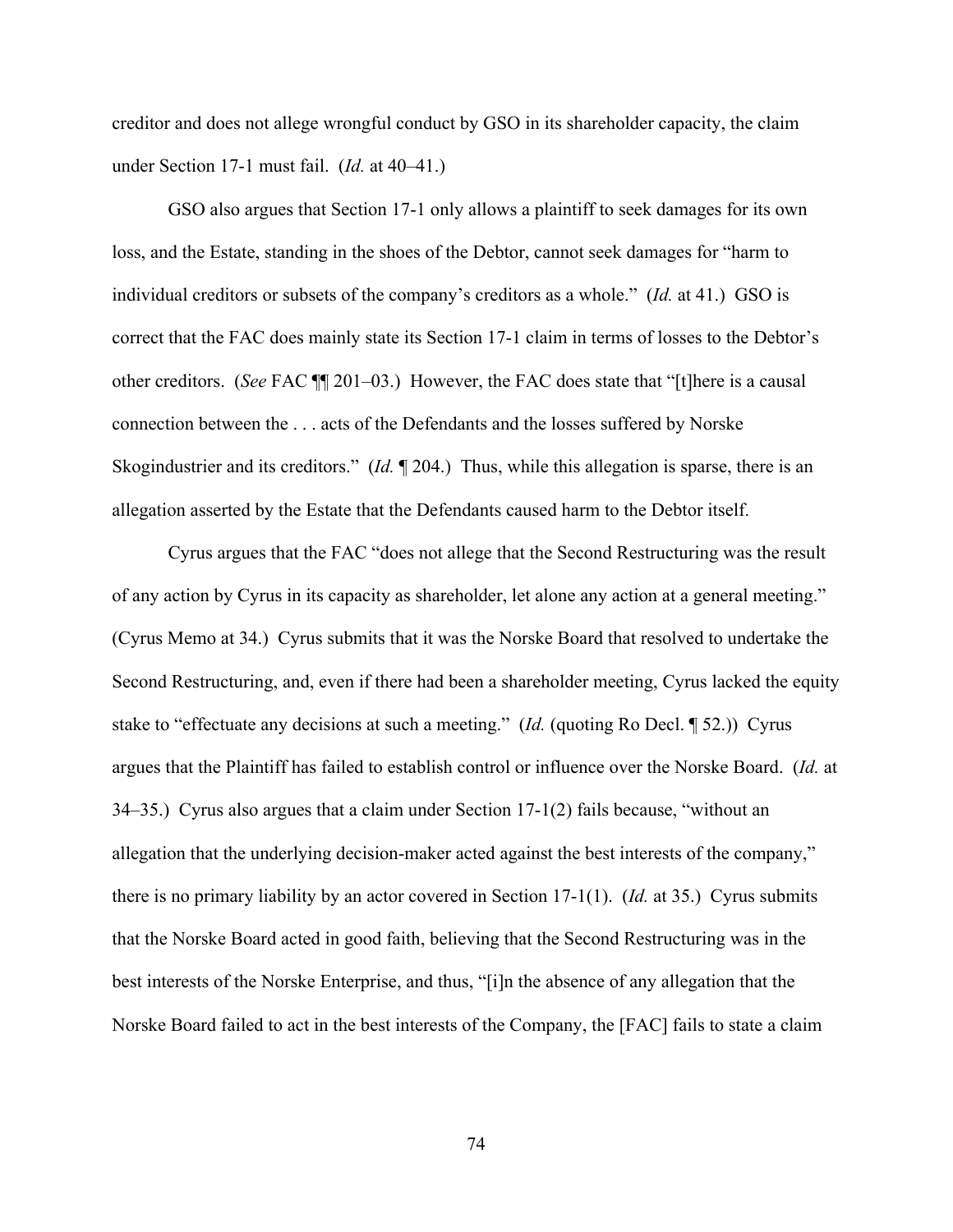creditor and does not allege wrongful conduct by GSO in its shareholder capacity, the claim under Section 17-1 must fail. (*Id.* at 40–41.)

GSO also argues that Section 17-1 only allows a plaintiff to seek damages for its own loss, and the Estate, standing in the shoes of the Debtor, cannot seek damages for "harm to individual creditors or subsets of the company's creditors as a whole." (*Id.* at 41.) GSO is correct that the FAC does mainly state its Section 17-1 claim in terms of losses to the Debtor's other creditors. (*See* FAC ¶¶ 201–03.) However, the FAC does state that "[t]here is a causal connection between the . . . acts of the Defendants and the losses suffered by Norske Skogindustrier and its creditors." (*Id.* ¶ 204.) Thus, while this allegation is sparse, there is an allegation asserted by the Estate that the Defendants caused harm to the Debtor itself.

Cyrus argues that the FAC "does not allege that the Second Restructuring was the result of any action by Cyrus in its capacity as shareholder, let alone any action at a general meeting." (Cyrus Memo at 34.) Cyrus submits that it was the Norske Board that resolved to undertake the Second Restructuring, and, even if there had been a shareholder meeting, Cyrus lacked the equity stake to "effectuate any decisions at such a meeting." (*Id.* (quoting Ro Decl. ¶ 52.)) Cyrus argues that the Plaintiff has failed to establish control or influence over the Norske Board. (*Id.* at 34–35.) Cyrus also argues that a claim under Section 17-1(2) fails because, "without an allegation that the underlying decision-maker acted against the best interests of the company," there is no primary liability by an actor covered in Section 17-1(1). (*Id.* at 35.) Cyrus submits that the Norske Board acted in good faith, believing that the Second Restructuring was in the best interests of the Norske Enterprise, and thus, "[i]n the absence of any allegation that the Norske Board failed to act in the best interests of the Company, the [FAC] fails to state a claim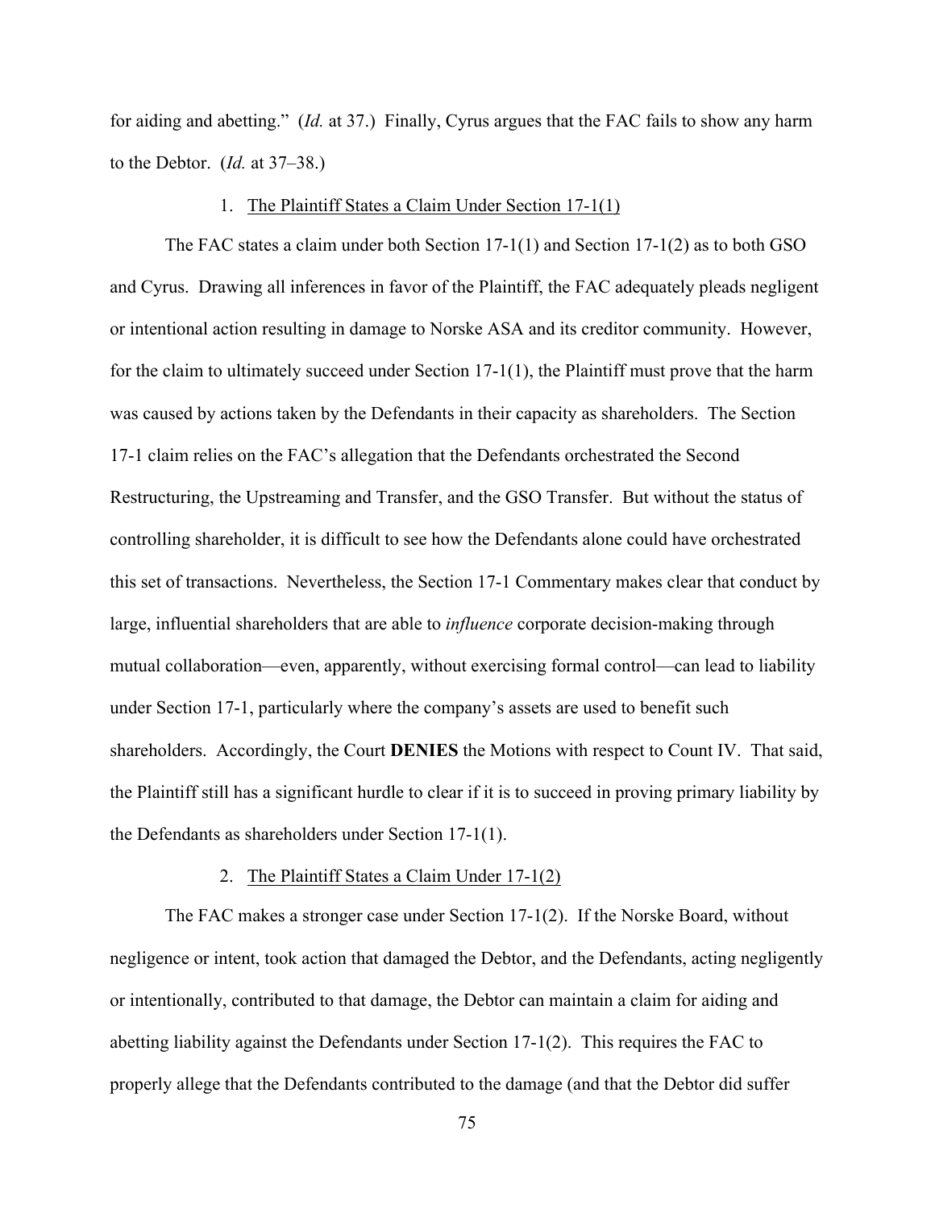for aiding and abetting." (*Id.* at 37.) Finally, Cyrus argues that the FAC fails to show any harm to the Debtor. (*Id.* at 37–38.)

1. The Plaintiff States a Claim Under Section 17-1(1)

The FAC states a claim under both Section 17-1(1) and Section 17-1(2) as to both GSO and Cyrus. Drawing all inferences in favor of the Plaintiff, the FAC adequately pleads negligent or intentional action resulting in damage to Norske ASA and its creditor community. However, for the claim to ultimately succeed under Section 17-1(1), the Plaintiff must prove that the harm was caused by actions taken by the Defendants in their capacity as shareholders. The Section 17-1 claim relies on the FAC's allegation that the Defendants orchestrated the Second Restructuring, the Upstreaming and Transfer, and the GSO Transfer. But without the status of controlling shareholder, it is difficult to see how the Defendants alone could have orchestrated this set of transactions. Nevertheless, the Section 17-1 Commentary makes clear that conduct by large, influential shareholders that are able to *influence* corporate decision-making through mutual collaboration—even, apparently, without exercising formal control—can lead to liability under Section 17-1, particularly where the company's assets are used to benefit such shareholders. Accordingly, the Court **DENIES** the Motions with respect to Count IV. That said, the Plaintiff still has a significant hurdle to clear if it is to succeed in proving primary liability by the Defendants as shareholders under Section 17-1(1).

2. The Plaintiff States a Claim Under 17-1(2)

The FAC makes a stronger case under Section 17-1(2). If the Norske Board, without negligence or intent, took action that damaged the Debtor, and the Defendants, acting negligently or intentionally, contributed to that damage, the Debtor can maintain a claim for aiding and abetting liability against the Defendants under Section 17-1(2). This requires the FAC to properly allege that the Defendants contributed to the damage (and that the Debtor did suffer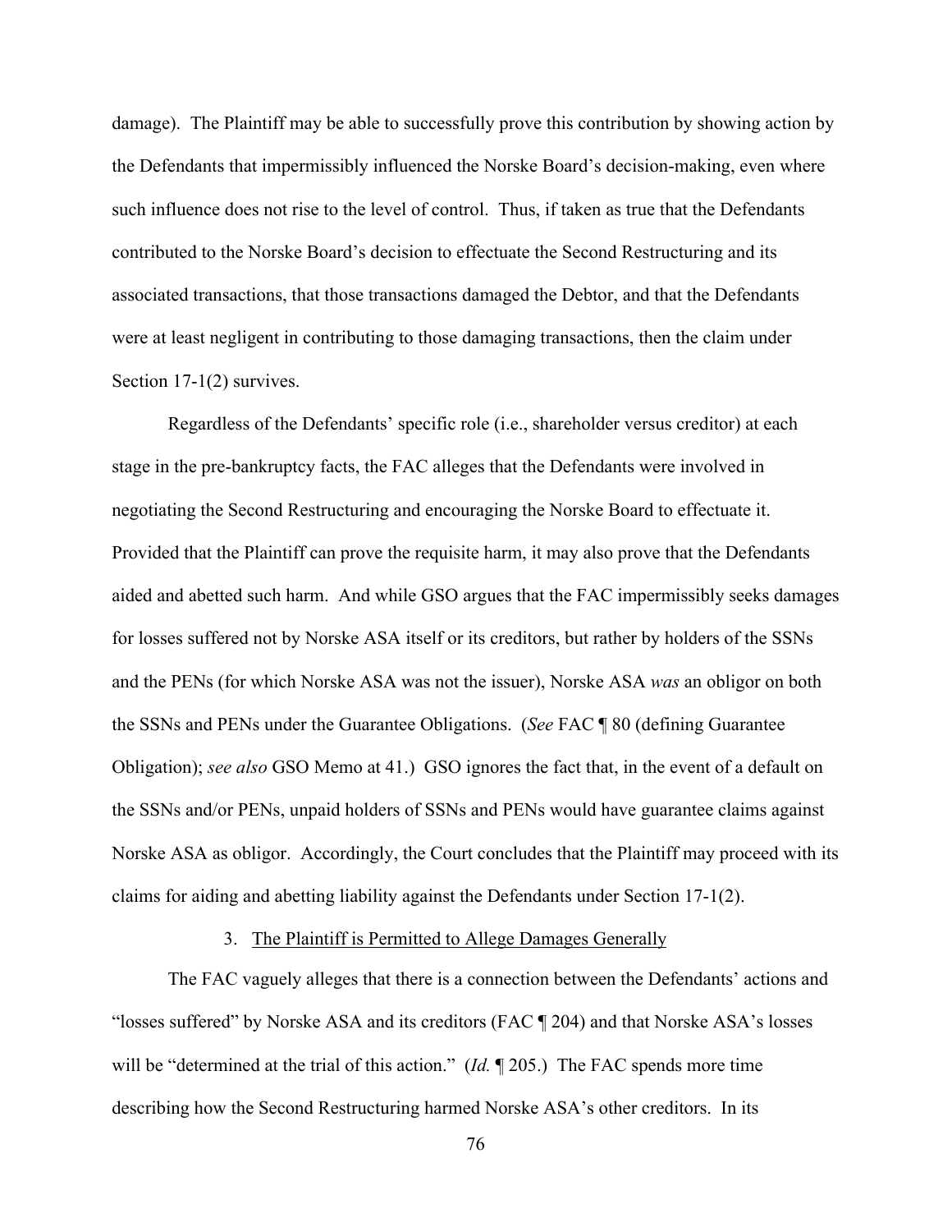damage). The Plaintiff may be able to successfully prove this contribution by showing action by the Defendants that impermissibly influenced the Norske Board's decision-making, even where such influence does not rise to the level of control. Thus, if taken as true that the Defendants contributed to the Norske Board's decision to effectuate the Second Restructuring and its associated transactions, that those transactions damaged the Debtor, and that the Defendants were at least negligent in contributing to those damaging transactions, then the claim under Section 17-1(2) survives.

Regardless of the Defendants' specific role (i.e., shareholder versus creditor) at each stage in the pre-bankruptcy facts, the FAC alleges that the Defendants were involved in negotiating the Second Restructuring and encouraging the Norske Board to effectuate it. Provided that the Plaintiff can prove the requisite harm, it may also prove that the Defendants aided and abetted such harm. And while GSO argues that the FAC impermissibly seeks damages for losses suffered not by Norske ASA itself or its creditors, but rather by holders of the SSNs and the PENs (for which Norske ASA was not the issuer), Norske ASA *was* an obligor on both the SSNs and PENs under the Guarantee Obligations. (*See* FAC ¶ 80 (defining Guarantee Obligation); *see also* GSO Memo at 41.) GSO ignores the fact that, in the event of a default on the SSNs and/or PENs, unpaid holders of SSNs and PENs would have guarantee claims against Norske ASA as obligor. Accordingly, the Court concludes that the Plaintiff may proceed with its claims for aiding and abetting liability against the Defendants under Section 17-1(2).

### 3. The Plaintiff is Permitted to Allege Damages Generally

The FAC vaguely alleges that there is a connection between the Defendants' actions and "losses suffered" by Norske ASA and its creditors (FAC ¶ 204) and that Norske ASA's losses will be "determined at the trial of this action." (*Id.* ¶ 205.) The FAC spends more time describing how the Second Restructuring harmed Norske ASA's other creditors. In its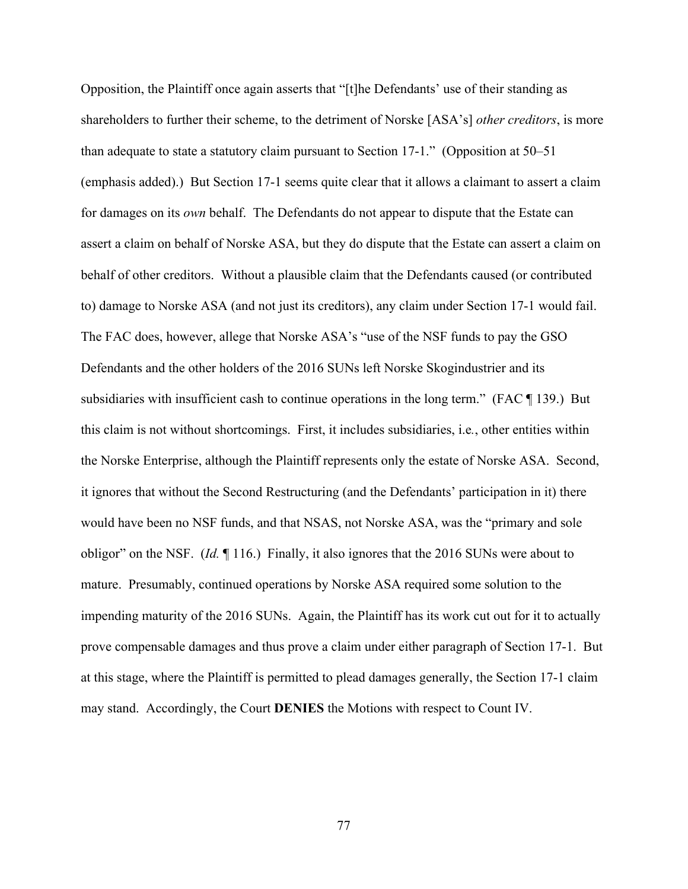Opposition, the Plaintiff once again asserts that "[t]he Defendants' use of their standing as shareholders to further their scheme, to the detriment of Norske [ASA's] *other creditors*, is more than adequate to state a statutory claim pursuant to Section 17-1." (Opposition at 50–51 (emphasis added).) But Section 17-1 seems quite clear that it allows a claimant to assert a claim for damages on its *own* behalf. The Defendants do not appear to dispute that the Estate can assert a claim on behalf of Norske ASA, but they do dispute that the Estate can assert a claim on behalf of other creditors. Without a plausible claim that the Defendants caused (or contributed to) damage to Norske ASA (and not just its creditors), any claim under Section 17-1 would fail. The FAC does, however, allege that Norske ASA's "use of the NSF funds to pay the GSO Defendants and the other holders of the 2016 SUNs left Norske Skogindustrier and its subsidiaries with insufficient cash to continue operations in the long term." (FAC ¶ 139.) But this claim is not without shortcomings. First, it includes subsidiaries, i.e., other entities within the Norske Enterprise, although the Plaintiff represents only the estate of Norske ASA. Second, it ignores that without the Second Restructuring (and the Defendants' participation in it) there would have been no NSF funds, and that NSAS, not Norske ASA, was the "primary and sole obligor" on the NSF. (*Id.* ¶ 116.) Finally, it also ignores that the 2016 SUNs were about to mature. Presumably, continued operations by Norske ASA required some solution to the impending maturity of the 2016 SUNs. Again, the Plaintiff has its work cut out for it to actually prove compensable damages and thus prove a claim under either paragraph of Section 17-1. But at this stage, where the Plaintiff is permitted to plead damages generally, the Section 17-1 claim may stand. Accordingly, the Court **DENIES** the Motions with respect to Count IV.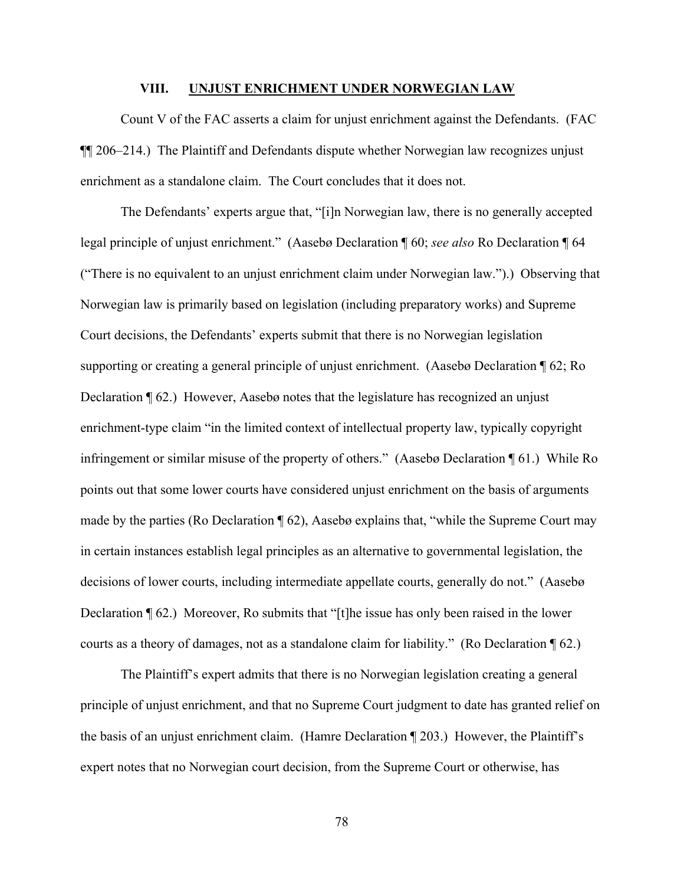## VIII. UNJUST ENRICHMENT UNDER NORWEGIAN LAW

Count V of the FAC asserts a claim for unjust enrichment against the Defendants. (FAC ¶¶ 206–214.) The Plaintiff and Defendants dispute whether Norwegian law recognizes unjust enrichment as a standalone claim. The Court concludes that it does not.

The Defendants' experts argue that, "[i]n Norwegian law, there is no generally accepted legal principle of unjust enrichment." (Aasebø Declaration ¶ 60; *see also* Ro Declaration ¶ 64 ("There is no equivalent to an unjust enrichment claim under Norwegian law.").) Observing that Norwegian law is primarily based on legislation (including preparatory works) and Supreme Court decisions, the Defendants' experts submit that there is no Norwegian legislation supporting or creating a general principle of unjust enrichment. (Aasebø Declaration ¶ 62; Ro Declaration ¶ 62.) However, Aasebø notes that the legislature has recognized an unjust enrichment-type claim "in the limited context of intellectual property law, typically copyright infringement or similar misuse of the property of others." (Aasebø Declaration ¶ 61.) While Ro points out that some lower courts have considered unjust enrichment on the basis of arguments made by the parties (Ro Declaration ¶ 62), Aasebø explains that, "while the Supreme Court may in certain instances establish legal principles as an alternative to governmental legislation, the decisions of lower courts, including intermediate appellate courts, generally do not." (Aasebø Declaration ¶ 62.) Moreover, Ro submits that "[t]he issue has only been raised in the lower courts as a theory of damages, not as a standalone claim for liability." (Ro Declaration ¶ 62.)

The Plaintiff's expert admits that there is no Norwegian legislation creating a general principle of unjust enrichment, and that no Supreme Court judgment to date has granted relief on the basis of an unjust enrichment claim. (Hamre Declaration ¶ 203.) However, the Plaintiff's expert notes that no Norwegian court decision, from the Supreme Court or otherwise, has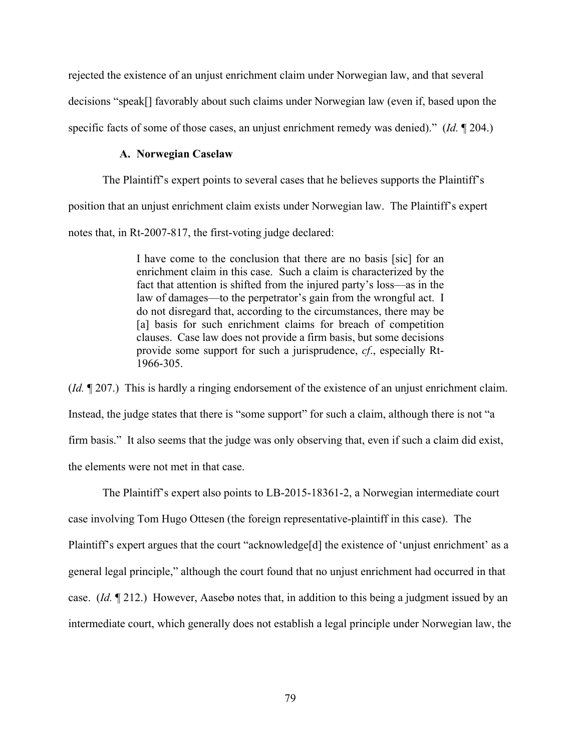rejected the existence of an unjust enrichment claim under Norwegian law, and that several decisions "speak[] favorably about such claims under Norwegian law (even if, based upon the specific facts of some of those cases, an unjust enrichment remedy was denied)." (*Id.* ¶ 204.)

### A. Norwegian Caselaw

The Plaintiff's expert points to several cases that he believes supports the Plaintiff's position that an unjust enrichment claim exists under Norwegian law. The Plaintiff's expert notes that, in Rt-2007-817, the first-voting judge declared:

> I have come to the conclusion that there are no basis [sic] for an enrichment claim in this case. Such a claim is characterized by the fact that attention is shifted from the injured party's loss—as in the law of damages—to the perpetrator's gain from the wrongful act. I do not disregard that, according to the circumstances, there may be [a] basis for such enrichment claims for breach of competition clauses. Case law does not provide a firm basis, but some decisions provide some support for such a jurisprudence, *cf*., especially Rt-1966-305.

(*Id.* ¶ 207.) This is hardly a ringing endorsement of the existence of an unjust enrichment claim. Instead, the judge states that there is "some support" for such a claim, although there is not "a firm basis." It also seems that the judge was only observing that, even if such a claim did exist, the elements were not met in that case.

The Plaintiff's expert also points to LB-2015-18361-2, a Norwegian intermediate court case involving Tom Hugo Ottesen (the foreign representative-plaintiff in this case). The Plaintiff's expert argues that the court "acknowledge[d] the existence of 'unjust enrichment' as a general legal principle," although the court found that no unjust enrichment had occurred in that case. (*Id.* ¶ 212.) However, Aasebø notes that, in addition to this being a judgment issued by an intermediate court, which generally does not establish a legal principle under Norwegian law, the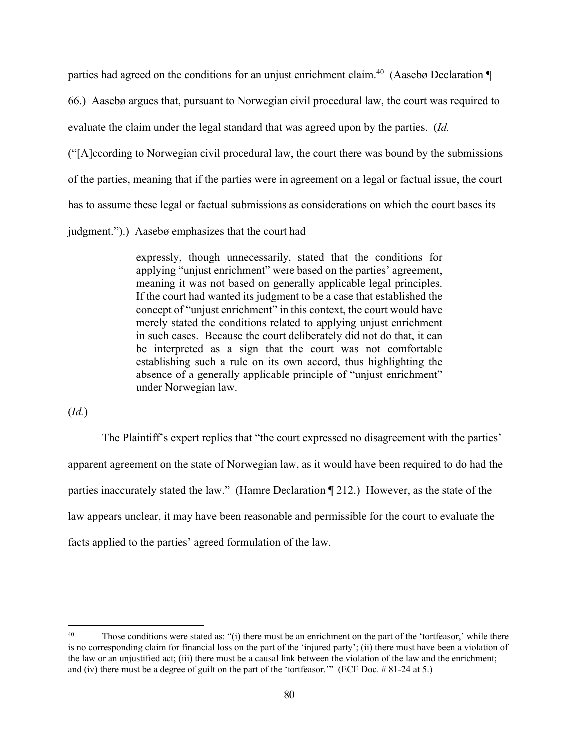parties had agreed on the conditions for an unjust enrichment claim.[40] (Aasebø Declaration ¶ 66.) Aasebø argues that, pursuant to Norwegian civil procedural law, the court was required to evaluate the claim under the legal standard that was agreed upon by the parties. (*Id.* ("[A]ccording to Norwegian civil procedural law, the court there was bound by the submissions of the parties, meaning that if the parties were in agreement on a legal or factual issue, the court has to assume these legal or factual submissions as considerations on which the court bases its judgment.").) Aasebø emphasizes that the court had

> expressly, though unnecessarily, stated that the conditions for applying "unjust enrichment" were based on the parties' agreement, meaning it was not based on generally applicable legal principles. If the court had wanted its judgment to be a case that established the concept of "unjust enrichment" in this context, the court would have merely stated the conditions related to applying unjust enrichment in such cases. Because the court deliberately did not do that, it can be interpreted as a sign that the court was not comfortable establishing such a rule on its own accord, thus highlighting the absence of a generally applicable principle of "unjust enrichment" under Norwegian law.

(*Id.*)

The Plaintiff's expert replies that "the court expressed no disagreement with the parties' apparent agreement on the state of Norwegian law, as it would have been required to do had the parties inaccurately stated the law." (Hamre Declaration ¶ 212.) However, as the state of the law appears unclear, it may have been reasonable and permissible for the court to evaluate the facts applied to the parties' agreed formulation of the law.

---

[40] Those conditions were stated as: "(i) there must be an enrichment on the part of the 'tortfeasor,' while there is no corresponding claim for financial loss on the part of the 'injured party'; (ii) there must have been a violation of the law or an unjustified act; (iii) there must be a causal link between the violation of the law and the enrichment; and (iv) there must be a degree of guilt on the part of the 'tortfeasor.'" (ECF Doc. # 81-24 at 5.)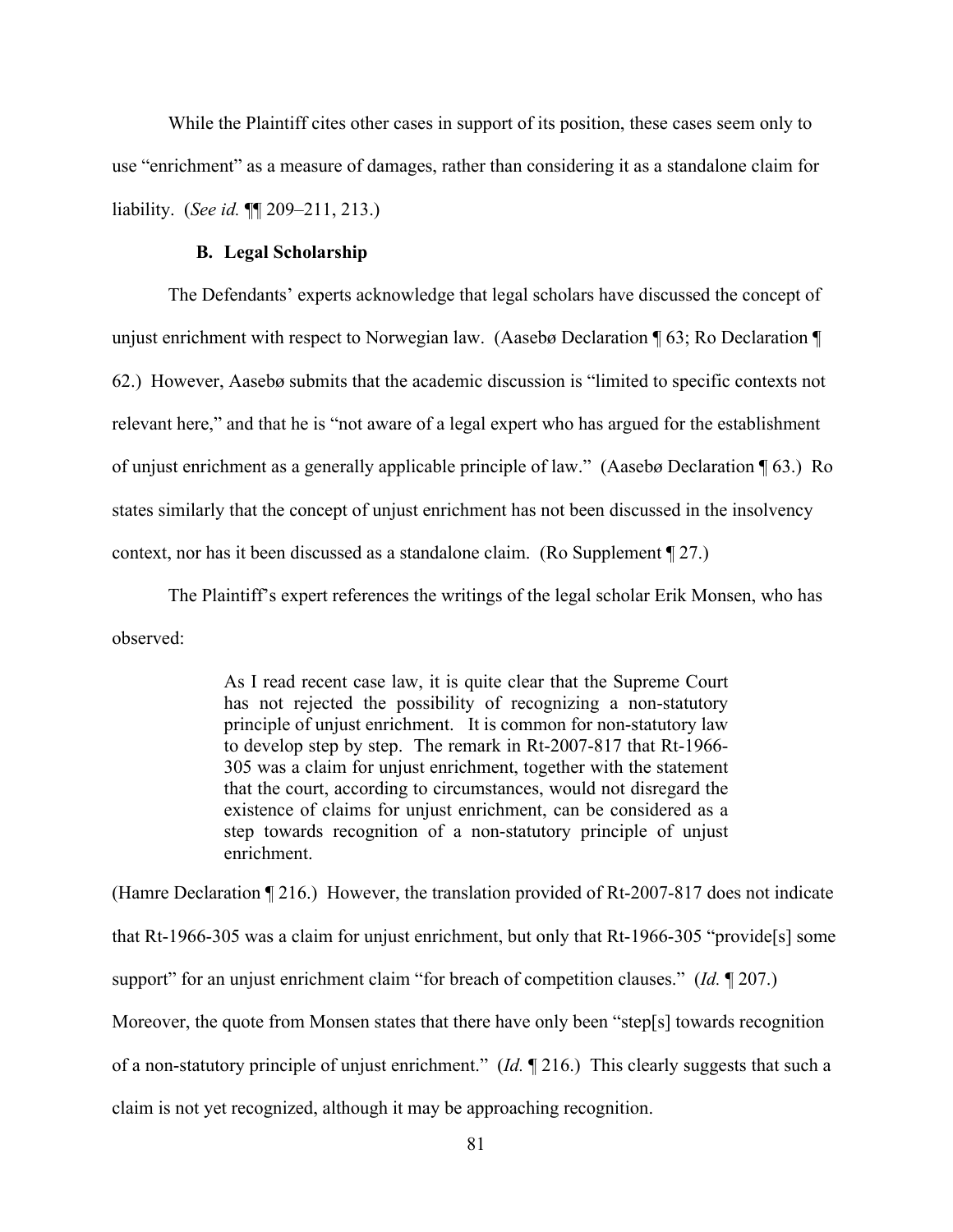While the Plaintiff cites other cases in support of its position, these cases seem only to use "enrichment" as a measure of damages, rather than considering it as a standalone claim for liability. (*See id.* ¶¶ 209–211, 213.)

### B. Legal Scholarship

The Defendants' experts acknowledge that legal scholars have discussed the concept of unjust enrichment with respect to Norwegian law. (Aasebø Declaration ¶ 63; Ro Declaration ¶ 62.) However, Aasebø submits that the academic discussion is "limited to specific contexts not relevant here," and that he is "not aware of a legal expert who has argued for the establishment of unjust enrichment as a generally applicable principle of law." (Aasebø Declaration ¶ 63.) Ro states similarly that the concept of unjust enrichment has not been discussed in the insolvency context, nor has it been discussed as a standalone claim. (Ro Supplement ¶ 27.)

The Plaintiff's expert references the writings of the legal scholar Erik Monsen, who has observed:

> As I read recent case law, it is quite clear that the Supreme Court has not rejected the possibility of recognizing a non-statutory principle of unjust enrichment. It is common for non-statutory law to develop step by step. The remark in Rt-2007-817 that Rt-1966-305 was a claim for unjust enrichment, together with the statement that the court, according to circumstances, would not disregard the existence of claims for unjust enrichment, can be considered as a step towards recognition of a non-statutory principle of unjust enrichment.

(Hamre Declaration ¶ 216.) However, the translation provided of Rt-2007-817 does not indicate that Rt-1966-305 was a claim for unjust enrichment, but only that Rt-1966-305 "provide[s] some support" for an unjust enrichment claim "for breach of competition clauses." (*Id.* ¶ 207.) Moreover, the quote from Monsen states that there have only been "step[s] towards recognition of a non-statutory principle of unjust enrichment." (*Id.* ¶ 216.) This clearly suggests that such a claim is not yet recognized, although it may be approaching recognition.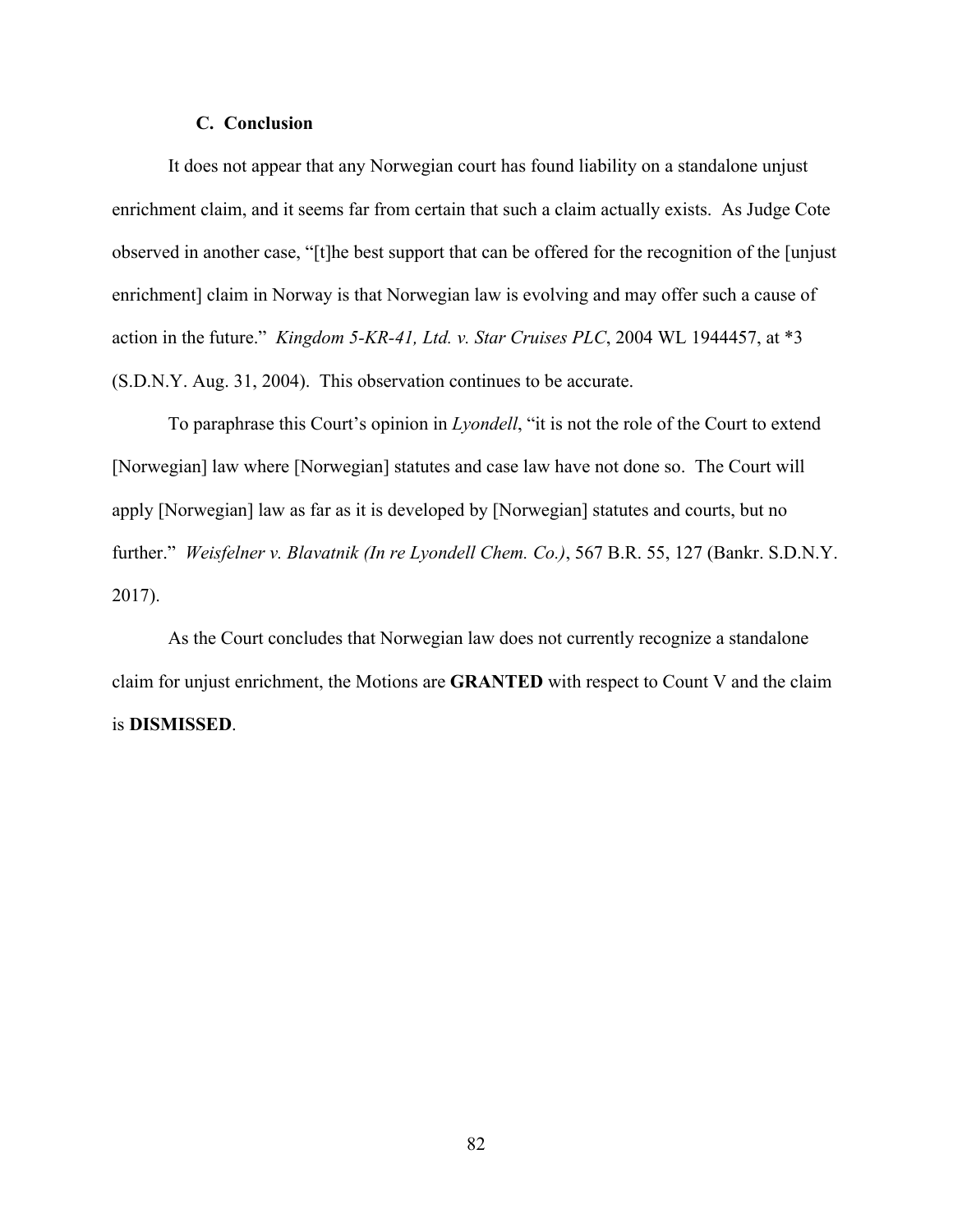### C. Conclusion

It does not appear that any Norwegian court has found liability on a standalone unjust enrichment claim, and it seems far from certain that such a claim actually exists. As Judge Cote observed in another case, "[t]he best support that can be offered for the recognition of the [unjust enrichment] claim in Norway is that Norwegian law is evolving and may offer such a cause of action in the future." *Kingdom 5-KR-41, Ltd. v. Star Cruises PLC*, 2004 WL 1944457, at *3 (S.D.N.Y. Aug. 31, 2004). This observation continues to be accurate.

To paraphrase this Court's opinion in *Lyondell*, "it is not the role of the Court to extend [Norwegian] law where [Norwegian] statutes and case law have not done so. The Court will apply [Norwegian] law as far as it is developed by [Norwegian] statutes and courts, but no further." *Weisfelner v. Blavatnik (In re Lyondell Chem. Co.)*, 567 B.R. 55, 127 (Bankr. S.D.N.Y. 2017).

As the Court concludes that Norwegian law does not currently recognize a standalone claim for unjust enrichment, the Motions are **GRANTED** with respect to Count V and the claim is **DISMISSED**.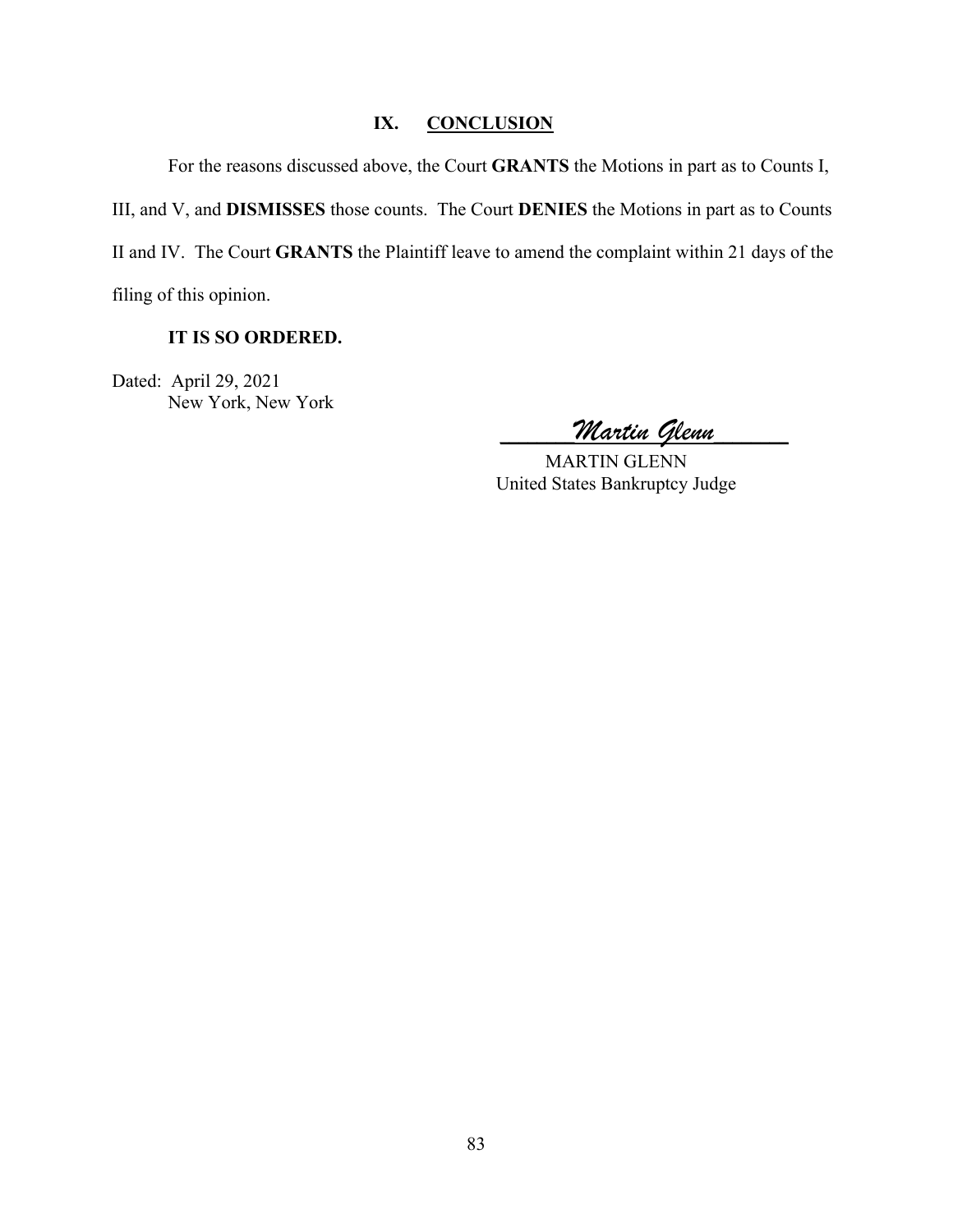## IX. CONCLUSION

For the reasons discussed above, the Court **GRANTS** the Motions in part as to Counts I, III, and V, and **DISMISSES** those counts. The Court **DENIES** the Motions in part as to Counts II and IV. The Court **GRANTS** the Plaintiff leave to amend the complaint within 21 days of the filing of this opinion.

**IT IS SO ORDERED.**

Dated: April 29, 2021
New York, New York

*Martin Glenn*

MARTIN GLENN
United States Bankruptcy Judge